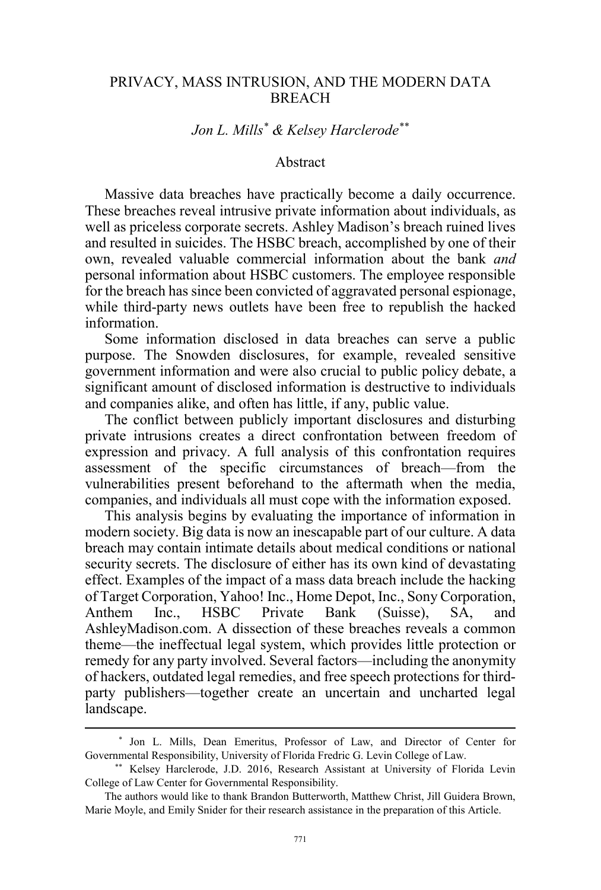# PRIVACY, MASS INTRUSION, AND THE MODERN DATA BREACH

*Jon L. Mills*[*] *& Kelsey Harclerode*[**]

## Abstract

Massive data breaches have practically become a daily occurrence. These breaches reveal intrusive private information about individuals, as well as priceless corporate secrets. Ashley Madison's breach ruined lives and resulted in suicides. The HSBC breach, accomplished by one of their own, revealed valuable commercial information about the bank *and* personal information about HSBC customers. The employee responsible for the breach has since been convicted of aggravated personal espionage, while third-party news outlets have been free to republish the hacked information.

Some information disclosed in data breaches can serve a public purpose. The Snowden disclosures, for example, revealed sensitive government information and were also crucial to public policy debate, a significant amount of disclosed information is destructive to individuals and companies alike, and often has little, if any, public value.

The conflict between publicly important disclosures and disturbing private intrusions creates a direct confrontation between freedom of expression and privacy. A full analysis of this confrontation requires assessment of the specific circumstances of breach—from the vulnerabilities present beforehand to the aftermath when the media, companies, and individuals all must cope with the information exposed.

This analysis begins by evaluating the importance of information in modern society. Big data is now an inescapable part of our culture. A data breach may contain intimate details about medical conditions or national security secrets. The disclosure of either has its own kind of devastating effect. Examples of the impact of a mass data breach include the hacking of Target Corporation, Yahoo! Inc., Home Depot, Inc., Sony Corporation, Anthem Inc., HSBC Private Bank (Suisse), SA, and AshleyMadison.com. A dissection of these breaches reveals a common theme—the ineffectual legal system, which provides little protection or remedy for any party involved. Several factors—including the anonymity of hackers, outdated legal remedies, and free speech protections for third-party publishers—together create an uncertain and uncharted legal landscape.

---

[*] Jon L. Mills, Dean Emeritus, Professor of Law, and Director of Center for Governmental Responsibility, University of Florida Fredric G. Levin College of Law.

[**] Kelsey Harclerode, J.D. 2016, Research Assistant at University of Florida Levin College of Law Center for Governmental Responsibility.

The authors would like to thank Brandon Butterworth, Matthew Christ, Jill Guidera Brown, Marie Moyle, and Emily Snider for their research assistance in the preparation of this Article.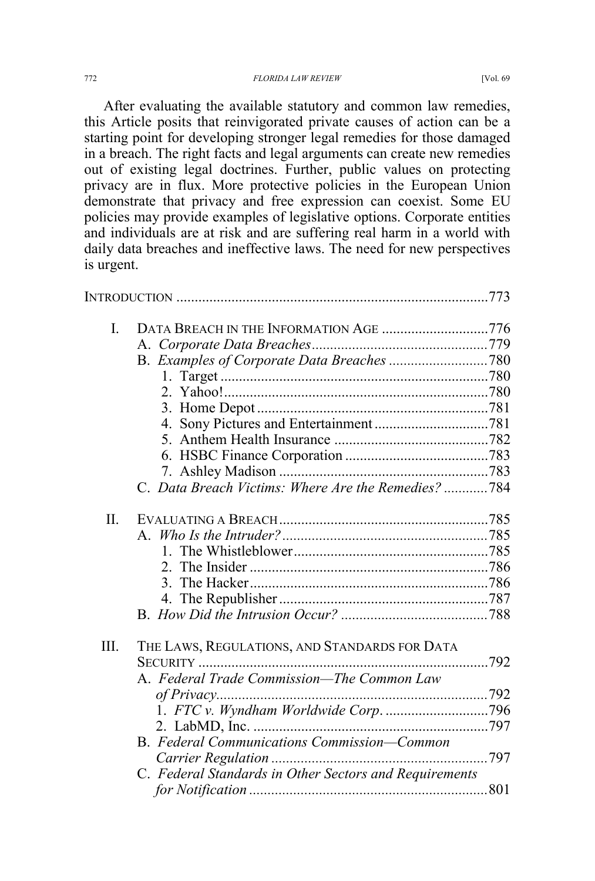After evaluating the available statutory and common law remedies, this Article posits that reinvigorated private causes of action can be a starting point for developing stronger legal remedies for those damaged in a breach. The right facts and legal arguments can create new remedies out of existing legal doctrines. Further, public values on protecting privacy are in flux. More protective policies in the European Union demonstrate that privacy and free expression can coexist. Some EU policies may provide examples of legislative options. Corporate entities and individuals are at risk and are suffering real harm in a world with daily data breaches and ineffective laws. The need for new perspectives is urgent.

INTRODUCTION .................................................................................... 773

I. DATA BREACH IN THE INFORMATION AGE ............................ 776
   A. *Corporate Data Breaches* ................................................ 779
   B. *Examples of Corporate Data Breaches* ........................... 780
      1. Target ........................................................................ 780
      2. Yahoo! ....................................................................... 780
      3. Home Depot .............................................................. 781
      4. Sony Pictures and Entertainment .............................. 781
      5. Anthem Health Insurance .......................................... 782
      6. HSBC Finance Corporation ....................................... 783
      7. Ashley Madison ......................................................... 783
   C. *Data Breach Victims: Where Are the Remedies?* ............ 784

II. EVALUATING A BREACH ......................................................... 785
   A. *Who Is the Intruder?* ....................................................... 785
      1. The Whistleblower ..................................................... 785
      2. The Insider ................................................................ 786
      3. The Hacker ................................................................ 786
      4. The Republisher ......................................................... 787
   B. *How Did the Intrusion Occur?* ........................................ 788

III. THE LAWS, REGULATIONS, AND STANDARDS FOR DATA SECURITY ............................................................................... 792
   A. *Federal Trade Commission—The Common Law of Privacy* ......................................................................... 792
      1. *FTC v. Wyndham Worldwide Corp.* ............................ 796
      2. LabMD, Inc. ............................................................... 797
   B. *Federal Communications Commission—Common Carrier Regulation* ........................................................... 797
   C. *Federal Standards in Other Sectors and Requirements for Notification* ................................................................ 801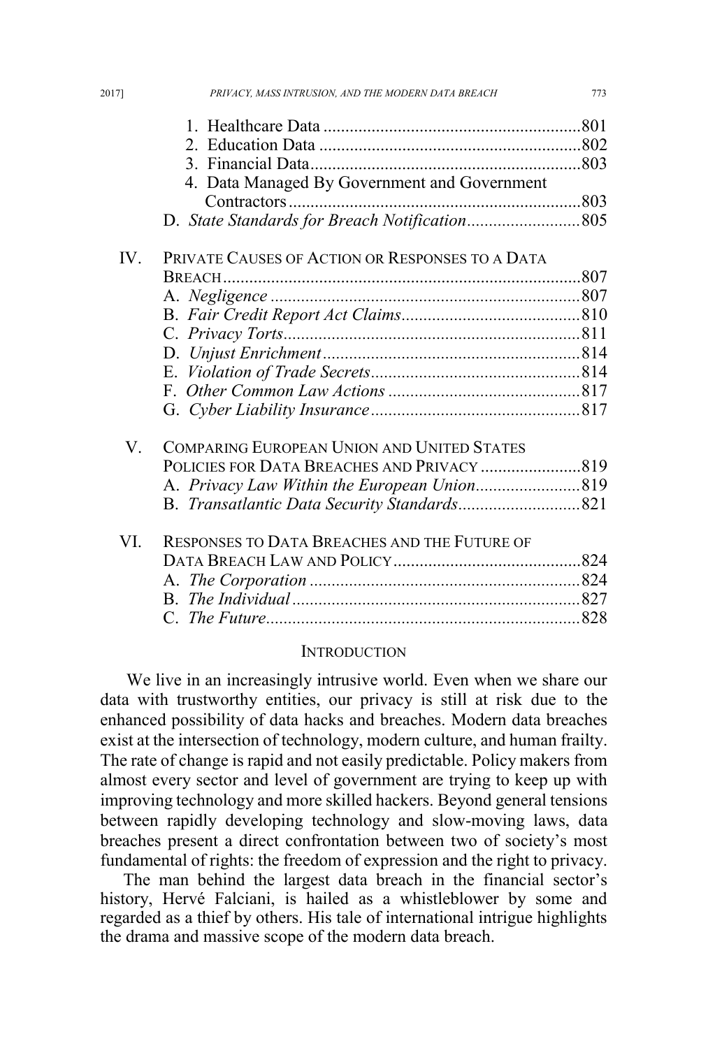1. Healthcare Data ..........................................................801
2. Education Data ...........................................................802
3. Financial Data.............................................................803
4. Data Managed By Government and Government Contractors..................................................................803

D. *State Standards for Breach Notification*..........................805

IV. PRIVATE CAUSES OF ACTION OR RESPONSES TO A DATA BREACH..................................................................................807

A. *Negligence* .......................................................................807
B. *Fair Credit Report Act Claims*.........................................810
C. *Privacy Torts*....................................................................811
D. *Unjust Enrichment*...........................................................814
E. *Violation of Trade Secrets*................................................814
F. *Other Common Law Actions* ............................................817
G. *Cyber Liability Insurance*................................................817

V. COMPARING EUROPEAN UNION AND UNITED STATES POLICIES FOR DATA BREACHES AND PRIVACY .......................819

A. *Privacy Law Within the European Union*........................819
B. *Transatlantic Data Security Standards*............................821

VI. RESPONSES TO DATA BREACHES AND THE FUTURE OF DATA BREACH LAW AND POLICY...........................................824

A. *The Corporation* ..............................................................824
B. *The Individual*..................................................................827
C. *The Future*........................................................................828

## INTRODUCTION

We live in an increasingly intrusive world. Even when we share our data with trustworthy entities, our privacy is still at risk due to the enhanced possibility of data hacks and breaches. Modern data breaches exist at the intersection of technology, modern culture, and human frailty. The rate of change is rapid and not easily predictable. Policy makers from almost every sector and level of government are trying to keep up with improving technology and more skilled hackers. Beyond general tensions between rapidly developing technology and slow-moving laws, data breaches present a direct confrontation between two of society's most fundamental of rights: the freedom of expression and the right to privacy.

The man behind the largest data breach in the financial sector's history, Hervé Falciani, is hailed as a whistleblower by some and regarded as a thief by others. His tale of international intrigue highlights the drama and massive scope of the modern data breach.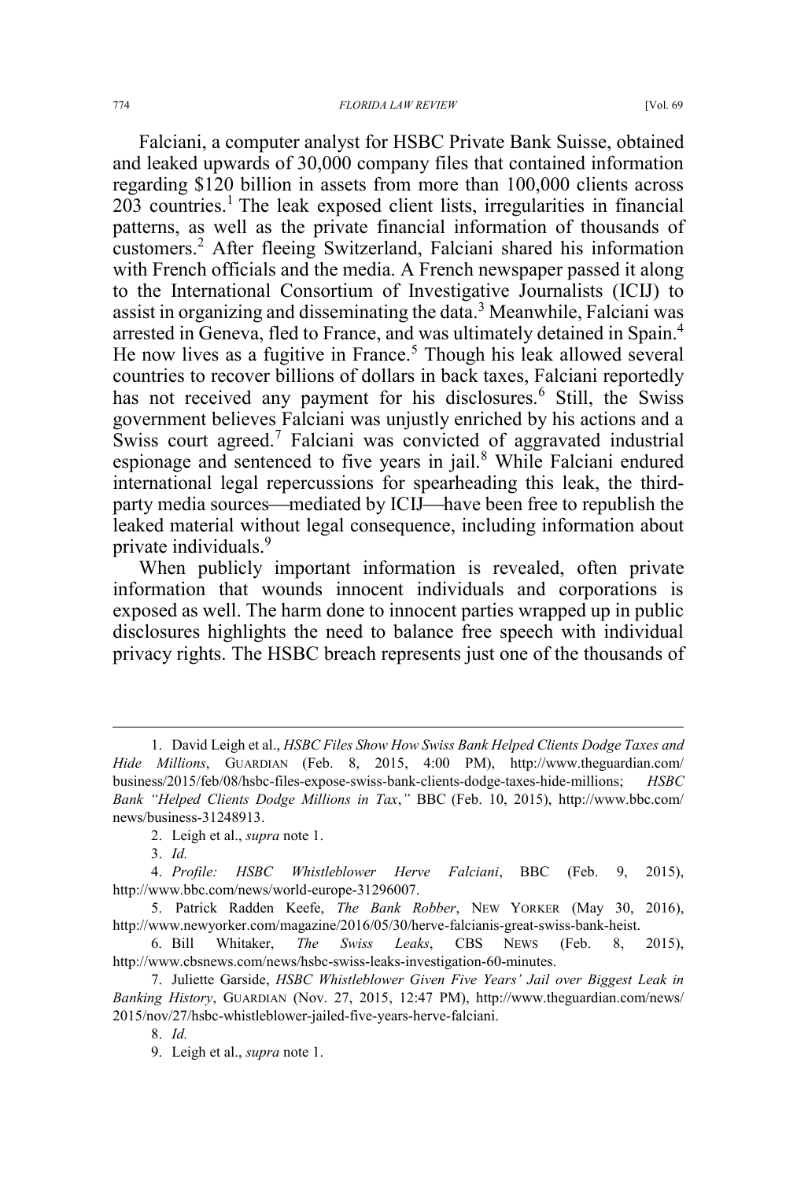Falciani, a computer analyst for HSBC Private Bank Suisse, obtained and leaked upwards of 30,000 company files that contained information regarding $120 billion in assets from more than 100,000 clients across 203 countries.[1] The leak exposed client lists, irregularities in financial patterns, as well as the private financial information of thousands of customers.[2] After fleeing Switzerland, Falciani shared his information with French officials and the media. A French newspaper passed it along to the International Consortium of Investigative Journalists (ICIJ) to assist in organizing and disseminating the data.[3] Meanwhile, Falciani was arrested in Geneva, fled to France, and was ultimately detained in Spain.[4] He now lives as a fugitive in France.[5] Though his leak allowed several countries to recover billions of dollars in back taxes, Falciani reportedly has not received any payment for his disclosures.[6] Still, the Swiss government believes Falciani was unjustly enriched by his actions and a Swiss court agreed.[7] Falciani was convicted of aggravated industrial espionage and sentenced to five years in jail.[8] While Falciani endured international legal repercussions for spearheading this leak, the third-party media sources—mediated by ICIJ—have been free to republish the leaked material without legal consequence, including information about private individuals.[9]

When publicly important information is revealed, often private information that wounds innocent individuals and corporations is exposed as well. The harm done to innocent parties wrapped up in public disclosures highlights the need to balance free speech with individual privacy rights. The HSBC breach represents just one of the thousands of

---

1. David Leigh et al., *HSBC Files Show How Swiss Bank Helped Clients Dodge Taxes and Hide Millions*, GUARDIAN (Feb. 8, 2015, 4:00 PM), http://www.theguardian.com/business/2015/feb/08/hsbc-files-expose-swiss-bank-clients-dodge-taxes-hide-millions; *HSBC Bank "Helped Clients Dodge Millions in Tax*,*"* BBC (Feb. 10, 2015), http://www.bbc.com/news/business-31248913.

2. Leigh et al., *supra* note 1.

3. *Id.*

4. *Profile: HSBC Whistleblower Herve Falciani*, BBC (Feb. 9, 2015), http://www.bbc.com/news/world-europe-31296007.

5. Patrick Radden Keefe, *The Bank Robber*, NEW YORKER (May 30, 2016), http://www.newyorker.com/magazine/2016/05/30/herve-falcianis-great-swiss-bank-heist.

6. Bill Whitaker, *The Swiss Leaks*, CBS NEWS (Feb. 8, 2015), http://www.cbsnews.com/news/hsbc-swiss-leaks-investigation-60-minutes.

7. Juliette Garside, *HSBC Whistleblower Given Five Years' Jail over Biggest Leak in Banking History*, GUARDIAN (Nov. 27, 2015, 12:47 PM), http://www.theguardian.com/news/2015/nov/27/hsbc-whistleblower-jailed-five-years-herve-falciani.

8. *Id.*

9. Leigh et al., *supra* note 1.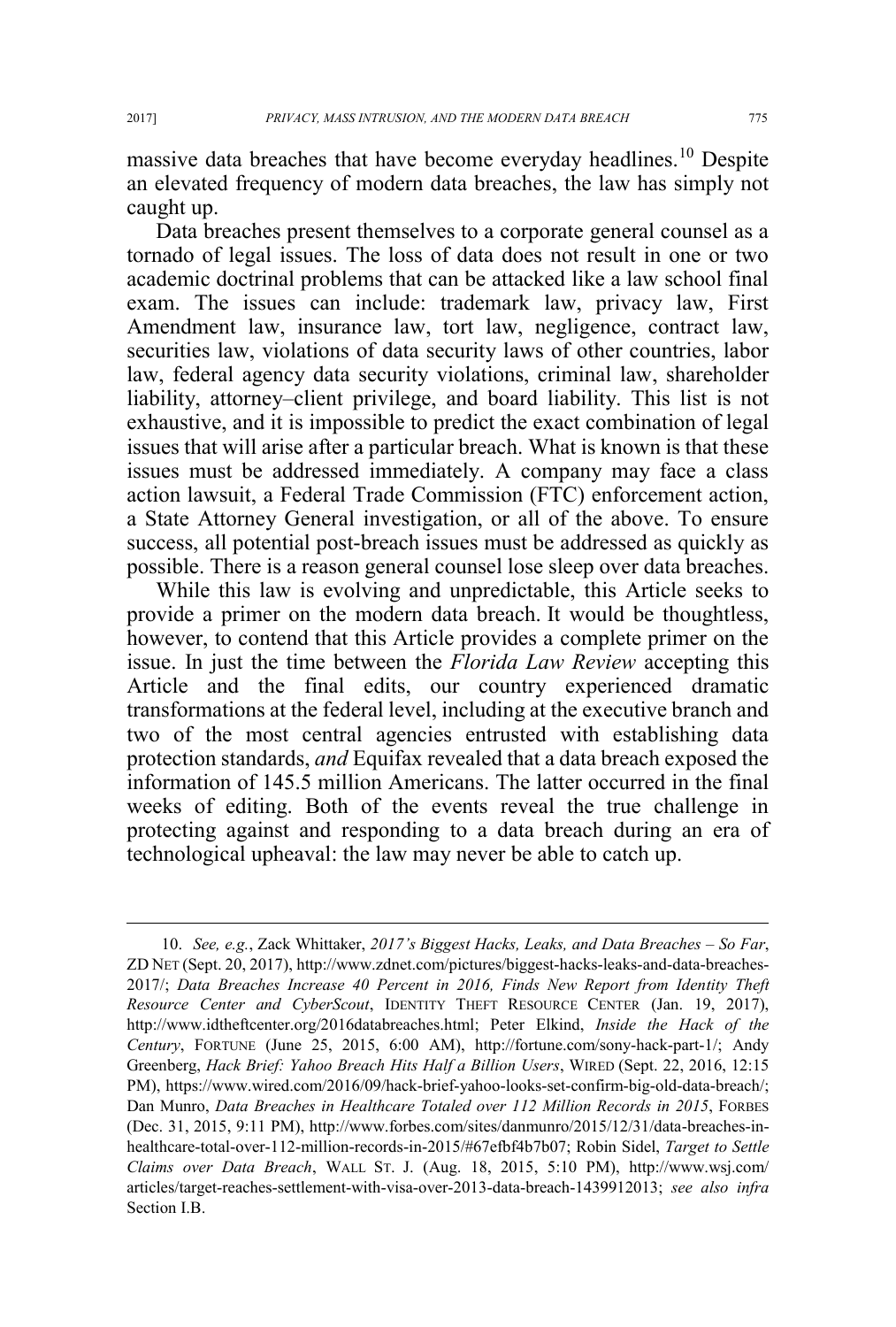massive data breaches that have become everyday headlines.[10] Despite an elevated frequency of modern data breaches, the law has simply not caught up.

Data breaches present themselves to a corporate general counsel as a tornado of legal issues. The loss of data does not result in one or two academic doctrinal problems that can be attacked like a law school final exam. The issues can include: trademark law, privacy law, First Amendment law, insurance law, tort law, negligence, contract law, securities law, violations of data security laws of other countries, labor law, federal agency data security violations, criminal law, shareholder liability, attorney–client privilege, and board liability. This list is not exhaustive, and it is impossible to predict the exact combination of legal issues that will arise after a particular breach. What is known is that these issues must be addressed immediately. A company may face a class action lawsuit, a Federal Trade Commission (FTC) enforcement action, a State Attorney General investigation, or all of the above. To ensure success, all potential post-breach issues must be addressed as quickly as possible. There is a reason general counsel lose sleep over data breaches.

While this law is evolving and unpredictable, this Article seeks to provide a primer on the modern data breach. It would be thoughtless, however, to contend that this Article provides a complete primer on the issue. In just the time between the *Florida Law Review* accepting this Article and the final edits, our country experienced dramatic transformations at the federal level, including at the executive branch and two of the most central agencies entrusted with establishing data protection standards, *and* Equifax revealed that a data breach exposed the information of 145.5 million Americans. The latter occurred in the final weeks of editing. Both of the events reveal the true challenge in protecting against and responding to a data breach during an era of technological upheaval: the law may never be able to catch up.

---

10. *See, e.g.*, Zack Whittaker, *2017's Biggest Hacks, Leaks, and Data Breaches – So Far*, ZD NET (Sept. 20, 2017), http://www.zdnet.com/pictures/biggest-hacks-leaks-and-data-breaches-2017/; *Data Breaches Increase 40 Percent in 2016, Finds New Report from Identity Theft Resource Center and CyberScout*, IDENTITY THEFT RESOURCE CENTER (Jan. 19, 2017), http://www.idtheftcenter.org/2016databreaches.html; Peter Elkind, *Inside the Hack of the Century*, FORTUNE (June 25, 2015, 6:00 AM), http://fortune.com/sony-hack-part-1/; Andy Greenberg, *Hack Brief: Yahoo Breach Hits Half a Billion Users*, WIRED (Sept. 22, 2016, 12:15 PM), https://www.wired.com/2016/09/hack-brief-yahoo-looks-set-confirm-big-old-data-breach/; Dan Munro, *Data Breaches in Healthcare Totaled over 112 Million Records in 2015*, FORBES (Dec. 31, 2015, 9:11 PM), http://www.forbes.com/sites/danmunro/2015/12/31/data-breaches-in-healthcare-total-over-112-million-records-in-2015/#67efbf4b7b07; Robin Sidel, *Target to Settle Claims over Data Breach*, WALL ST. J. (Aug. 18, 2015, 5:10 PM), http://www.wsj.com/articles/target-reaches-settlement-with-visa-over-2013-data-breach-1439912013; *see also infra* Section I.B.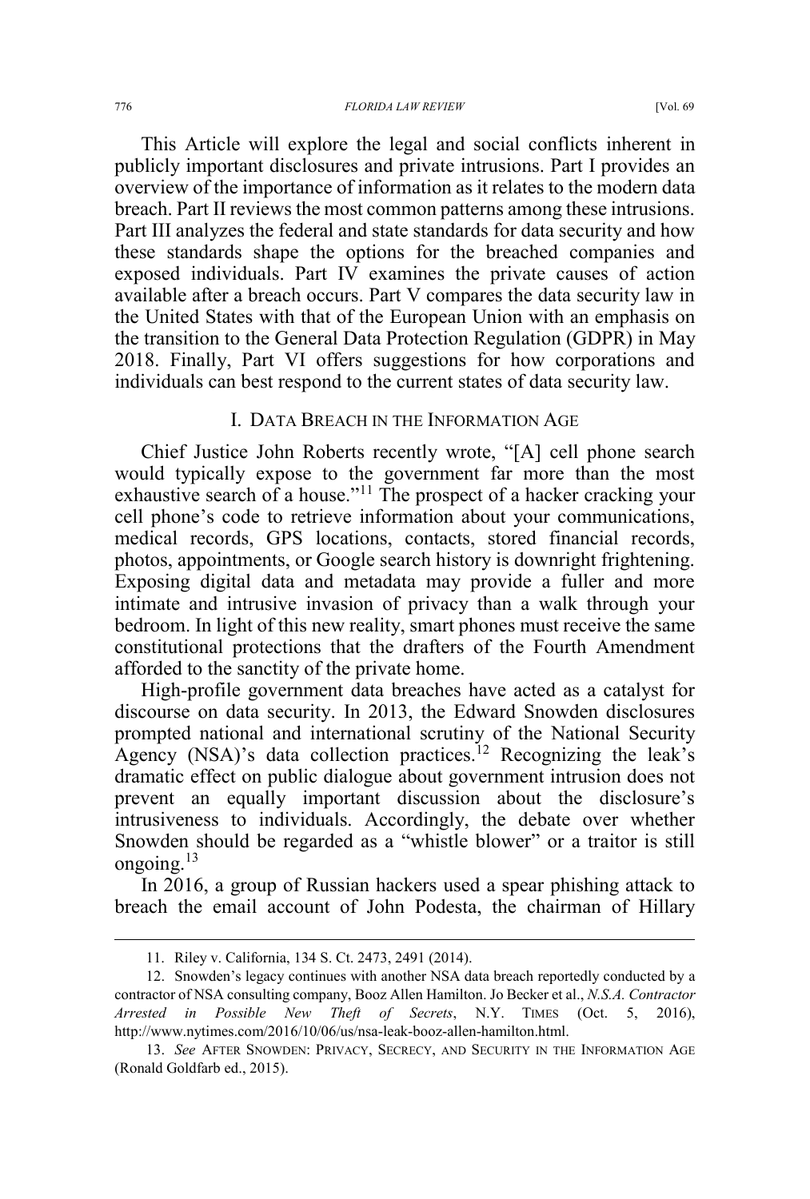This Article will explore the legal and social conflicts inherent in publicly important disclosures and private intrusions. Part I provides an overview of the importance of information as it relates to the modern data breach. Part II reviews the most common patterns among these intrusions. Part III analyzes the federal and state standards for data security and how these standards shape the options for the breached companies and exposed individuals. Part IV examines the private causes of action available after a breach occurs. Part V compares the data security law in the United States with that of the European Union with an emphasis on the transition to the General Data Protection Regulation (GDPR) in May 2018. Finally, Part VI offers suggestions for how corporations and individuals can best respond to the current states of data security law.

## I. Data Breach in the Information Age

Chief Justice John Roberts recently wrote, "[A] cell phone search would typically expose to the government far more than the most exhaustive search of a house."[11] The prospect of a hacker cracking your cell phone's code to retrieve information about your communications, medical records, GPS locations, contacts, stored financial records, photos, appointments, or Google search history is downright frightening. Exposing digital data and metadata may provide a fuller and more intimate and intrusive invasion of privacy than a walk through your bedroom. In light of this new reality, smart phones must receive the same constitutional protections that the drafters of the Fourth Amendment afforded to the sanctity of the private home.

High-profile government data breaches have acted as a catalyst for discourse on data security. In 2013, the Edward Snowden disclosures prompted national and international scrutiny of the National Security Agency (NSA)'s data collection practices.[12] Recognizing the leak's dramatic effect on public dialogue about government intrusion does not prevent an equally important discussion about the disclosure's intrusiveness to individuals. Accordingly, the debate over whether Snowden should be regarded as a "whistle blower" or a traitor is still ongoing.[13]

In 2016, a group of Russian hackers used a spear phishing attack to breach the email account of John Podesta, the chairman of Hillary

---

11. Riley v. California, 134 S. Ct. 2473, 2491 (2014).

12. Snowden's legacy continues with another NSA data breach reportedly conducted by a contractor of NSA consulting company, Booz Allen Hamilton. Jo Becker et al., *N.S.A. Contractor Arrested in Possible New Theft of Secrets*, N.Y. TIMES (Oct. 5, 2016), http://www.nytimes.com/2016/10/06/us/nsa-leak-booz-allen-hamilton.html.

13. *See* AFTER SNOWDEN: PRIVACY, SECRECY, AND SECURITY IN THE INFORMATION AGE (Ronald Goldfarb ed., 2015).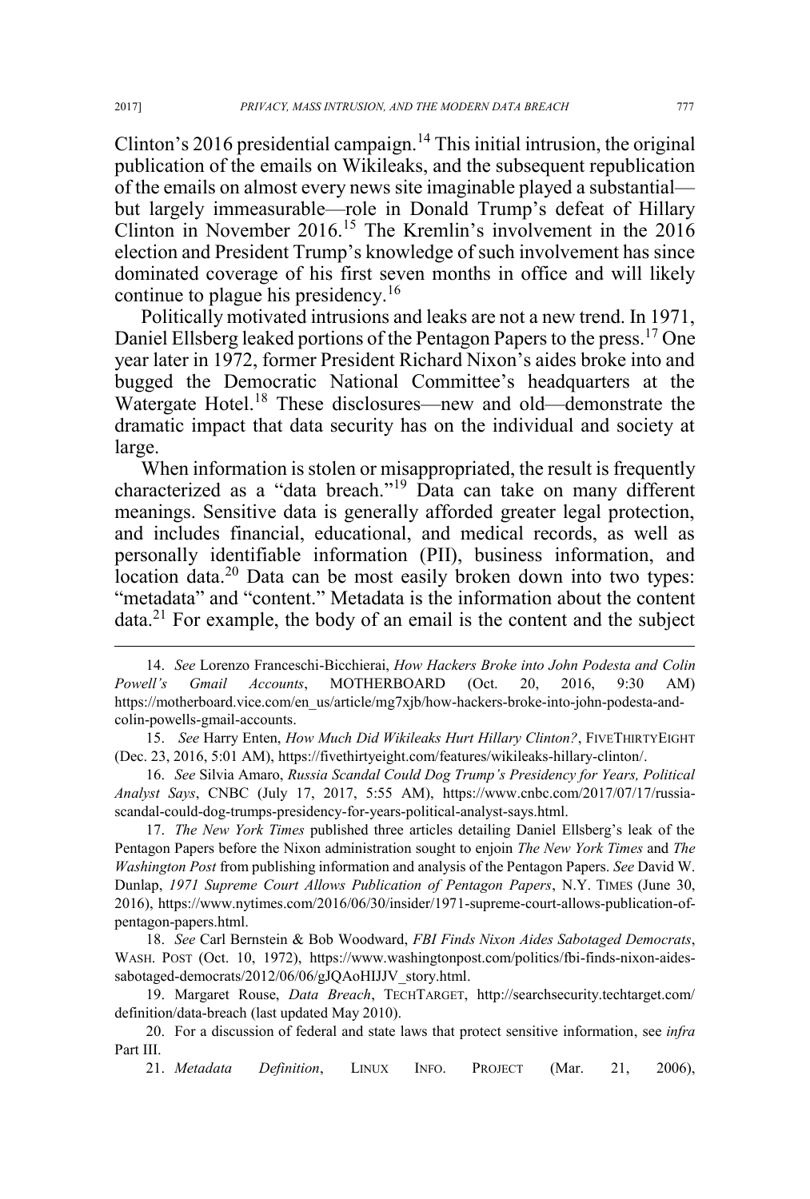Clinton's 2016 presidential campaign.[14] This initial intrusion, the original publication of the emails on Wikileaks, and the subsequent republication of the emails on almost every news site imaginable played a substantial—but largely immeasurable—role in Donald Trump's defeat of Hillary Clinton in November 2016.[15] The Kremlin's involvement in the 2016 election and President Trump's knowledge of such involvement has since dominated coverage of his first seven months in office and will likely continue to plague his presidency.[16]

Politically motivated intrusions and leaks are not a new trend. In 1971, Daniel Ellsberg leaked portions of the Pentagon Papers to the press.[17] One year later in 1972, former President Richard Nixon's aides broke into and bugged the Democratic National Committee's headquarters at the Watergate Hotel.[18] These disclosures—new and old—demonstrate the dramatic impact that data security has on the individual and society at large.

When information is stolen or misappropriated, the result is frequently characterized as a "data breach."[19] Data can take on many different meanings. Sensitive data is generally afforded greater legal protection, and includes financial, educational, and medical records, as well as personally identifiable information (PII), business information, and location data.[20] Data can be most easily broken down into two types: "metadata" and "content." Metadata is the information about the content data.[21] For example, the body of an email is the content and the subject

---

14. *See* Lorenzo Franceschi-Bicchierai, *How Hackers Broke into John Podesta and Colin Powell's Gmail Accounts*, MOTHERBOARD (Oct. 20, 2016, 9:30 AM) https://motherboard.vice.com/en_us/article/mg7xjb/how-hackers-broke-into-john-podesta-and-colin-powells-gmail-accounts.

15. *See* Harry Enten, *How Much Did Wikileaks Hurt Hillary Clinton?*, FIVETHIRTYEIGHT (Dec. 23, 2016, 5:01 AM), https://fivethirtyeight.com/features/wikileaks-hillary-clinton/.

16. *See* Silvia Amaro, *Russia Scandal Could Dog Trump's Presidency for Years, Political Analyst Says*, CNBC (July 17, 2017, 5:55 AM), https://www.cnbc.com/2017/07/17/russia-scandal-could-dog-trumps-presidency-for-years-political-analyst-says.html.

17. *The New York Times* published three articles detailing Daniel Ellsberg's leak of the Pentagon Papers before the Nixon administration sought to enjoin *The New York Times* and *The Washington Post* from publishing information and analysis of the Pentagon Papers. *See* David W. Dunlap, *1971 Supreme Court Allows Publication of Pentagon Papers*, N.Y. TIMES (June 30, 2016), https://www.nytimes.com/2016/06/30/insider/1971-supreme-court-allows-publication-of-pentagon-papers.html.

18. *See* Carl Bernstein & Bob Woodward, *FBI Finds Nixon Aides Sabotaged Democrats*, WASH. POST (Oct. 10, 1972), https://www.washingtonpost.com/politics/fbi-finds-nixon-aides-sabotaged-democrats/2012/06/06/gJQAoHIJJV_story.html.

19. Margaret Rouse, *Data Breach*, TECHTARGET, http://searchsecurity.techtarget.com/definition/data-breach (last updated May 2010).

20. For a discussion of federal and state laws that protect sensitive information, see *infra* Part III.

21. *Metadata Definition*, LINUX INFO. PROJECT (Mar. 21, 2006),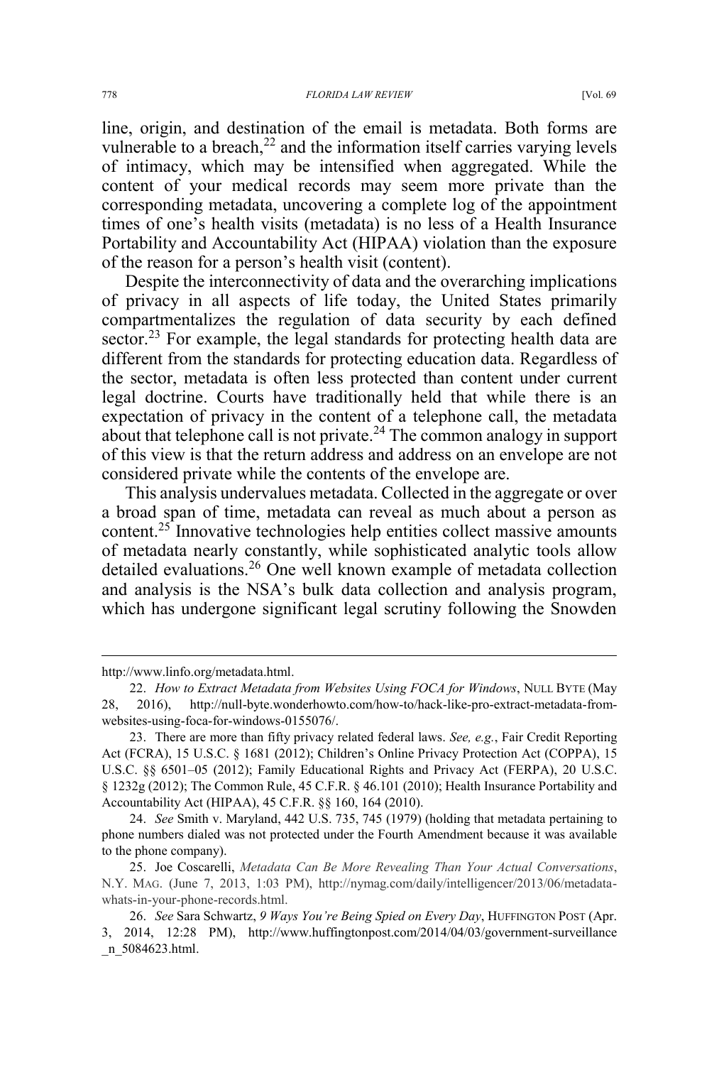line, origin, and destination of the email is metadata. Both forms are vulnerable to a breach,[22] and the information itself carries varying levels of intimacy, which may be intensified when aggregated. While the content of your medical records may seem more private than the corresponding metadata, uncovering a complete log of the appointment times of one's health visits (metadata) is no less of a Health Insurance Portability and Accountability Act (HIPAA) violation than the exposure of the reason for a person's health visit (content).

Despite the interconnectivity of data and the overarching implications of privacy in all aspects of life today, the United States primarily compartmentalizes the regulation of data security by each defined sector.[23] For example, the legal standards for protecting health data are different from the standards for protecting education data. Regardless of the sector, metadata is often less protected than content under current legal doctrine. Courts have traditionally held that while there is an expectation of privacy in the content of a telephone call, the metadata about that telephone call is not private.[24] The common analogy in support of this view is that the return address and address on an envelope are not considered private while the contents of the envelope are.

This analysis undervalues metadata. Collected in the aggregate or over a broad span of time, metadata can reveal as much about a person as content.[25] Innovative technologies help entities collect massive amounts of metadata nearly constantly, while sophisticated analytic tools allow detailed evaluations.[26] One well known example of metadata collection and analysis is the NSA's bulk data collection and analysis program, which has undergone significant legal scrutiny following the Snowden

---

http://www.linfo.org/metadata.html.

22. *How to Extract Metadata from Websites Using FOCA for Windows*, NULL BYTE (May 28, 2016), http://null-byte.wonderhowto.com/how-to/hack-like-pro-extract-metadata-from-websites-using-foca-for-windows-0155076/.

23. There are more than fifty privacy related federal laws. *See, e.g.*, Fair Credit Reporting Act (FCRA), 15 U.S.C. § 1681 (2012); Children's Online Privacy Protection Act (COPPA), 15 U.S.C. §§ 6501–05 (2012); Family Educational Rights and Privacy Act (FERPA), 20 U.S.C. § 1232g (2012); The Common Rule, 45 C.F.R. § 46.101 (2010); Health Insurance Portability and Accountability Act (HIPAA), 45 C.F.R. §§ 160, 164 (2010).

24. *See* Smith v. Maryland, 442 U.S. 735, 745 (1979) (holding that metadata pertaining to phone numbers dialed was not protected under the Fourth Amendment because it was available to the phone company).

25. Joe Coscarelli, *Metadata Can Be More Revealing Than Your Actual Conversations*, N.Y. MAG. (June 7, 2013, 1:03 PM), http://nymag.com/daily/intelligencer/2013/06/metadata-whats-in-your-phone-records.html.

26. *See* Sara Schwartz, *9 Ways You're Being Spied on Every Day*, HUFFINGTON POST (Apr. 3, 2014, 12:28 PM), http://www.huffingtonpost.com/2014/04/03/government-surveillance_n_5084623.html.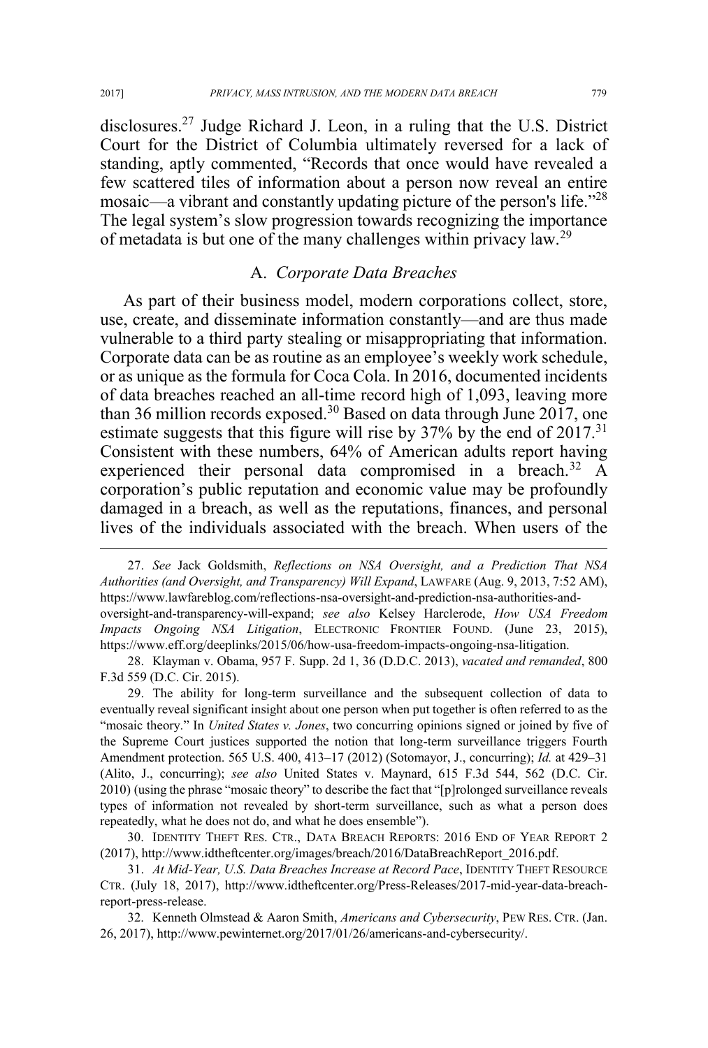disclosures.[27] Judge Richard J. Leon, in a ruling that the U.S. District Court for the District of Columbia ultimately reversed for a lack of standing, aptly commented, "Records that once would have revealed a few scattered tiles of information about a person now reveal an entire mosaic—a vibrant and constantly updating picture of the person's life."[28] The legal system's slow progression towards recognizing the importance of metadata is but one of the many challenges within privacy law.[29]

## A. *Corporate Data Breaches*

As part of their business model, modern corporations collect, store, use, create, and disseminate information constantly—and are thus made vulnerable to a third party stealing or misappropriating that information. Corporate data can be as routine as an employee's weekly work schedule, or as unique as the formula for Coca Cola. In 2016, documented incidents of data breaches reached an all-time record high of 1,093, leaving more than 36 million records exposed.[30] Based on data through June 2017, one estimate suggests that this figure will rise by 37% by the end of 2017.[31] Consistent with these numbers, 64% of American adults report having experienced their personal data compromised in a breach.[32] A corporation's public reputation and economic value may be profoundly damaged in a breach, as well as the reputations, finances, and personal lives of the individuals associated with the breach. When users of the

---

27. *See* Jack Goldsmith, *Reflections on NSA Oversight, and a Prediction That NSA Authorities (and Oversight, and Transparency) Will Expand*, LAWFARE (Aug. 9, 2013, 7:52 AM), https://www.lawfareblog.com/reflections-nsa-oversight-and-prediction-nsa-authorities-and-oversight-and-transparency-will-expand; *see also* Kelsey Harclerode, *How USA Freedom Impacts Ongoing NSA Litigation*, ELECTRONIC FRONTIER FOUND. (June 23, 2015), https://www.eff.org/deeplinks/2015/06/how-usa-freedom-impacts-ongoing-nsa-litigation.

28. Klayman v. Obama, 957 F. Supp. 2d 1, 36 (D.D.C. 2013), *vacated and remanded*, 800 F.3d 559 (D.C. Cir. 2015).

29. The ability for long-term surveillance and the subsequent collection of data to eventually reveal significant insight about one person when put together is often referred to as the "mosaic theory." In *United States v. Jones*, two concurring opinions signed or joined by five of the Supreme Court justices supported the notion that long-term surveillance triggers Fourth Amendment protection. 565 U.S. 400, 413–17 (2012) (Sotomayor, J., concurring); *Id.* at 429–31 (Alito, J., concurring); *see also* United States v. Maynard, 615 F.3d 544, 562 (D.C. Cir. 2010) (using the phrase "mosaic theory" to describe the fact that "[p]rolonged surveillance reveals types of information not revealed by short-term surveillance, such as what a person does repeatedly, what he does not do, and what he does ensemble").

30. IDENTITY THEFT RES. CTR., DATA BREACH REPORTS: 2016 END OF YEAR REPORT 2 (2017), http://www.idtheftcenter.org/images/breach/2016/DataBreachReport_2016.pdf.

31. *At Mid-Year, U.S. Data Breaches Increase at Record Pace*, IDENTITY THEFT RESOURCE CTR. (July 18, 2017), http://www.idtheftcenter.org/Press-Releases/2017-mid-year-data-breach-report-press-release.

32. Kenneth Olmstead & Aaron Smith, *Americans and Cybersecurity*, PEW RES. CTR. (Jan. 26, 2017), http://www.pewinternet.org/2017/01/26/americans-and-cybersecurity/.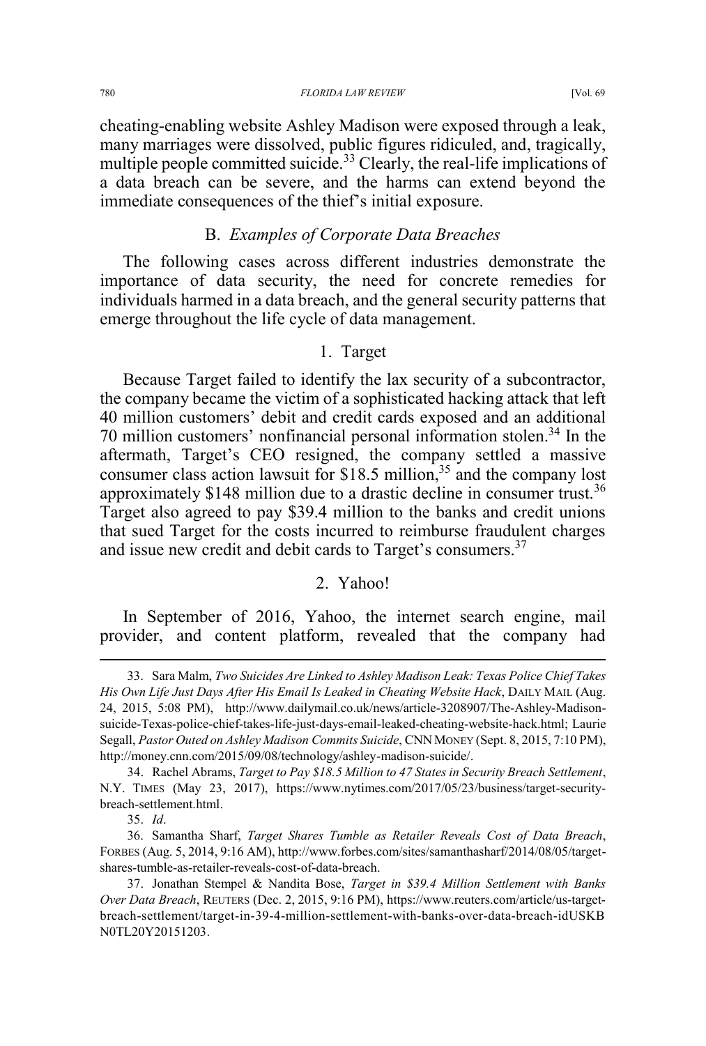cheating-enabling website Ashley Madison were exposed through a leak, many marriages were dissolved, public figures ridiculed, and, tragically, multiple people committed suicide.[33] Clearly, the real-life implications of a data breach can be severe, and the harms can extend beyond the immediate consequences of the thief's initial exposure.

### B. *Examples of Corporate Data Breaches*

The following cases across different industries demonstrate the importance of data security, the need for concrete remedies for individuals harmed in a data breach, and the general security patterns that emerge throughout the life cycle of data management.

#### 1. Target

Because Target failed to identify the lax security of a subcontractor, the company became the victim of a sophisticated hacking attack that left 40 million customers' debit and credit cards exposed and an additional 70 million customers' nonfinancial personal information stolen.[34] In the aftermath, Target's CEO resigned, the company settled a massive consumer class action lawsuit for $18.5 million,[35] and the company lost approximately $148 million due to a drastic decline in consumer trust.[36] Target also agreed to pay $39.4 million to the banks and credit unions that sued Target for the costs incurred to reimburse fraudulent charges and issue new credit and debit cards to Target's consumers.[37]

#### 2. Yahoo!

In September of 2016, Yahoo, the internet search engine, mail provider, and content platform, revealed that the company had

---

33. Sara Malm, *Two Suicides Are Linked to Ashley Madison Leak: Texas Police Chief Takes His Own Life Just Days After His Email Is Leaked in Cheating Website Hack*, DAILY MAIL (Aug. 24, 2015, 5:08 PM), http://www.dailymail.co.uk/news/article-3208907/The-Ashley-Madison-suicide-Texas-police-chief-takes-life-just-days-email-leaked-cheating-website-hack.html; Laurie Segall, *Pastor Outed on Ashley Madison Commits Suicide*, CNN MONEY (Sept. 8, 2015, 7:10 PM), http://money.cnn.com/2015/09/08/technology/ashley-madison-suicide/.

34. Rachel Abrams, *Target to Pay $18.5 Million to 47 States in Security Breach Settlement*, N.Y. TIMES (May 23, 2017), https://www.nytimes.com/2017/05/23/business/target-security-breach-settlement.html.

35. *Id*.

36. Samantha Sharf, *Target Shares Tumble as Retailer Reveals Cost of Data Breach*, FORBES (Aug. 5, 2014, 9:16 AM), http://www.forbes.com/sites/samanthasharf/2014/08/05/target-shares-tumble-as-retailer-reveals-cost-of-data-breach.

37. Jonathan Stempel & Nandita Bose, *Target in $39.4 Million Settlement with Banks Over Data Breach*, REUTERS (Dec. 2, 2015, 9:16 PM), https://www.reuters.com/article/us-target-breach-settlement/target-in-39-4-million-settlement-with-banks-over-data-breach-idUSKBN0TL20Y20151203.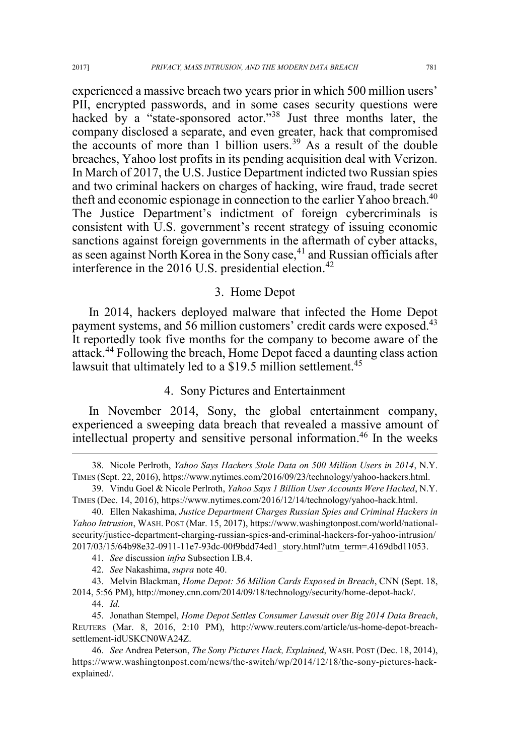experienced a massive breach two years prior in which 500 million users' PII, encrypted passwords, and in some cases security questions were hacked by a "state-sponsored actor."[38] Just three months later, the company disclosed a separate, and even greater, hack that compromised the accounts of more than 1 billion users.[39] As a result of the double breaches, Yahoo lost profits in its pending acquisition deal with Verizon. In March of 2017, the U.S. Justice Department indicted two Russian spies and two criminal hackers on charges of hacking, wire fraud, trade secret theft and economic espionage in connection to the earlier Yahoo breach.[40] The Justice Department's indictment of foreign cybercriminals is consistent with U.S. government's recent strategy of issuing economic sanctions against foreign governments in the aftermath of cyber attacks, as seen against North Korea in the Sony case,[41] and Russian officials after interference in the 2016 U.S. presidential election.[42]

### 3. Home Depot

In 2014, hackers deployed malware that infected the Home Depot payment systems, and 56 million customers' credit cards were exposed.[43] It reportedly took five months for the company to become aware of the attack.[44] Following the breach, Home Depot faced a daunting class action lawsuit that ultimately led to a $19.5 million settlement.[45]

### 4. Sony Pictures and Entertainment

In November 2014, Sony, the global entertainment company, experienced a sweeping data breach that revealed a massive amount of intellectual property and sensitive personal information.[46] In the weeks

---

38. Nicole Perlroth, *Yahoo Says Hackers Stole Data on 500 Million Users in 2014*, N.Y. TIMES (Sept. 22, 2016), https://www.nytimes.com/2016/09/23/technology/yahoo-hackers.html.

39. Vindu Goel & Nicole Perlroth, *Yahoo Says 1 Billion User Accounts Were Hacked*, N.Y. TIMES (Dec. 14, 2016), https://www.nytimes.com/2016/12/14/technology/yahoo-hack.html.

40. Ellen Nakashima, *Justice Department Charges Russian Spies and Criminal Hackers in Yahoo Intrusion*, WASH. POST (Mar. 15, 2017), https://www.washingtonpost.com/world/national-security/justice-department-charging-russian-spies-and-criminal-hackers-for-yahoo-intrusion/2017/03/15/64b98e32-0911-11e7-93dc-00f9bdd74ed1_story.html?utm_term=.4169dbd11053.

41. *See* discussion *infra* Subsection I.B.4.

42. *See* Nakashima, *supra* note 40.

43. Melvin Blackman, *Home Depot: 56 Million Cards Exposed in Breach*, CNN (Sept. 18, 2014, 5:56 PM), http://money.cnn.com/2014/09/18/technology/security/home-depot-hack/.

44. *Id.*

45. Jonathan Stempel, *Home Depot Settles Consumer Lawsuit over Big 2014 Data Breach*, REUTERS (Mar. 8, 2016, 2:10 PM), http://www.reuters.com/article/us-home-depot-breach-settlement-idUSKCN0WA24Z.

46. *See* Andrea Peterson, *The Sony Pictures Hack, Explained*, WASH. POST (Dec. 18, 2014), https://www.washingtonpost.com/news/the-switch/wp/2014/12/18/the-sony-pictures-hack-explained/.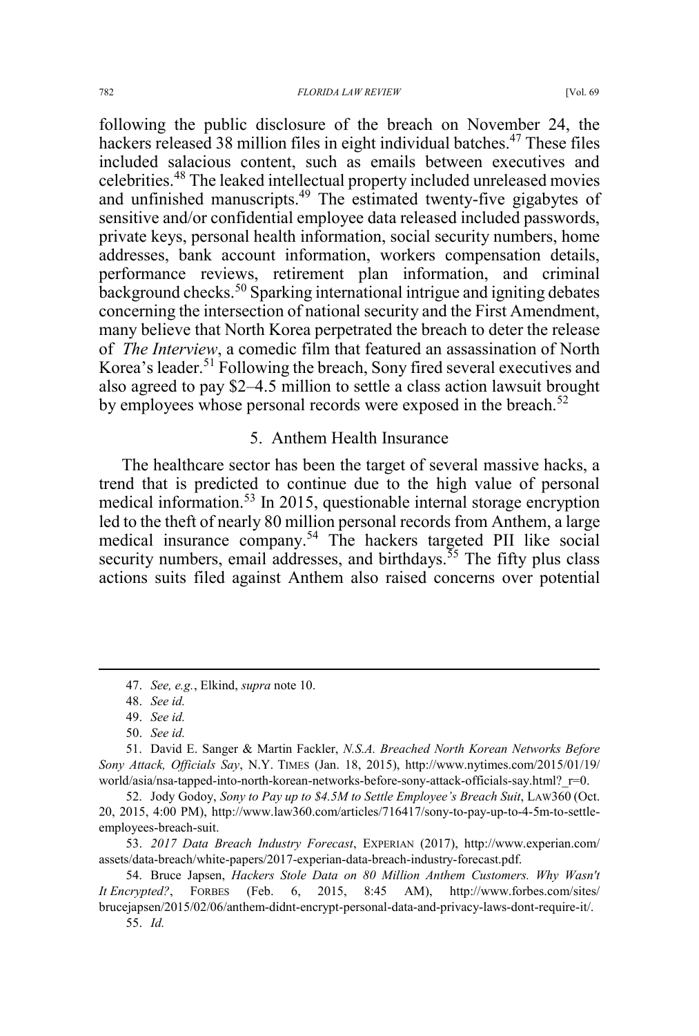following the public disclosure of the breach on November 24, the hackers released 38 million files in eight individual batches.[47] These files included salacious content, such as emails between executives and celebrities.[48] The leaked intellectual property included unreleased movies and unfinished manuscripts.[49] The estimated twenty-five gigabytes of sensitive and/or confidential employee data released included passwords, private keys, personal health information, social security numbers, home addresses, bank account information, workers compensation details, performance reviews, retirement plan information, and criminal background checks.[50] Sparking international intrigue and igniting debates concerning the intersection of national security and the First Amendment, many believe that North Korea perpetrated the breach to deter the release of *The Interview*, a comedic film that featured an assassination of North Korea's leader.[51] Following the breach, Sony fired several executives and also agreed to pay $2–4.5 million to settle a class action lawsuit brought by employees whose personal records were exposed in the breach.[52]

### 5. Anthem Health Insurance

The healthcare sector has been the target of several massive hacks, a trend that is predicted to continue due to the high value of personal medical information.[53] In 2015, questionable internal storage encryption led to the theft of nearly 80 million personal records from Anthem, a large medical insurance company.[54] The hackers targeted PII like social security numbers, email addresses, and birthdays.[55] The fifty plus class actions suits filed against Anthem also raised concerns over potential

---

47. *See, e.g.*, Elkind, *supra* note 10.

48. *See id.*

49. *See id.*

50. *See id.*

51. David E. Sanger & Martin Fackler, *N.S.A. Breached North Korean Networks Before Sony Attack, Officials Say*, N.Y. TIMES (Jan. 18, 2015), http://www.nytimes.com/2015/01/19/world/asia/nsa-tapped-into-north-korean-networks-before-sony-attack-officials-say.html?_r=0.

52. Jody Godoy, *Sony to Pay up to $4.5M to Settle Employee's Breach Suit*, LAW360 (Oct. 20, 2015, 4:00 PM), http://www.law360.com/articles/716417/sony-to-pay-up-to-4-5m-to-settle-employees-breach-suit.

53. *2017 Data Breach Industry Forecast*, EXPERIAN (2017), http://www.experian.com/assets/data-breach/white-papers/2017-experian-data-breach-industry-forecast.pdf.

54. Bruce Japsen, *Hackers Stole Data on 80 Million Anthem Customers. Why Wasn't It Encrypted?*, FORBES (Feb. 6, 2015, 8:45 AM), http://www.forbes.com/sites/brucejapsen/2015/02/06/anthem-didnt-encrypt-personal-data-and-privacy-laws-dont-require-it/.

55. *Id.*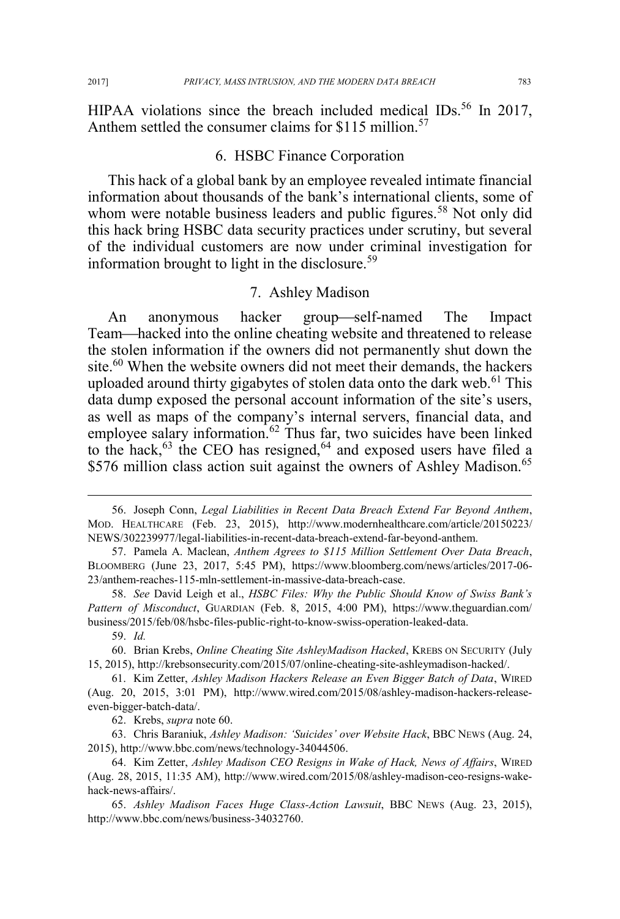HIPAA violations since the breach included medical IDs.[56] In 2017, Anthem settled the consumer claims for $115 million.[57]

### 6. HSBC Finance Corporation

This hack of a global bank by an employee revealed intimate financial information about thousands of the bank's international clients, some of whom were notable business leaders and public figures.[58] Not only did this hack bring HSBC data security practices under scrutiny, but several of the individual customers are now under criminal investigation for information brought to light in the disclosure.[59]

### 7. Ashley Madison

An anonymous hacker group—self-named The Impact Team—hacked into the online cheating website and threatened to release the stolen information if the owners did not permanently shut down the site.[60] When the website owners did not meet their demands, the hackers uploaded around thirty gigabytes of stolen data onto the dark web.[61] This data dump exposed the personal account information of the site's users, as well as maps of the company's internal servers, financial data, and employee salary information.[62] Thus far, two suicides have been linked to the hack,[63] the CEO has resigned,[64] and exposed users have filed a $576 million class action suit against the owners of Ashley Madison.[65]

---

56. Joseph Conn, *Legal Liabilities in Recent Data Breach Extend Far Beyond Anthem*, MOD. HEALTHCARE (Feb. 23, 2015), http://www.modernhealthcare.com/article/20150223/NEWS/302239977/legal-liabilities-in-recent-data-breach-extend-far-beyond-anthem.

57. Pamela A. Maclean, *Anthem Agrees to $115 Million Settlement Over Data Breach*, BLOOMBERG (June 23, 2017, 5:45 PM), https://www.bloomberg.com/news/articles/2017-06-23/anthem-reaches-115-mln-settlement-in-massive-data-breach-case.

58. *See* David Leigh et al., *HSBC Files: Why the Public Should Know of Swiss Bank's Pattern of Misconduct*, GUARDIAN (Feb. 8, 2015, 4:00 PM), https://www.theguardian.com/business/2015/feb/08/hsbc-files-public-right-to-know-swiss-operation-leaked-data.

59. *Id.*

60. Brian Krebs, *Online Cheating Site AshleyMadison Hacked*, KREBS ON SECURITY (July 15, 2015), http://krebsonsecurity.com/2015/07/online-cheating-site-ashleymadison-hacked/.

61. Kim Zetter, *Ashley Madison Hackers Release an Even Bigger Batch of Data*, WIRED (Aug. 20, 2015, 3:01 PM), http://www.wired.com/2015/08/ashley-madison-hackers-release-even-bigger-batch-data/.

62. Krebs, *supra* note 60.

63. Chris Baraniuk, *Ashley Madison: 'Suicides' over Website Hack*, BBC NEWS (Aug. 24, 2015), http://www.bbc.com/news/technology-34044506.

64. Kim Zetter, *Ashley Madison CEO Resigns in Wake of Hack, News of Affairs*, WIRED (Aug. 28, 2015, 11:35 AM), http://www.wired.com/2015/08/ashley-madison-ceo-resigns-wake-hack-news-affairs/.

65. *Ashley Madison Faces Huge Class-Action Lawsuit*, BBC NEWS (Aug. 23, 2015), http://www.bbc.com/news/business-34032760.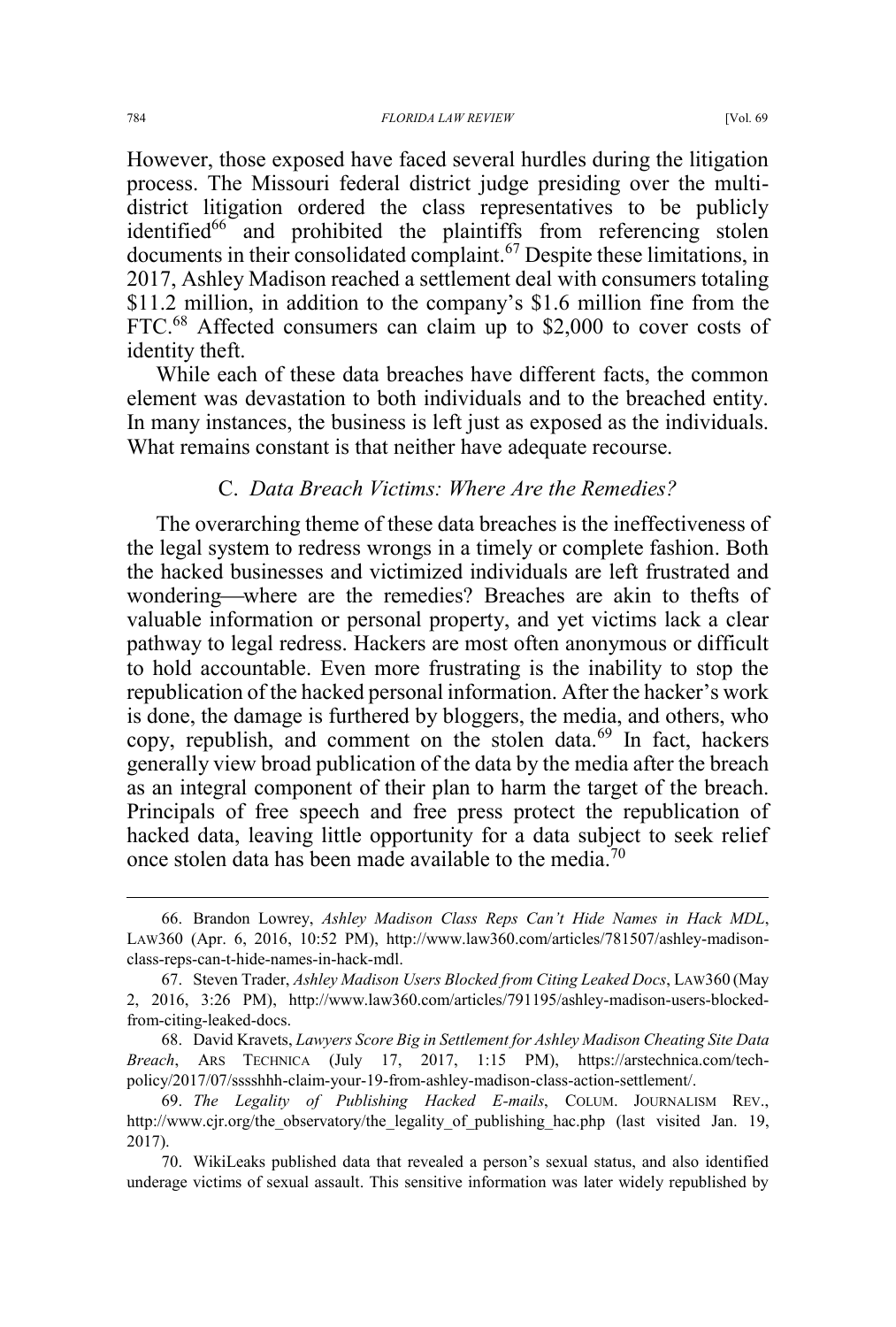However, those exposed have faced several hurdles during the litigation process. The Missouri federal district judge presiding over the multi-district litigation ordered the class representatives to be publicly identified[66] and prohibited the plaintiffs from referencing stolen documents in their consolidated complaint.[67] Despite these limitations, in 2017, Ashley Madison reached a settlement deal with consumers totaling $11.2 million, in addition to the company's $1.6 million fine from the FTC.[68] Affected consumers can claim up to $2,000 to cover costs of identity theft.

While each of these data breaches have different facts, the common element was devastation to both individuals and to the breached entity. In many instances, the business is left just as exposed as the individuals. What remains constant is that neither have adequate recourse.

### C. *Data Breach Victims: Where Are the Remedies?*

The overarching theme of these data breaches is the ineffectiveness of the legal system to redress wrongs in a timely or complete fashion. Both the hacked businesses and victimized individuals are left frustrated and wondering—where are the remedies? Breaches are akin to thefts of valuable information or personal property, and yet victims lack a clear pathway to legal redress. Hackers are most often anonymous or difficult to hold accountable. Even more frustrating is the inability to stop the republication of the hacked personal information. After the hacker's work is done, the damage is furthered by bloggers, the media, and others, who copy, republish, and comment on the stolen data.[69] In fact, hackers generally view broad publication of the data by the media after the breach as an integral component of their plan to harm the target of the breach. Principals of free speech and free press protect the republication of hacked data, leaving little opportunity for a data subject to seek relief once stolen data has been made available to the media.[70]

---

66. Brandon Lowrey, *Ashley Madison Class Reps Can't Hide Names in Hack MDL*, LAW360 (Apr. 6, 2016, 10:52 PM), http://www.law360.com/articles/781507/ashley-madison-class-reps-can-t-hide-names-in-hack-mdl.

67. Steven Trader, *Ashley Madison Users Blocked from Citing Leaked Docs*, LAW360 (May 2, 2016, 3:26 PM), http://www.law360.com/articles/791195/ashley-madison-users-blocked-from-citing-leaked-docs.

68. David Kravets, *Lawyers Score Big in Settlement for Ashley Madison Cheating Site Data Breach*, ARS TECHNICA (July 17, 2017, 1:15 PM), https://arstechnica.com/tech-policy/2017/07/sssshhh-claim-your-19-from-ashley-madison-class-action-settlement/.

69. *The Legality of Publishing Hacked E-mails*, COLUM. JOURNALISM REV., http://www.cjr.org/the_observatory/the_legality_of_publishing_hac.php (last visited Jan. 19, 2017).

70. WikiLeaks published data that revealed a person's sexual status, and also identified underage victims of sexual assault. This sensitive information was later widely republished by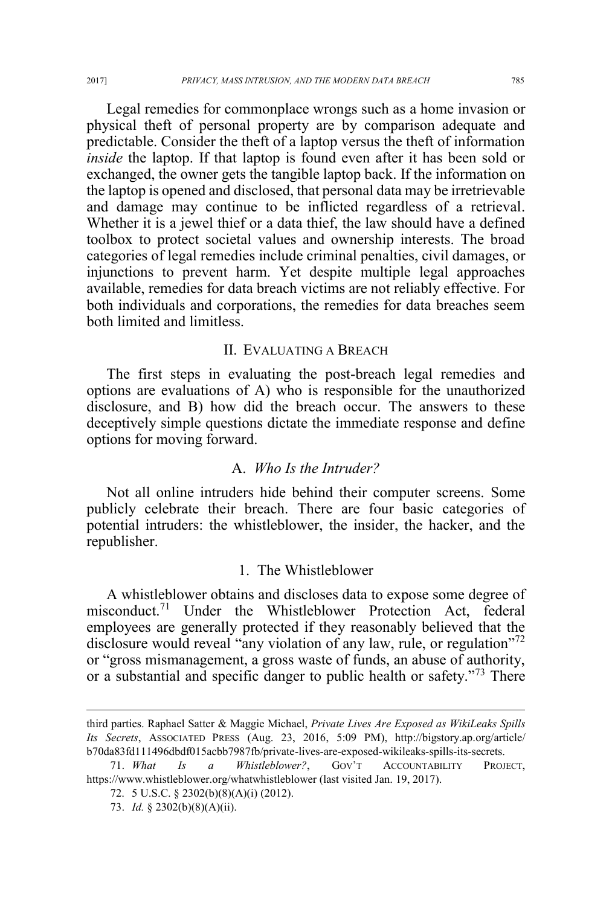Legal remedies for commonplace wrongs such as a home invasion or physical theft of personal property are by comparison adequate and predictable. Consider the theft of a laptop versus the theft of information *inside* the laptop. If that laptop is found even after it has been sold or exchanged, the owner gets the tangible laptop back. If the information on the laptop is opened and disclosed, that personal data may be irretrievable and damage may continue to be inflicted regardless of a retrieval. Whether it is a jewel thief or a data thief, the law should have a defined toolbox to protect societal values and ownership interests. The broad categories of legal remedies include criminal penalties, civil damages, or injunctions to prevent harm. Yet despite multiple legal approaches available, remedies for data breach victims are not reliably effective. For both individuals and corporations, the remedies for data breaches seem both limited and limitless.

## II. EVALUATING A BREACH

The first steps in evaluating the post-breach legal remedies and options are evaluations of A) who is responsible for the unauthorized disclosure, and B) how did the breach occur. The answers to these deceptively simple questions dictate the immediate response and define options for moving forward.

### A. *Who Is the Intruder?*

Not all online intruders hide behind their computer screens. Some publicly celebrate their breach. There are four basic categories of potential intruders: the whistleblower, the insider, the hacker, and the republisher.

#### 1. The Whistleblower

A whistleblower obtains and discloses data to expose some degree of misconduct.[71] Under the Whistleblower Protection Act, federal employees are generally protected if they reasonably believed that the disclosure would reveal "any violation of any law, rule, or regulation"[72] or "gross mismanagement, a gross waste of funds, an abuse of authority, or a substantial and specific danger to public health or safety."[73] There

---

third parties. Raphael Satter & Maggie Michael, *Private Lives Are Exposed as WikiLeaks Spills Its Secrets*, ASSOCIATED PRESS (Aug. 23, 2016, 5:09 PM), http://bigstory.ap.org/article/b70da83fd111496dbdf015acbb7987fb/private-lives-are-exposed-wikileaks-spills-its-secrets.

71. *What Is a Whistleblower?*, GOV'T ACCOUNTABILITY PROJECT, https://www.whistleblower.org/whatwhistleblower (last visited Jan. 19, 2017).

72. 5 U.S.C. § 2302(b)(8)(A)(i) (2012).

73. *Id.* § 2302(b)(8)(A)(ii).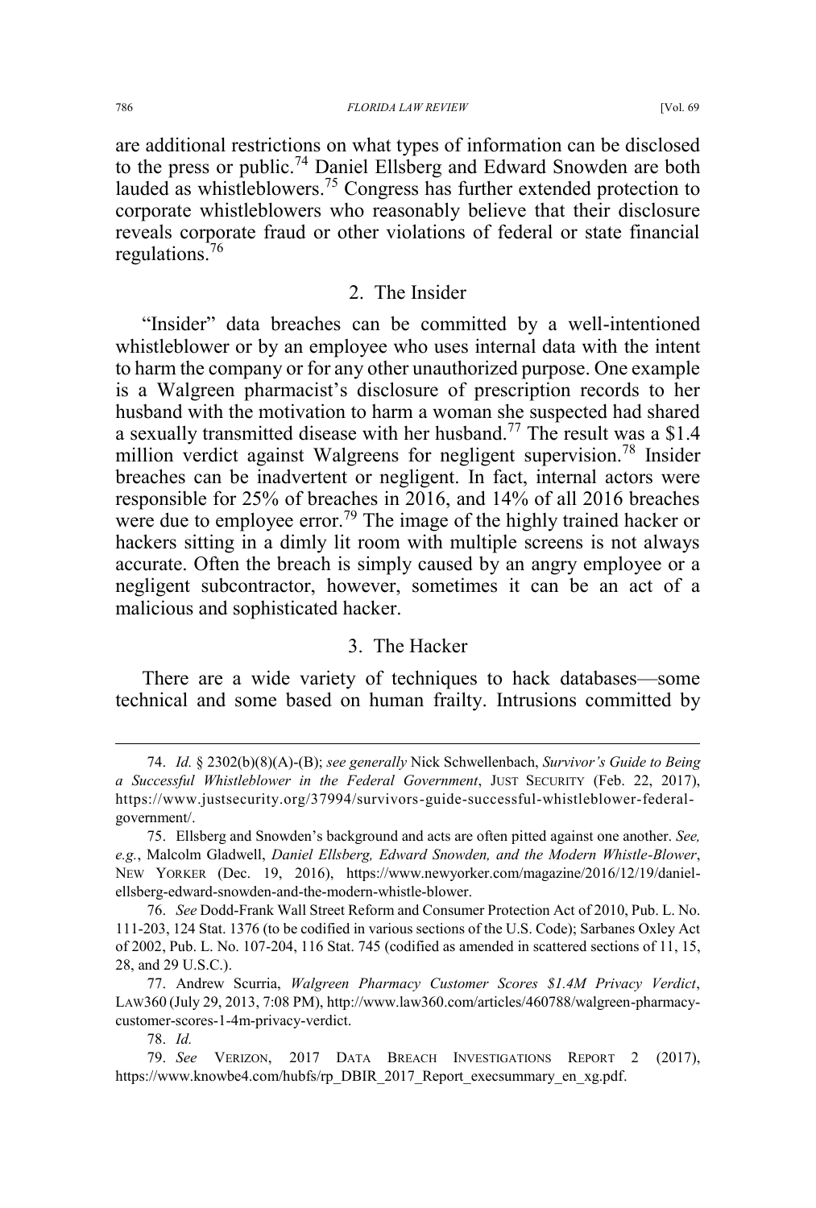are additional restrictions on what types of information can be disclosed to the press or public.[74] Daniel Ellsberg and Edward Snowden are both lauded as whistleblowers.[75] Congress has further extended protection to corporate whistleblowers who reasonably believe that their disclosure reveals corporate fraud or other violations of federal or state financial regulations.[76]

### 2. The Insider

"Insider" data breaches can be committed by a well-intentioned whistleblower or by an employee who uses internal data with the intent to harm the company or for any other unauthorized purpose. One example is a Walgreen pharmacist's disclosure of prescription records to her husband with the motivation to harm a woman she suspected had shared a sexually transmitted disease with her husband.[77] The result was a $1.4 million verdict against Walgreens for negligent supervision.[78] Insider breaches can be inadvertent or negligent. In fact, internal actors were responsible for 25% of breaches in 2016, and 14% of all 2016 breaches were due to employee error.[79] The image of the highly trained hacker or hackers sitting in a dimly lit room with multiple screens is not always accurate. Often the breach is simply caused by an angry employee or a negligent subcontractor, however, sometimes it can be an act of a malicious and sophisticated hacker.

### 3. The Hacker

There are a wide variety of techniques to hack databases—some technical and some based on human frailty. Intrusions committed by

---

74. *Id.* § 2302(b)(8)(A)-(B); *see generally* Nick Schwellenbach, *Survivor's Guide to Being a Successful Whistleblower in the Federal Government*, JUST SECURITY (Feb. 22, 2017), https://www.justsecurity.org/37994/survivors-guide-successful-whistleblower-federal-government/.

75. Ellsberg and Snowden's background and acts are often pitted against one another. *See, e.g.*, Malcolm Gladwell, *Daniel Ellsberg, Edward Snowden, and the Modern Whistle-Blower*, NEW YORKER (Dec. 19, 2016), https://www.newyorker.com/magazine/2016/12/19/daniel-ellsberg-edward-snowden-and-the-modern-whistle-blower.

76. *See* Dodd-Frank Wall Street Reform and Consumer Protection Act of 2010, Pub. L. No. 111-203, 124 Stat. 1376 (to be codified in various sections of the U.S. Code); Sarbanes Oxley Act of 2002, Pub. L. No. 107-204, 116 Stat. 745 (codified as amended in scattered sections of 11, 15, 28, and 29 U.S.C.).

77. Andrew Scurria, *Walgreen Pharmacy Customer Scores $1.4M Privacy Verdict*, LAW360 (July 29, 2013, 7:08 PM), http://www.law360.com/articles/460788/walgreen-pharmacy-customer-scores-1-4m-privacy-verdict.

78. *Id.*

79. *See* VERIZON, 2017 DATA BREACH INVESTIGATIONS REPORT 2 (2017), https://www.knowbe4.com/hubfs/rp_DBIR_2017_Report_execsummary_en_xg.pdf.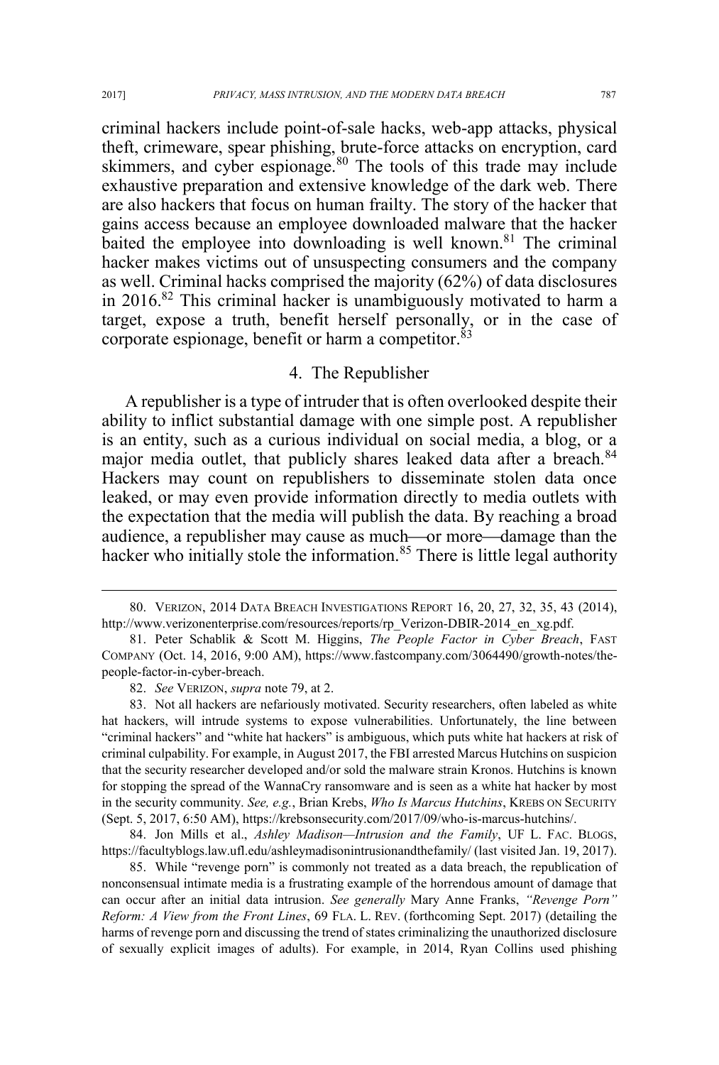criminal hackers include point-of-sale hacks, web-app attacks, physical theft, crimeware, spear phishing, brute-force attacks on encryption, card skimmers, and cyber espionage.[80] The tools of this trade may include exhaustive preparation and extensive knowledge of the dark web. There are also hackers that focus on human frailty. The story of the hacker that gains access because an employee downloaded malware that the hacker baited the employee into downloading is well known.[81] The criminal hacker makes victims out of unsuspecting consumers and the company as well. Criminal hacks comprised the majority (62%) of data disclosures in 2016.[82] This criminal hacker is unambiguously motivated to harm a target, expose a truth, benefit herself personally, or in the case of corporate espionage, benefit or harm a competitor.[83]

#### 4. The Republisher

A republisher is a type of intruder that is often overlooked despite their ability to inflict substantial damage with one simple post. A republisher is an entity, such as a curious individual on social media, a blog, or a major media outlet, that publicly shares leaked data after a breach.[84] Hackers may count on republishers to disseminate stolen data once leaked, or may even provide information directly to media outlets with the expectation that the media will publish the data. By reaching a broad audience, a republisher may cause as much—or more—damage than the hacker who initially stole the information.[85] There is little legal authority

---

80. VERIZON, 2014 DATA BREACH INVESTIGATIONS REPORT 16, 20, 27, 32, 35, 43 (2014), http://www.verizonenterprise.com/resources/reports/rp_Verizon-DBIR-2014_en_xg.pdf.

81. Peter Schablik & Scott M. Higgins, *The People Factor in Cyber Breach*, FAST COMPANY (Oct. 14, 2016, 9:00 AM), https://www.fastcompany.com/3064490/growth-notes/the-people-factor-in-cyber-breach.

82. *See* VERIZON, *supra* note 79, at 2.

83. Not all hackers are nefariously motivated. Security researchers, often labeled as white hat hackers, will intrude systems to expose vulnerabilities. Unfortunately, the line between "criminal hackers" and "white hat hackers" is ambiguous, which puts white hat hackers at risk of criminal culpability. For example, in August 2017, the FBI arrested Marcus Hutchins on suspicion that the security researcher developed and/or sold the malware strain Kronos. Hutchins is known for stopping the spread of the WannaCry ransomware and is seen as a white hat hacker by most in the security community. *See, e.g.*, Brian Krebs, *Who Is Marcus Hutchins*, KREBS ON SECURITY (Sept. 5, 2017, 6:50 AM), https://krebsonsecurity.com/2017/09/who-is-marcus-hutchins/.

84. Jon Mills et al., *Ashley Madison—Intrusion and the Family*, UF L. FAC. BLOGS, https://facultyblogs.law.ufl.edu/ashleymadisonintrusionandthefamily/ (last visited Jan. 19, 2017).

85. While "revenge porn" is commonly not treated as a data breach, the republication of nonconsensual intimate media is a frustrating example of the horrendous amount of damage that can occur after an initial data intrusion. *See generally* Mary Anne Franks, *"Revenge Porn" Reform: A View from the Front Lines*, 69 FLA. L. REV. (forthcoming Sept. 2017) (detailing the harms of revenge porn and discussing the trend of states criminalizing the unauthorized disclosure of sexually explicit images of adults). For example, in 2014, Ryan Collins used phishing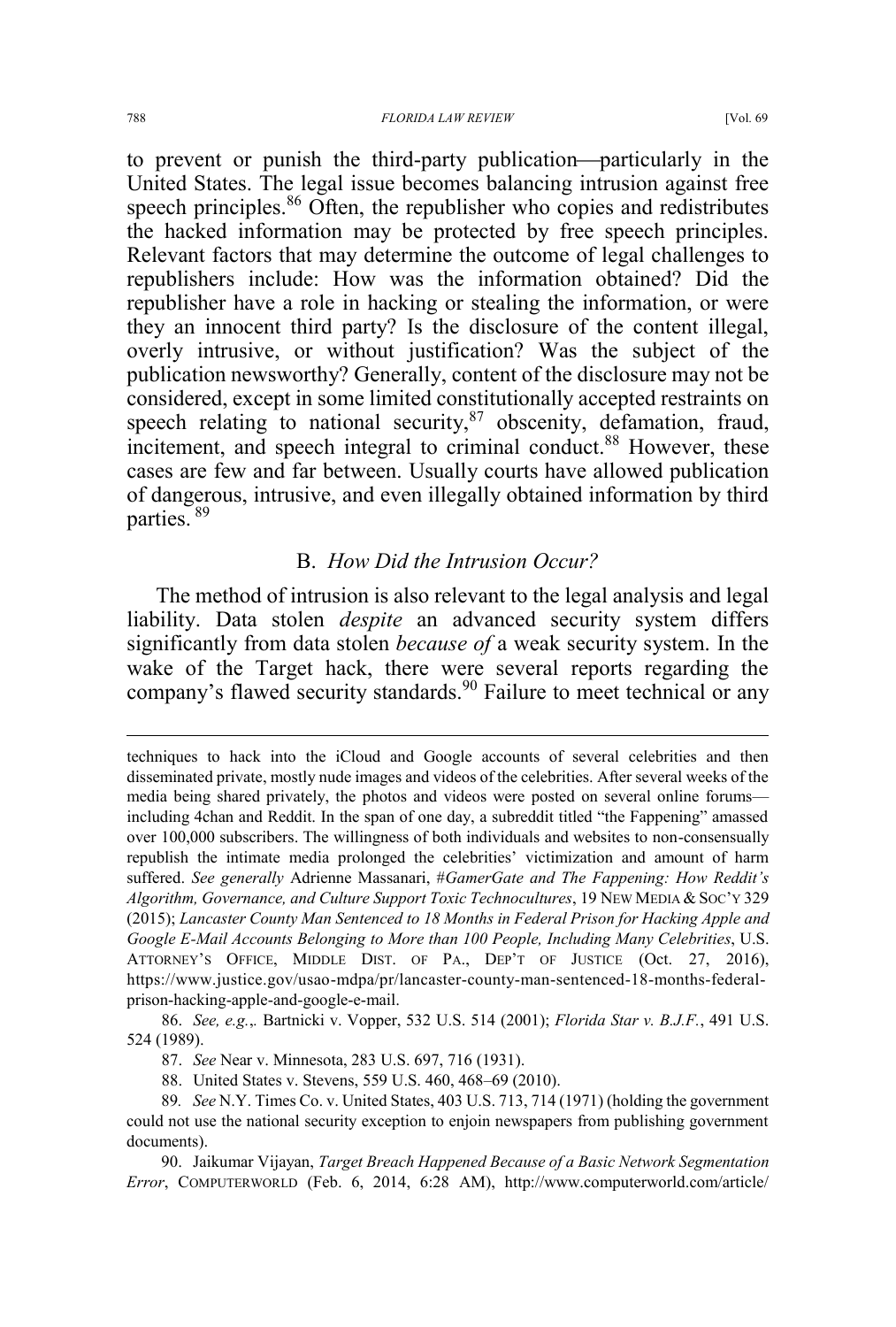to prevent or punish the third-party publication—particularly in the United States. The legal issue becomes balancing intrusion against free speech principles.[86] Often, the republisher who copies and redistributes the hacked information may be protected by free speech principles. Relevant factors that may determine the outcome of legal challenges to republishers include: How was the information obtained? Did the republisher have a role in hacking or stealing the information, or were they an innocent third party? Is the disclosure of the content illegal, overly intrusive, or without justification? Was the subject of the publication newsworthy? Generally, content of the disclosure may not be considered, except in some limited constitutionally accepted restraints on speech relating to national security,[87] obscenity, defamation, fraud, incitement, and speech integral to criminal conduct.[88] However, these cases are few and far between. Usually courts have allowed publication of dangerous, intrusive, and even illegally obtained information by third parties.[89]

### B. *How Did the Intrusion Occur?*

The method of intrusion is also relevant to the legal analysis and legal liability. Data stolen *despite* an advanced security system differs significantly from data stolen *because of* a weak security system. In the wake of the Target hack, there were several reports regarding the company's flawed security standards.[90] Failure to meet technical or any

---

techniques to hack into the iCloud and Google accounts of several celebrities and then disseminated private, mostly nude images and videos of the celebrities. After several weeks of the media being shared privately, the photos and videos were posted on several online forums—including 4chan and Reddit. In the span of one day, a subreddit titled "the Fappening" amassed over 100,000 subscribers. The willingness of both individuals and websites to non-consensually republish the intimate media prolonged the celebrities' victimization and amount of harm suffered. *See generally* Adrienne Massanari, *#GamerGate and The Fappening: How Reddit's Algorithm, Governance, and Culture Support Toxic Technocultures*, 19 NEW MEDIA & SOC'Y 329 (2015); *Lancaster County Man Sentenced to 18 Months in Federal Prison for Hacking Apple and Google E-Mail Accounts Belonging to More than 100 People, Including Many Celebrities*, U.S. ATTORNEY'S OFFICE, MIDDLE DIST. OF PA., DEP'T OF JUSTICE (Oct. 27, 2016), https://www.justice.gov/usao-mdpa/pr/lancaster-county-man-sentenced-18-months-federal-prison-hacking-apple-and-google-e-mail.

86. *See, e.g.*,. Bartnicki v. Vopper, 532 U.S. 514 (2001); *Florida Star v. B.J.F.*, 491 U.S. 524 (1989).

87. *See* Near v. Minnesota, 283 U.S. 697, 716 (1931).

88. United States v. Stevens, 559 U.S. 460, 468–69 (2010).

89. *See* N.Y. Times Co. v. United States, 403 U.S. 713, 714 (1971) (holding the government could not use the national security exception to enjoin newspapers from publishing government documents).

90. Jaikumar Vijayan, *Target Breach Happened Because of a Basic Network Segmentation Error*, COMPUTERWORLD (Feb. 6, 2014, 6:28 AM), http://www.computerworld.com/article/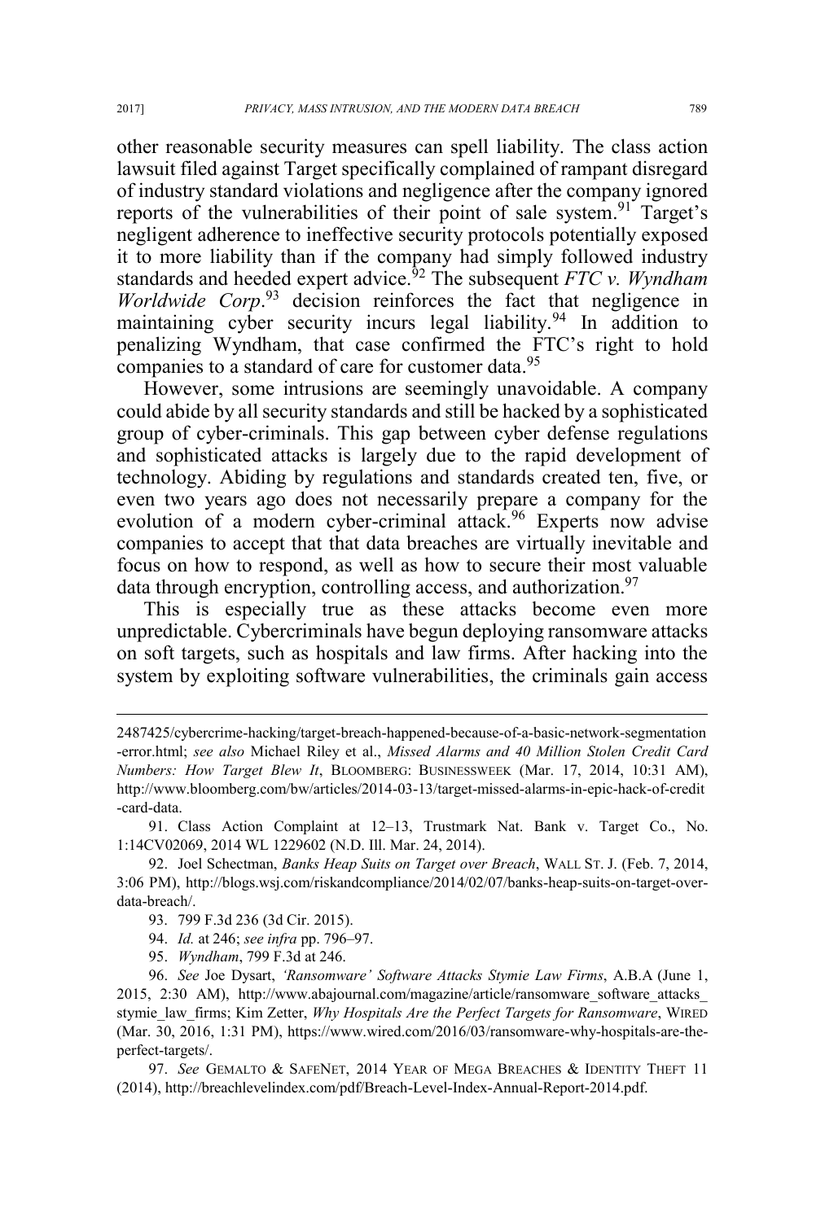other reasonable security measures can spell liability. The class action lawsuit filed against Target specifically complained of rampant disregard of industry standard violations and negligence after the company ignored reports of the vulnerabilities of their point of sale system.[91] Target's negligent adherence to ineffective security protocols potentially exposed it to more liability than if the company had simply followed industry standards and heeded expert advice.[92] The subsequent *FTC v. Wyndham Worldwide Corp*.[93] decision reinforces the fact that negligence in maintaining cyber security incurs legal liability.[94] In addition to penalizing Wyndham, that case confirmed the FTC's right to hold companies to a standard of care for customer data.[95]

However, some intrusions are seemingly unavoidable. A company could abide by all security standards and still be hacked by a sophisticated group of cyber-criminals. This gap between cyber defense regulations and sophisticated attacks is largely due to the rapid development of technology. Abiding by regulations and standards created ten, five, or even two years ago does not necessarily prepare a company for the evolution of a modern cyber-criminal attack.[96] Experts now advise companies to accept that that data breaches are virtually inevitable and focus on how to respond, as well as how to secure their most valuable data through encryption, controlling access, and authorization.[97]

This is especially true as these attacks become even more unpredictable. Cybercriminals have begun deploying ransomware attacks on soft targets, such as hospitals and law firms. After hacking into the system by exploiting software vulnerabilities, the criminals gain access

---

2487425/cybercrime-hacking/target-breach-happened-because-of-a-basic-network-segmentation-error.html; *see also* Michael Riley et al., *Missed Alarms and 40 Million Stolen Credit Card Numbers: How Target Blew It*, BLOOMBERG: BUSINESSWEEK (Mar. 17, 2014, 10:31 AM), http://www.bloomberg.com/bw/articles/2014-03-13/target-missed-alarms-in-epic-hack-of-credit-card-data.

91. Class Action Complaint at 12–13, Trustmark Nat. Bank v. Target Co., No. 1:14CV02069, 2014 WL 1229602 (N.D. Ill. Mar. 24, 2014).

92. Joel Schectman, *Banks Heap Suits on Target over Breach*, WALL ST. J. (Feb. 7, 2014, 3:06 PM), http://blogs.wsj.com/riskandcompliance/2014/02/07/banks-heap-suits-on-target-over-data-breach/.

93. 799 F.3d 236 (3d Cir. 2015).

94. *Id.* at 246; *see infra* pp. 796–97.

95. *Wyndham*, 799 F.3d at 246.

96. *See* Joe Dysart, *'Ransomware' Software Attacks Stymie Law Firms*, A.B.A (June 1, 2015, 2:30 AM), http://www.abajournal.com/magazine/article/ransomware_software_attacks_stymie_law_firms; Kim Zetter, *Why Hospitals Are the Perfect Targets for Ransomware*, WIRED (Mar. 30, 2016, 1:31 PM), https://www.wired.com/2016/03/ransomware-why-hospitals-are-the-perfect-targets/.

97. *See* GEMALTO & SAFENET, 2014 YEAR OF MEGA BREACHES & IDENTITY THEFT 11 (2014), http://breachlevelindex.com/pdf/Breach-Level-Index-Annual-Report-2014.pdf.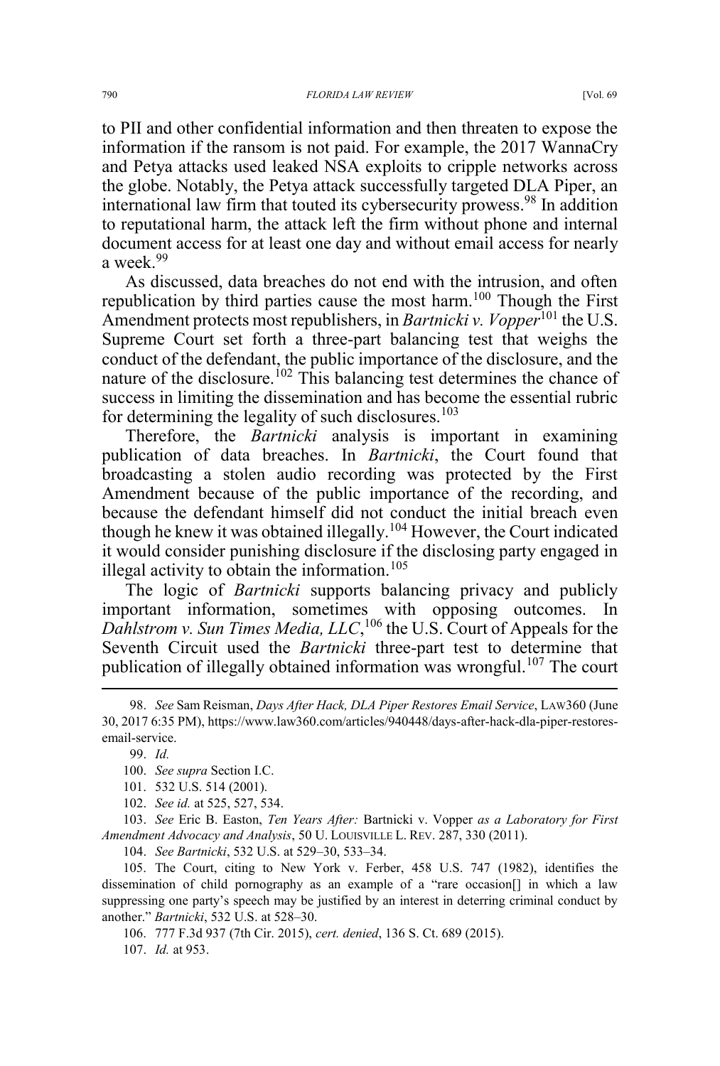to PII and other confidential information and then threaten to expose the information if the ransom is not paid. For example, the 2017 WannaCry and Petya attacks used leaked NSA exploits to cripple networks across the globe. Notably, the Petya attack successfully targeted DLA Piper, an international law firm that touted its cybersecurity prowess.[98] In addition to reputational harm, the attack left the firm without phone and internal document access for at least one day and without email access for nearly a week.[99]

As discussed, data breaches do not end with the intrusion, and often republication by third parties cause the most harm.[100] Though the First Amendment protects most republishers, in *Bartnicki v. Vopper*[101] the U.S. Supreme Court set forth a three-part balancing test that weighs the conduct of the defendant, the public importance of the disclosure, and the nature of the disclosure.[102] This balancing test determines the chance of success in limiting the dissemination and has become the essential rubric for determining the legality of such disclosures.[103]

Therefore, the *Bartnicki* analysis is important in examining publication of data breaches. In *Bartnicki*, the Court found that broadcasting a stolen audio recording was protected by the First Amendment because of the public importance of the recording, and because the defendant himself did not conduct the initial breach even though he knew it was obtained illegally.[104] However, the Court indicated it would consider punishing disclosure if the disclosing party engaged in illegal activity to obtain the information.[105]

The logic of *Bartnicki* supports balancing privacy and publicly important information, sometimes with opposing outcomes. In *Dahlstrom v. Sun Times Media, LLC*,[106] the U.S. Court of Appeals for the Seventh Circuit used the *Bartnicki* three-part test to determine that publication of illegally obtained information was wrongful.[107] The court

---

98. *See* Sam Reisman, *Days After Hack, DLA Piper Restores Email Service*, LAW360 (June 30, 2017 6:35 PM), https://www.law360.com/articles/940448/days-after-hack-dla-piper-restores-email-service.

99. *Id.*

100. *See supra* Section I.C.

101. 532 U.S. 514 (2001).

102. *See id.* at 525, 527, 534.

103. *See* Eric B. Easton, *Ten Years After:* Bartnicki v. Vopper *as a Laboratory for First Amendment Advocacy and Analysis*, 50 U. LOUISVILLE L. REV. 287, 330 (2011).

104. *See Bartnicki*, 532 U.S. at 529–30, 533–34.

105. The Court, citing to New York v. Ferber, 458 U.S. 747 (1982), identifies the dissemination of child pornography as an example of a "rare occasion[] in which a law suppressing one party's speech may be justified by an interest in deterring criminal conduct by another." *Bartnicki*, 532 U.S. at 528–30.

106. 777 F.3d 937 (7th Cir. 2015), *cert. denied*, 136 S. Ct. 689 (2015).

107. *Id.* at 953.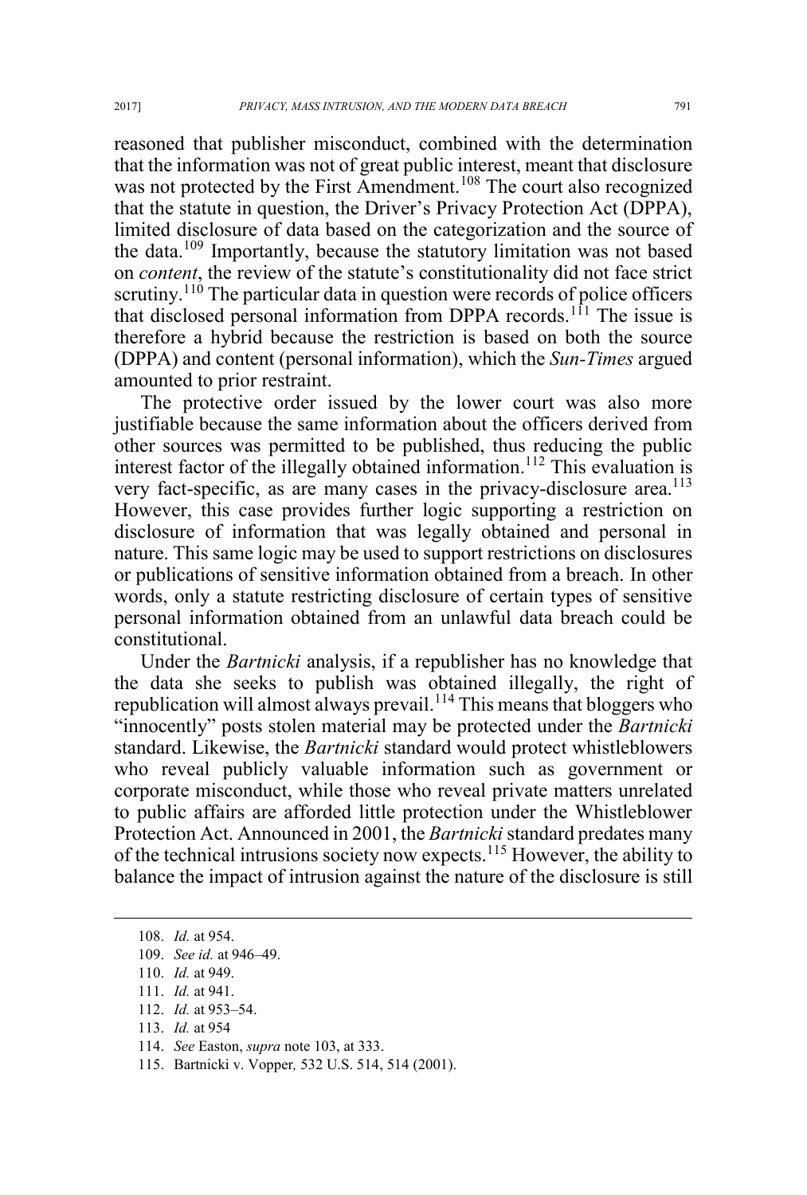reasoned that publisher misconduct, combined with the determination that the information was not of great public interest, meant that disclosure was not protected by the First Amendment.[108] The court also recognized that the statute in question, the Driver's Privacy Protection Act (DPPA), limited disclosure of data based on the categorization and the source of the data.[109] Importantly, because the statutory limitation was not based on *content*, the review of the statute's constitutionality did not face strict scrutiny.[110] The particular data in question were records of police officers that disclosed personal information from DPPA records.[111] The issue is therefore a hybrid because the restriction is based on both the source (DPPA) and content (personal information), which the *Sun-Times* argued amounted to prior restraint.

The protective order issued by the lower court was also more justifiable because the same information about the officers derived from other sources was permitted to be published, thus reducing the public interest factor of the illegally obtained information.[112] This evaluation is very fact-specific, as are many cases in the privacy-disclosure area.[113] However, this case provides further logic supporting a restriction on disclosure of information that was legally obtained and personal in nature. This same logic may be used to support restrictions on disclosures or publications of sensitive information obtained from a breach. In other words, only a statute restricting disclosure of certain types of sensitive personal information obtained from an unlawful data breach could be constitutional.

Under the *Bartnicki* analysis, if a republisher has no knowledge that the data she seeks to publish was obtained illegally, the right of republication will almost always prevail.[114] This means that bloggers who "innocently" posts stolen material may be protected under the *Bartnicki* standard. Likewise, the *Bartnicki* standard would protect whistleblowers who reveal publicly valuable information such as government or corporate misconduct, while those who reveal private matters unrelated to public affairs are afforded little protection under the Whistleblower Protection Act. Announced in 2001, the *Bartnicki* standard predates many of the technical intrusions society now expects.[115] However, the ability to balance the impact of intrusion against the nature of the disclosure is still

108. *Id.* at 954.

109. *See id.* at 946–49.

110. *Id.* at 949.

111. *Id.* at 941.

112. *Id.* at 953–54.

113. *Id.* at 954

114. *See* Easton, *supra* note 103, at 333.

115. Bartnicki v. Vopper*,* 532 U.S. 514, 514 (2001).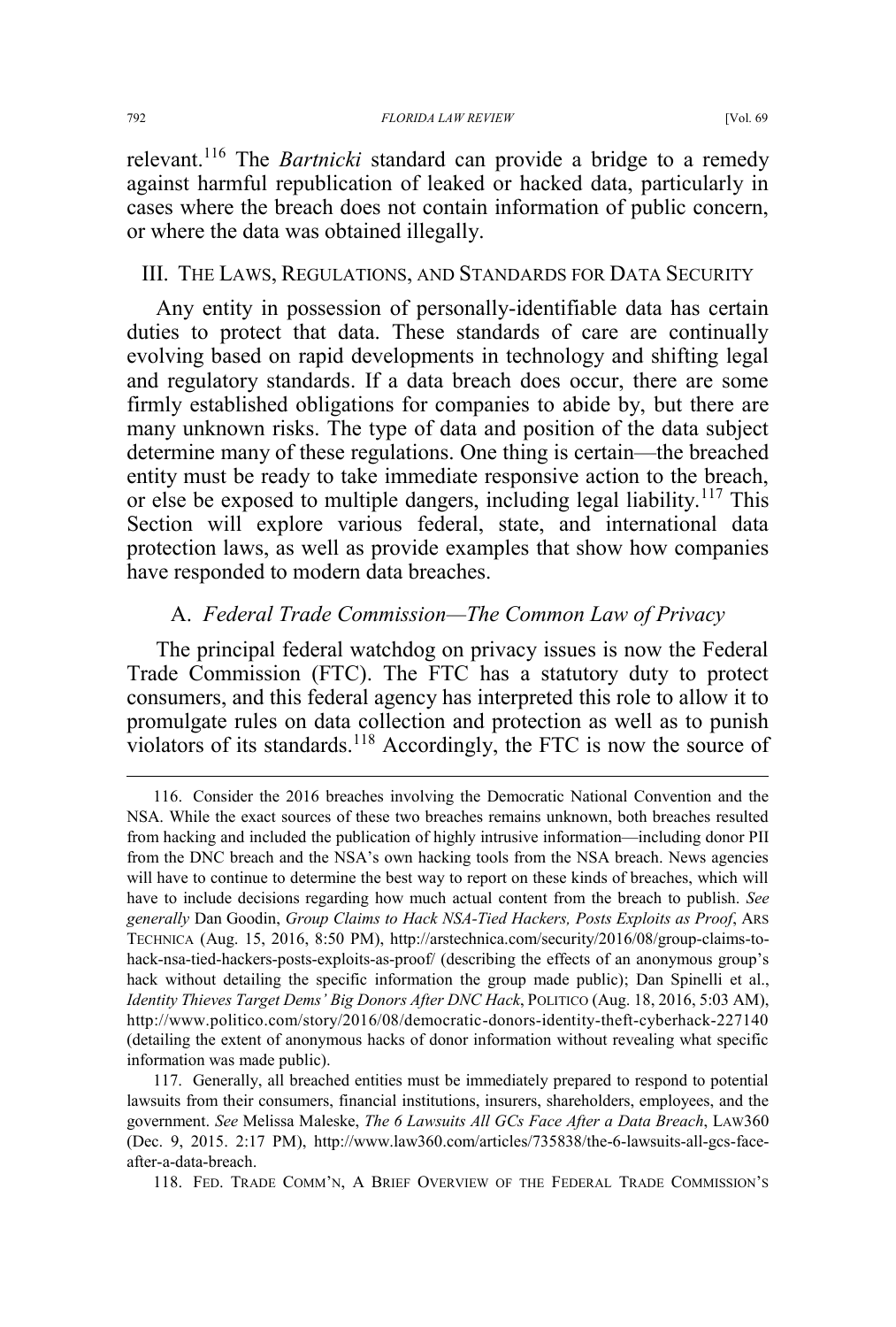relevant.[116] The *Bartnicki* standard can provide a bridge to a remedy against harmful republication of leaked or hacked data, particularly in cases where the breach does not contain information of public concern, or where the data was obtained illegally.

## III. The Laws, Regulations, and Standards for Data Security

Any entity in possession of personally-identifiable data has certain duties to protect that data. These standards of care are continually evolving based on rapid developments in technology and shifting legal and regulatory standards. If a data breach does occur, there are some firmly established obligations for companies to abide by, but there are many unknown risks. The type of data and position of the data subject determine many of these regulations. One thing is certain—the breached entity must be ready to take immediate responsive action to the breach, or else be exposed to multiple dangers, including legal liability.[117] This Section will explore various federal, state, and international data protection laws, as well as provide examples that show how companies have responded to modern data breaches.

### A. *Federal Trade Commission—The Common Law of Privacy*

The principal federal watchdog on privacy issues is now the Federal Trade Commission (FTC). The FTC has a statutory duty to protect consumers, and this federal agency has interpreted this role to allow it to promulgate rules on data collection and protection as well as to punish violators of its standards.[118] Accordingly, the FTC is now the source of

---

116. Consider the 2016 breaches involving the Democratic National Convention and the NSA. While the exact sources of these two breaches remains unknown, both breaches resulted from hacking and included the publication of highly intrusive information—including donor PII from the DNC breach and the NSA's own hacking tools from the NSA breach. News agencies will have to continue to determine the best way to report on these kinds of breaches, which will have to include decisions regarding how much actual content from the breach to publish. *See generally* Dan Goodin, *Group Claims to Hack NSA-Tied Hackers, Posts Exploits as Proof*, ARS TECHNICA (Aug. 15, 2016, 8:50 PM), http://arstechnica.com/security/2016/08/group-claims-to-hack-nsa-tied-hackers-posts-exploits-as-proof/ (describing the effects of an anonymous group's hack without detailing the specific information the group made public); Dan Spinelli et al., *Identity Thieves Target Dems' Big Donors After DNC Hack*, POLITICO (Aug. 18, 2016, 5:03 AM), http://www.politico.com/story/2016/08/democratic-donors-identity-theft-cyberhack-227140 (detailing the extent of anonymous hacks of donor information without revealing what specific information was made public).

117. Generally, all breached entities must be immediately prepared to respond to potential lawsuits from their consumers, financial institutions, insurers, shareholders, employees, and the government. *See* Melissa Maleske, *The 6 Lawsuits All GCs Face After a Data Breach*, LAW360 (Dec. 9, 2015. 2:17 PM), http://www.law360.com/articles/735838/the-6-lawsuits-all-gcs-face-after-a-data-breach.

118. FED. TRADE COMM'N, A BRIEF OVERVIEW OF THE FEDERAL TRADE COMMISSION'S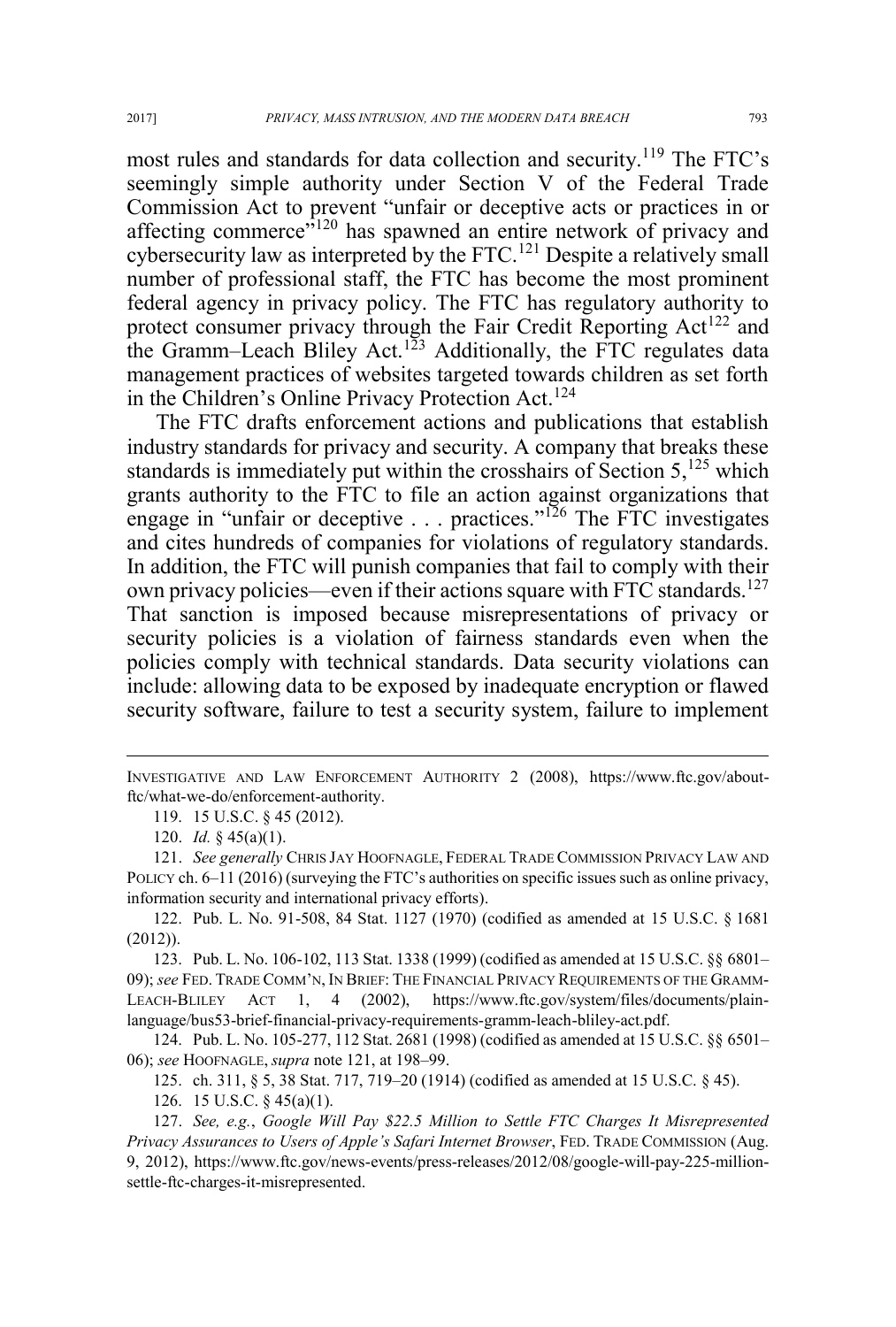most rules and standards for data collection and security.[119] The FTC's seemingly simple authority under Section V of the Federal Trade Commission Act to prevent "unfair or deceptive acts or practices in or affecting commerce"[120] has spawned an entire network of privacy and cybersecurity law as interpreted by the FTC.[121] Despite a relatively small number of professional staff, the FTC has become the most prominent federal agency in privacy policy. The FTC has regulatory authority to protect consumer privacy through the Fair Credit Reporting Act[122] and the Gramm–Leach Bliley Act.[123] Additionally, the FTC regulates data management practices of websites targeted towards children as set forth in the Children's Online Privacy Protection Act.[124]

The FTC drafts enforcement actions and publications that establish industry standards for privacy and security. A company that breaks these standards is immediately put within the crosshairs of Section 5,[125] which grants authority to the FTC to file an action against organizations that engage in "unfair or deceptive . . . practices."[126] The FTC investigates and cites hundreds of companies for violations of regulatory standards. In addition, the FTC will punish companies that fail to comply with their own privacy policies—even if their actions square with FTC standards.[127] That sanction is imposed because misrepresentations of privacy or security policies is a violation of fairness standards even when the policies comply with technical standards. Data security violations can include: allowing data to be exposed by inadequate encryption or flawed security software, failure to test a security system, failure to implement

---

INVESTIGATIVE AND LAW ENFORCEMENT AUTHORITY 2 (2008), https://www.ftc.gov/about-ftc/what-we-do/enforcement-authority.

119. 15 U.S.C. § 45 (2012).

120. *Id.* § 45(a)(1).

121. *See generally* CHRIS JAY HOOFNAGLE, FEDERAL TRADE COMMISSION PRIVACY LAW AND POLICY ch. 6–11 (2016) (surveying the FTC's authorities on specific issues such as online privacy, information security and international privacy efforts).

122. Pub. L. No. 91-508, 84 Stat. 1127 (1970) (codified as amended at 15 U.S.C. § 1681 (2012)).

123. Pub. L. No. 106-102, 113 Stat. 1338 (1999) (codified as amended at 15 U.S.C. §§ 6801–09); *see* FED. TRADE COMM'N, IN BRIEF: THE FINANCIAL PRIVACY REQUIREMENTS OF THE GRAMM-LEACH-BLILEY ACT 1, 4 (2002), https://www.ftc.gov/system/files/documents/plain-language/bus53-brief-financial-privacy-requirements-gramm-leach-bliley-act.pdf.

124. Pub. L. No. 105-277, 112 Stat. 2681 (1998) (codified as amended at 15 U.S.C. §§ 6501–06); *see* HOOFNAGLE, *supra* note 121, at 198–99.

125. ch. 311, § 5, 38 Stat. 717, 719–20 (1914) (codified as amended at 15 U.S.C. § 45).

126. 15 U.S.C. § 45(a)(1).

127. *See, e.g.*, *Google Will Pay $22.5 Million to Settle FTC Charges It Misrepresented Privacy Assurances to Users of Apple's Safari Internet Browser*, FED. TRADE COMMISSION (Aug. 9, 2012), https://www.ftc.gov/news-events/press-releases/2012/08/google-will-pay-225-million-settle-ftc-charges-it-misrepresented.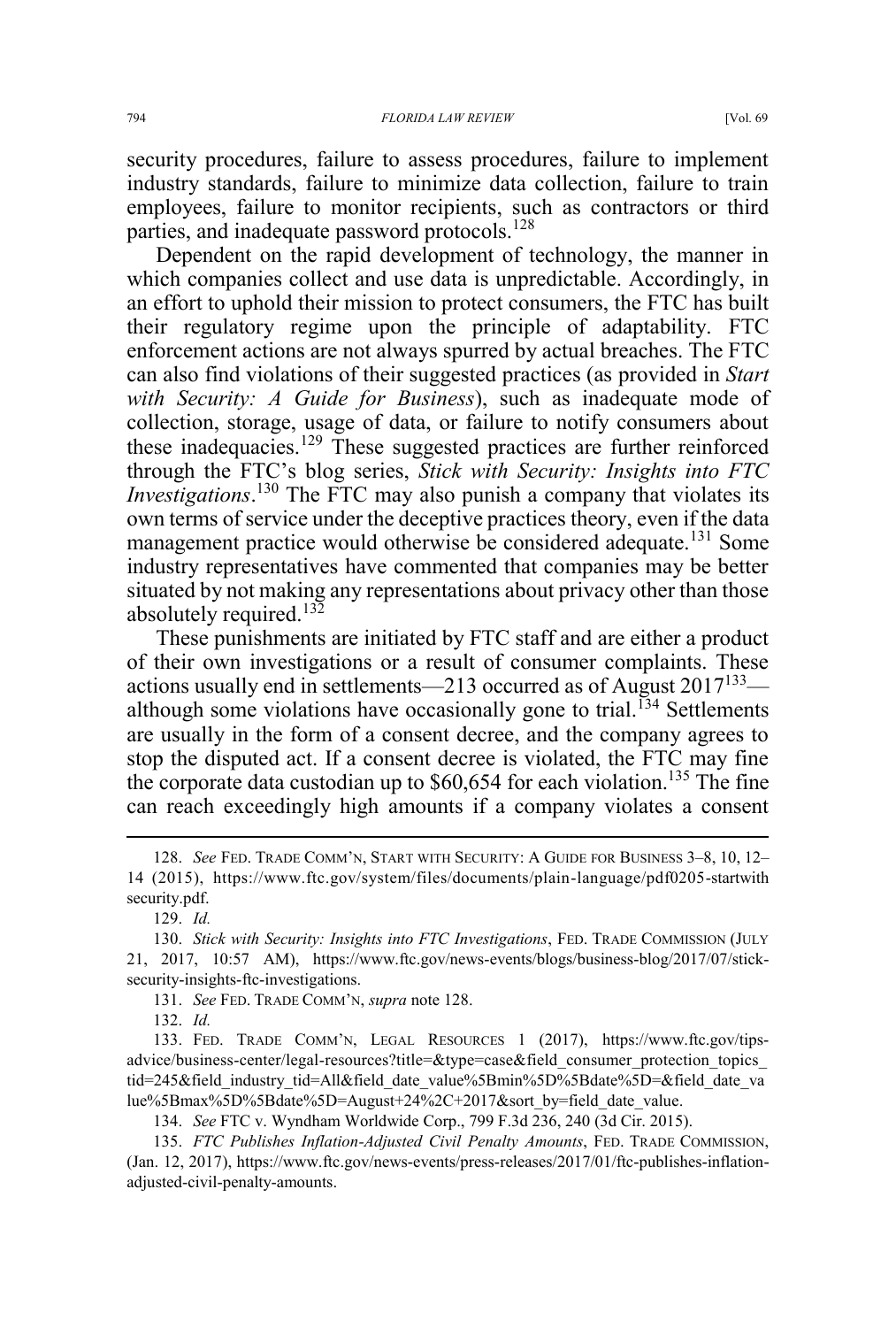security procedures, failure to assess procedures, failure to implement industry standards, failure to minimize data collection, failure to train employees, failure to monitor recipients, such as contractors or third parties, and inadequate password protocols.[128]

Dependent on the rapid development of technology, the manner in which companies collect and use data is unpredictable. Accordingly, in an effort to uphold their mission to protect consumers, the FTC has built their regulatory regime upon the principle of adaptability. FTC enforcement actions are not always spurred by actual breaches. The FTC can also find violations of their suggested practices (as provided in *Start with Security: A Guide for Business*), such as inadequate mode of collection, storage, usage of data, or failure to notify consumers about these inadequacies.[129] These suggested practices are further reinforced through the FTC's blog series, *Stick with Security: Insights into FTC Investigations*.[130] The FTC may also punish a company that violates its own terms of service under the deceptive practices theory, even if the data management practice would otherwise be considered adequate.[131] Some industry representatives have commented that companies may be better situated by not making any representations about privacy other than those absolutely required.[132]

These punishments are initiated by FTC staff and are either a product of their own investigations or a result of consumer complaints. These actions usually end in settlements—213 occurred as of August 2017[133]—although some violations have occasionally gone to trial.[134] Settlements are usually in the form of a consent decree, and the company agrees to stop the disputed act. If a consent decree is violated, the FTC may fine the corporate data custodian up to $60,654 for each violation.[135] The fine can reach exceedingly high amounts if a company violates a consent

---

128. *See* FED. TRADE COMM'N, START WITH SECURITY: A GUIDE FOR BUSINESS 3–8, 10, 12–14 (2015), https://www.ftc.gov/system/files/documents/plain-language/pdf0205-startwithsecurity.pdf.

129. *Id.*

130. *Stick with Security: Insights into FTC Investigations*, FED. TRADE COMMISSION (JULY 21, 2017, 10:57 AM), https://www.ftc.gov/news-events/blogs/business-blog/2017/07/stick-security-insights-ftc-investigations.

131. *See* FED. TRADE COMM'N, *supra* note 128.

132. *Id.*

133. FED. TRADE COMM'N, LEGAL RESOURCES 1 (2017), https://www.ftc.gov/tips-advice/business-center/legal-resources?title=&type=case&field_consumer_protection_topics_tid=245&field_industry_tid=All&field_date_value%5Bmin%5D%5Bdate%5D=&field_date_value%5Bmax%5D%5Bdate%5D=August+24%2C+2017&sort_by=field_date_value.

134. *See* FTC v. Wyndham Worldwide Corp., 799 F.3d 236, 240 (3d Cir. 2015).

135. *FTC Publishes Inflation-Adjusted Civil Penalty Amounts*, FED. TRADE COMMISSION, (Jan. 12, 2017), https://www.ftc.gov/news-events/press-releases/2017/01/ftc-publishes-inflation-adjusted-civil-penalty-amounts.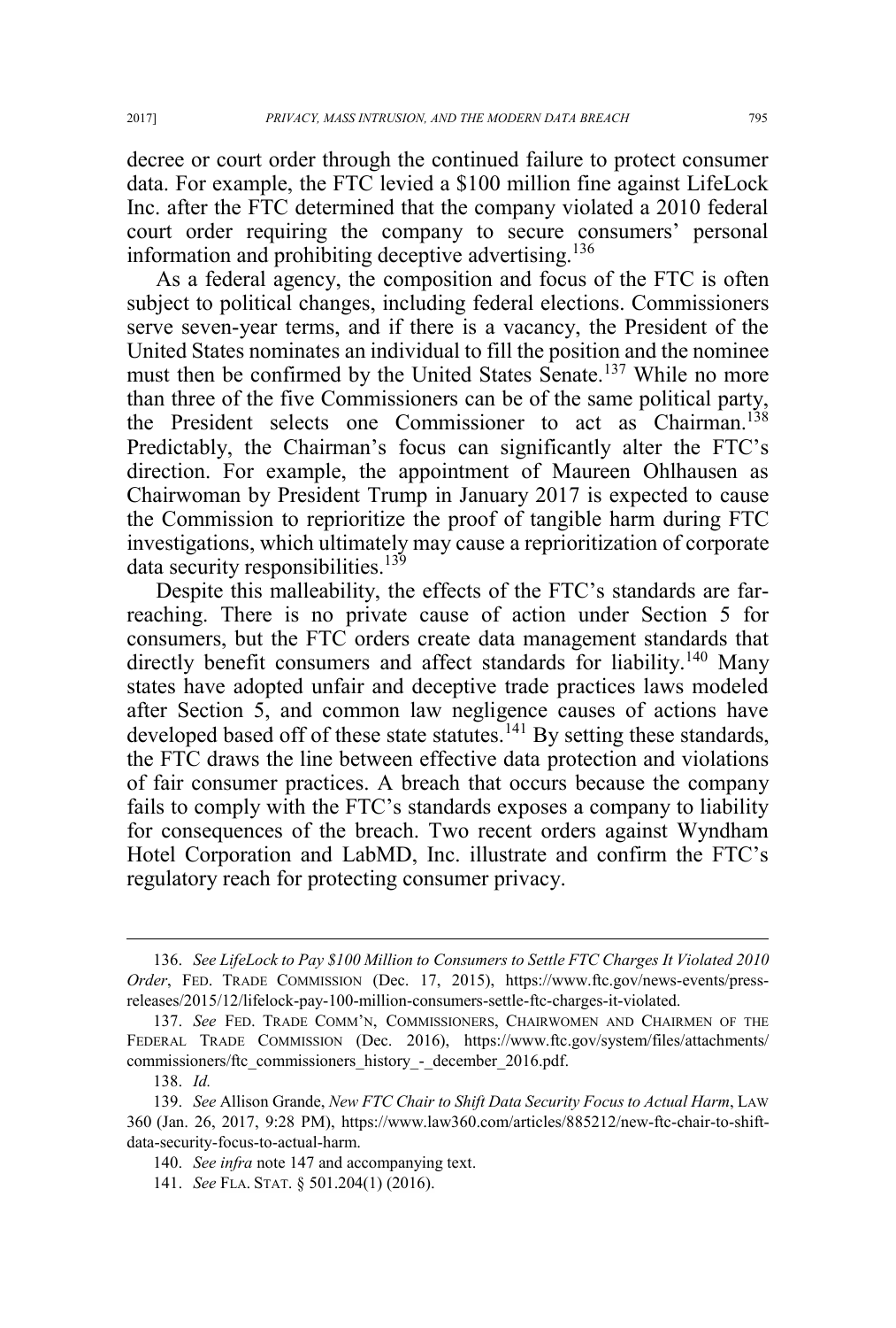decree or court order through the continued failure to protect consumer data. For example, the FTC levied a $100 million fine against LifeLock Inc. after the FTC determined that the company violated a 2010 federal court order requiring the company to secure consumers' personal information and prohibiting deceptive advertising.[136]

As a federal agency, the composition and focus of the FTC is often subject to political changes, including federal elections. Commissioners serve seven-year terms, and if there is a vacancy, the President of the United States nominates an individual to fill the position and the nominee must then be confirmed by the United States Senate.[137] While no more than three of the five Commissioners can be of the same political party, the President selects one Commissioner to act as Chairman.[138] Predictably, the Chairman's focus can significantly alter the FTC's direction. For example, the appointment of Maureen Ohlhausen as Chairwoman by President Trump in January 2017 is expected to cause the Commission to reprioritize the proof of tangible harm during FTC investigations, which ultimately may cause a reprioritization of corporate data security responsibilities.[139]

Despite this malleability, the effects of the FTC's standards are far-reaching. There is no private cause of action under Section 5 for consumers, but the FTC orders create data management standards that directly benefit consumers and affect standards for liability.[140] Many states have adopted unfair and deceptive trade practices laws modeled after Section 5, and common law negligence causes of actions have developed based off of these state statutes.[141] By setting these standards, the FTC draws the line between effective data protection and violations of fair consumer practices. A breach that occurs because the company fails to comply with the FTC's standards exposes a company to liability for consequences of the breach. Two recent orders against Wyndham Hotel Corporation and LabMD, Inc. illustrate and confirm the FTC's regulatory reach for protecting consumer privacy.

---

136. *See LifeLock to Pay $100 Million to Consumers to Settle FTC Charges It Violated 2010 Order*, FED. TRADE COMMISSION (Dec. 17, 2015), https://www.ftc.gov/news-events/press-releases/2015/12/lifelock-pay-100-million-consumers-settle-ftc-charges-it-violated.

137. *See* FED. TRADE COMM'N, COMMISSIONERS, CHAIRWOMEN AND CHAIRMEN OF THE FEDERAL TRADE COMMISSION (Dec. 2016), https://www.ftc.gov/system/files/attachments/commissioners/ftc_commissioners_history_-_december_2016.pdf.

138. *Id.*

139. *See* Allison Grande, *New FTC Chair to Shift Data Security Focus to Actual Harm*, LAW 360 (Jan. 26, 2017, 9:28 PM), https://www.law360.com/articles/885212/new-ftc-chair-to-shift-data-security-focus-to-actual-harm.

140. *See infra* note 147 and accompanying text.

141. *See* FLA. STAT. § 501.204(1) (2016).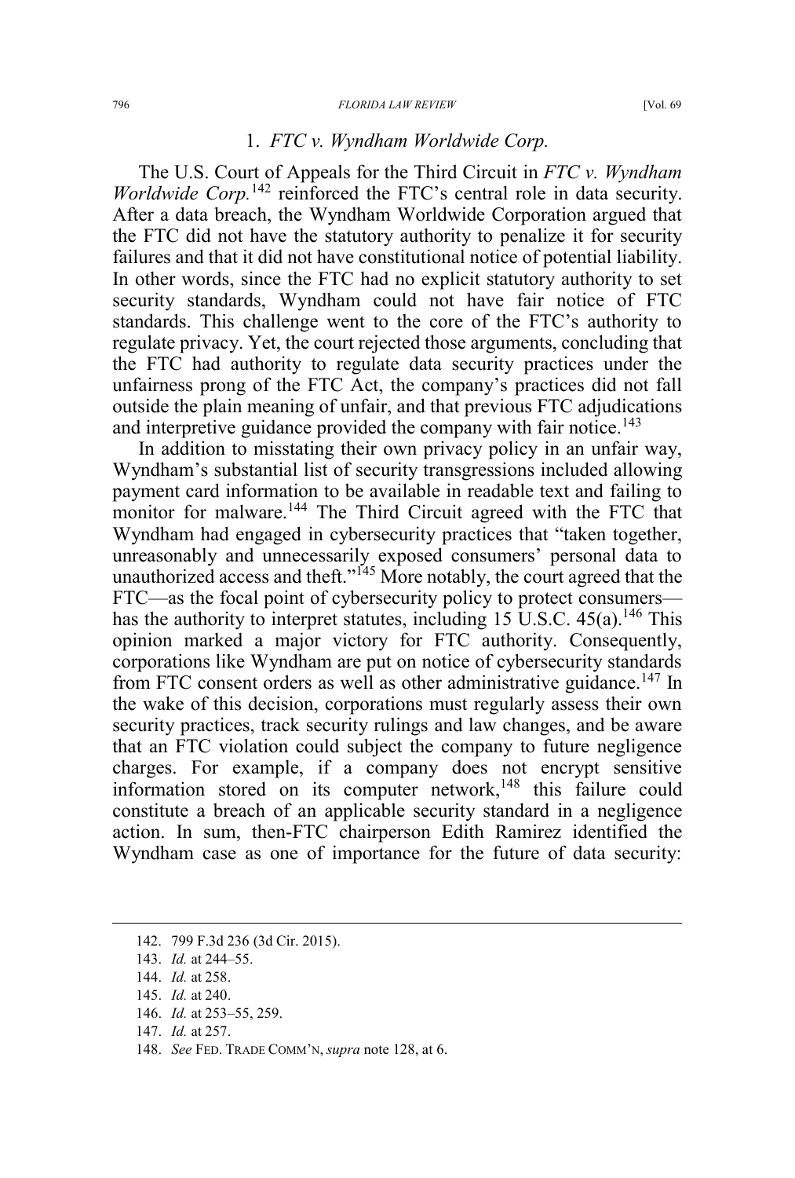### 1. *FTC v. Wyndham Worldwide Corp.*

The U.S. Court of Appeals for the Third Circuit in *FTC v. Wyndham Worldwide Corp.*[142] reinforced the FTC's central role in data security. After a data breach, the Wyndham Worldwide Corporation argued that the FTC did not have the statutory authority to penalize it for security failures and that it did not have constitutional notice of potential liability. In other words, since the FTC had no explicit statutory authority to set security standards, Wyndham could not have fair notice of FTC standards. This challenge went to the core of the FTC's authority to regulate privacy. Yet, the court rejected those arguments, concluding that the FTC had authority to regulate data security practices under the unfairness prong of the FTC Act, the company's practices did not fall outside the plain meaning of unfair, and that previous FTC adjudications and interpretive guidance provided the company with fair notice.[143]

In addition to misstating their own privacy policy in an unfair way, Wyndham's substantial list of security transgressions included allowing payment card information to be available in readable text and failing to monitor for malware.[144] The Third Circuit agreed with the FTC that Wyndham had engaged in cybersecurity practices that "taken together, unreasonably and unnecessarily exposed consumers' personal data to unauthorized access and theft."[145] More notably, the court agreed that the FTC—as the focal point of cybersecurity policy to protect consumers—has the authority to interpret statutes, including 15 U.S.C. 45(a).[146] This opinion marked a major victory for FTC authority. Consequently, corporations like Wyndham are put on notice of cybersecurity standards from FTC consent orders as well as other administrative guidance.[147] In the wake of this decision, corporations must regularly assess their own security practices, track security rulings and law changes, and be aware that an FTC violation could subject the company to future negligence charges. For example, if a company does not encrypt sensitive information stored on its computer network,[148] this failure could constitute a breach of an applicable security standard in a negligence action. In sum, then-FTC chairperson Edith Ramirez identified the Wyndham case as one of importance for the future of data security:

---

142. 799 F.3d 236 (3d Cir. 2015).

143. *Id.* at 244–55.

144. *Id.* at 258.

145. *Id.* at 240.

146. *Id.* at 253–55, 259.

147. *Id.* at 257.

148. *See* FED. TRADE COMM'N, *supra* note 128, at 6.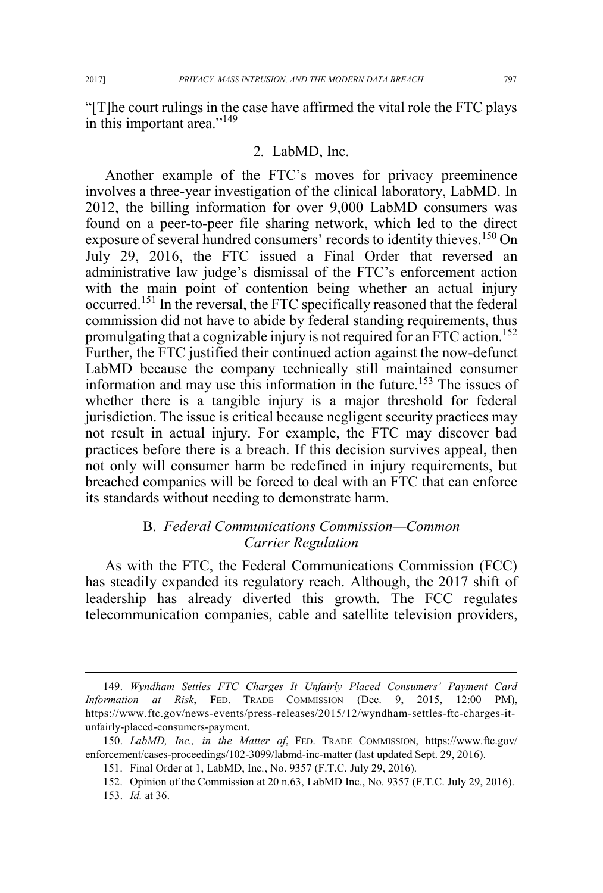"[T]he court rulings in the case have affirmed the vital role the FTC plays in this important area."[149]

### 2. LabMD, Inc.

Another example of the FTC's moves for privacy preeminence involves a three-year investigation of the clinical laboratory, LabMD. In 2012, the billing information for over 9,000 LabMD consumers was found on a peer-to-peer file sharing network, which led to the direct exposure of several hundred consumers' records to identity thieves.[150] On July 29, 2016, the FTC issued a Final Order that reversed an administrative law judge's dismissal of the FTC's enforcement action with the main point of contention being whether an actual injury occurred.[151] In the reversal, the FTC specifically reasoned that the federal commission did not have to abide by federal standing requirements, thus promulgating that a cognizable injury is not required for an FTC action.[152] Further, the FTC justified their continued action against the now-defunct LabMD because the company technically still maintained consumer information and may use this information in the future.[153] The issues of whether there is a tangible injury is a major threshold for federal jurisdiction. The issue is critical because negligent security practices may not result in actual injury. For example, the FTC may discover bad practices before there is a breach. If this decision survives appeal, then not only will consumer harm be redefined in injury requirements, but breached companies will be forced to deal with an FTC that can enforce its standards without needing to demonstrate harm.

## B. *Federal Communications Commission—Common Carrier Regulation*

As with the FTC, the Federal Communications Commission (FCC) has steadily expanded its regulatory reach. Although, the 2017 shift of leadership has already diverted this growth. The FCC regulates telecommunication companies, cable and satellite television providers,

---

149. *Wyndham Settles FTC Charges It Unfairly Placed Consumers' Payment Card Information at Risk*, FED. TRADE COMMISSION (Dec. 9, 2015, 12:00 PM), https://www.ftc.gov/news-events/press-releases/2015/12/wyndham-settles-ftc-charges-it-unfairly-placed-consumers-payment.

150. *LabMD, Inc., in the Matter of*, FED. TRADE COMMISSION, https://www.ftc.gov/enforcement/cases-proceedings/102-3099/labmd-inc-matter (last updated Sept. 29, 2016).

151. Final Order at 1, LabMD, Inc., No. 9357 (F.T.C. July 29, 2016).

152. Opinion of the Commission at 20 n.63, LabMD Inc., No. 9357 (F.T.C. July 29, 2016).

153. *Id.* at 36.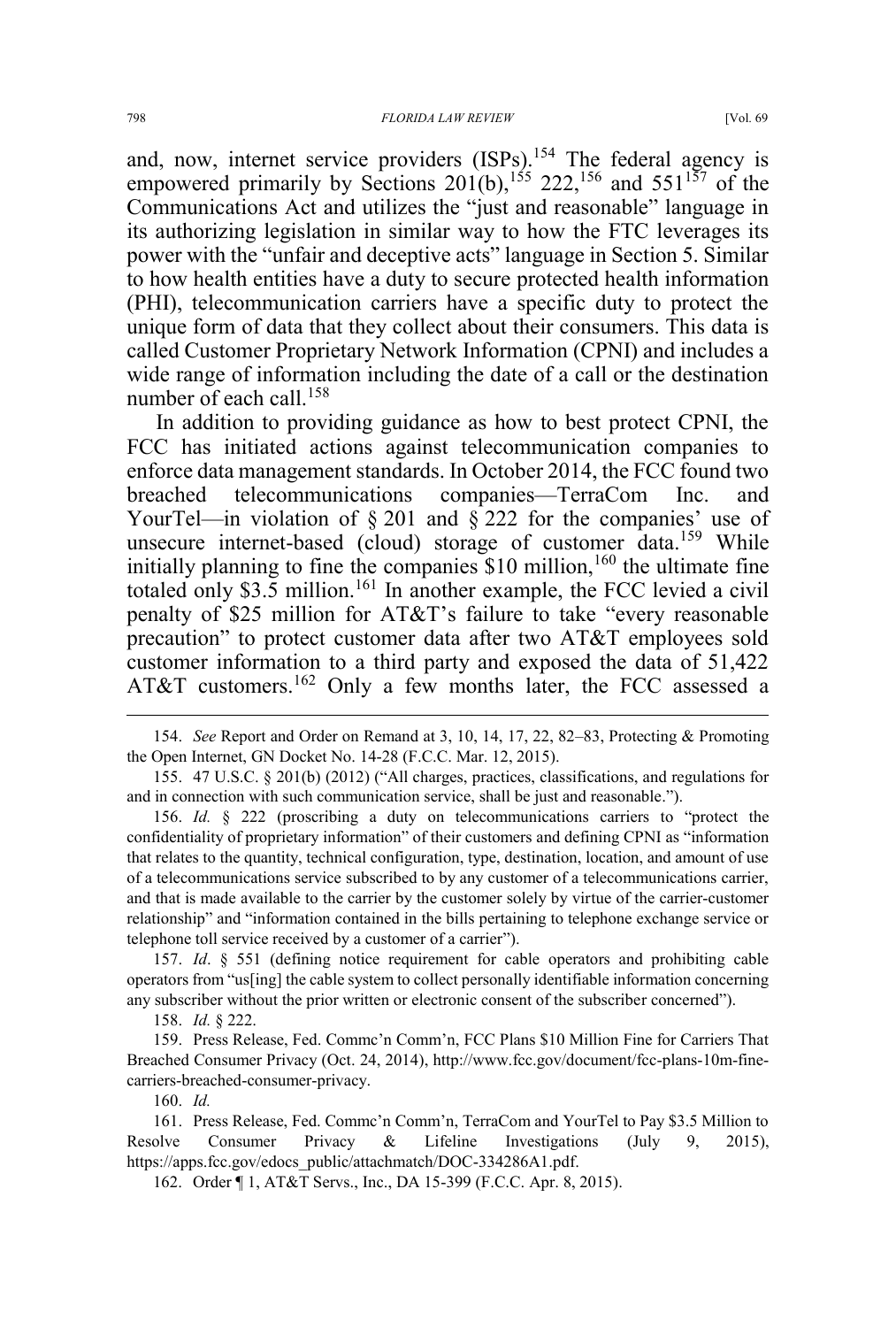and, now, internet service providers (ISPs).[154] The federal agency is empowered primarily by Sections 201(b),[155] 222,[156] and 551[157] of the Communications Act and utilizes the "just and reasonable" language in its authorizing legislation in similar way to how the FTC leverages its power with the "unfair and deceptive acts" language in Section 5. Similar to how health entities have a duty to secure protected health information (PHI), telecommunication carriers have a specific duty to protect the unique form of data that they collect about their consumers. This data is called Customer Proprietary Network Information (CPNI) and includes a wide range of information including the date of a call or the destination number of each call.[158]

In addition to providing guidance as how to best protect CPNI, the FCC has initiated actions against telecommunication companies to enforce data management standards. In October 2014, the FCC found two breached telecommunications companies—TerraCom Inc. and YourTel—in violation of § 201 and § 222 for the companies' use of unsecure internet-based (cloud) storage of customer data.[159] While initially planning to fine the companies $10 million,[160] the ultimate fine totaled only $3.5 million.[161] In another example, the FCC levied a civil penalty of $25 million for AT&T's failure to take "every reasonable precaution" to protect customer data after two AT&T employees sold customer information to a third party and exposed the data of 51,422 AT&T customers.[162] Only a few months later, the FCC assessed a

---

154. *See* Report and Order on Remand at 3, 10, 14, 17, 22, 82–83, Protecting & Promoting the Open Internet, GN Docket No. 14-28 (F.C.C. Mar. 12, 2015).

155. 47 U.S.C. § 201(b) (2012) ("All charges, practices, classifications, and regulations for and in connection with such communication service, shall be just and reasonable.").

156. *Id.* § 222 (proscribing a duty on telecommunications carriers to "protect the confidentiality of proprietary information" of their customers and defining CPNI as "information that relates to the quantity, technical configuration, type, destination, location, and amount of use of a telecommunications service subscribed to by any customer of a telecommunications carrier, and that is made available to the carrier by the customer solely by virtue of the carrier-customer relationship" and "information contained in the bills pertaining to telephone exchange service or telephone toll service received by a customer of a carrier").

157. *Id*. § 551 (defining notice requirement for cable operators and prohibiting cable operators from "us[ing] the cable system to collect personally identifiable information concerning any subscriber without the prior written or electronic consent of the subscriber concerned").

158. *Id.* § 222.

159. Press Release, Fed. Commc'n Comm'n, FCC Plans $10 Million Fine for Carriers That Breached Consumer Privacy (Oct. 24, 2014), http://www.fcc.gov/document/fcc-plans-10m-fine-carriers-breached-consumer-privacy.

160. *Id.*

161. Press Release, Fed. Commc'n Comm'n, TerraCom and YourTel to Pay $3.5 Million to Resolve Consumer Privacy & Lifeline Investigations (July 9, 2015), https://apps.fcc.gov/edocs_public/attachmatch/DOC-334286A1.pdf.

162. Order ¶ 1, AT&T Servs., Inc., DA 15-399 (F.C.C. Apr. 8, 2015).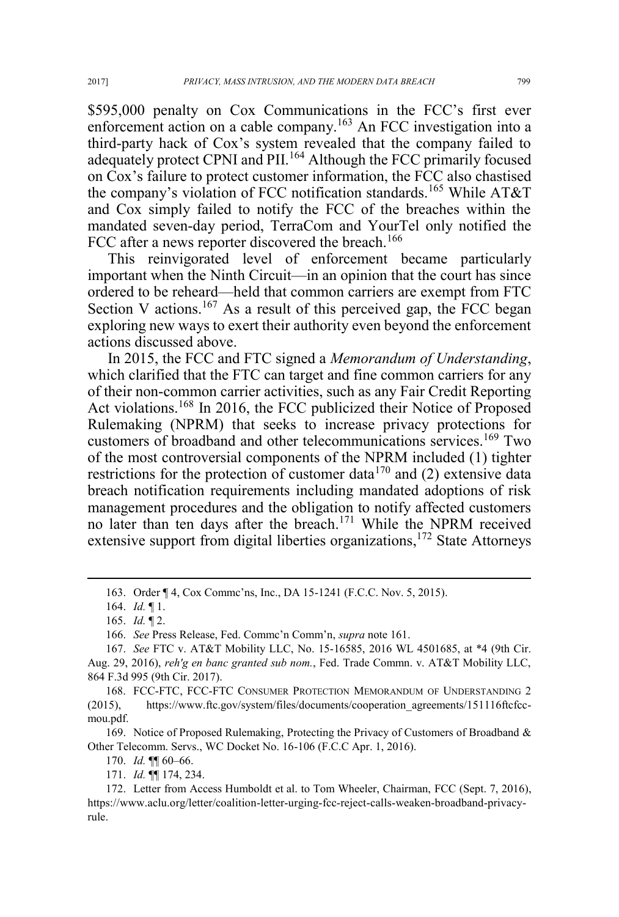$595,000 penalty on Cox Communications in the FCC's first ever enforcement action on a cable company.[163] An FCC investigation into a third-party hack of Cox's system revealed that the company failed to adequately protect CPNI and PII.[164] Although the FCC primarily focused on Cox's failure to protect customer information, the FCC also chastised the company's violation of FCC notification standards.[165] While AT&T and Cox simply failed to notify the FCC of the breaches within the mandated seven-day period, TerraCom and YourTel only notified the FCC after a news reporter discovered the breach.[166]

This reinvigorated level of enforcement became particularly important when the Ninth Circuit—in an opinion that the court has since ordered to be reheard—held that common carriers are exempt from FTC Section V actions.[167] As a result of this perceived gap, the FCC began exploring new ways to exert their authority even beyond the enforcement actions discussed above.

In 2015, the FCC and FTC signed a *Memorandum of Understanding*, which clarified that the FTC can target and fine common carriers for any of their non-common carrier activities, such as any Fair Credit Reporting Act violations.[168] In 2016, the FCC publicized their Notice of Proposed Rulemaking (NPRM) that seeks to increase privacy protections for customers of broadband and other telecommunications services.[169] Two of the most controversial components of the NPRM included (1) tighter restrictions for the protection of customer data[170] and (2) extensive data breach notification requirements including mandated adoptions of risk management procedures and the obligation to notify affected customers no later than ten days after the breach.[171] While the NPRM received extensive support from digital liberties organizations,[172] State Attorneys

---

163. Order ¶ 4, Cox Commc'ns, Inc., DA 15-1241 (F.C.C. Nov. 5, 2015).

164. *Id.* ¶ 1.

165. *Id.* ¶ 2.

166. *See* Press Release, Fed. Commc'n Comm'n, *supra* note 161.

167. *See* FTC v. AT&T Mobility LLC, No. 15-16585, 2016 WL 4501685, at *4 (9th Cir. Aug. 29, 2016), *reh'g en banc granted sub nom.*, Fed. Trade Commn. v. AT&T Mobility LLC, 864 F.3d 995 (9th Cir. 2017).

168. FCC-FTC, FCC-FTC CONSUMER PROTECTION MEMORANDUM OF UNDERSTANDING 2 (2015), https://www.ftc.gov/system/files/documents/cooperation_agreements/151116ftcfcc-mou.pdf.

169. Notice of Proposed Rulemaking, Protecting the Privacy of Customers of Broadband & Other Telecomm. Servs., WC Docket No. 16-106 (F.C.C Apr. 1, 2016).

170. *Id.* ¶¶ 60–66.

171. *Id.* ¶¶ 174, 234.

172. Letter from Access Humboldt et al. to Tom Wheeler, Chairman, FCC (Sept. 7, 2016), https://www.aclu.org/letter/coalition-letter-urging-fcc-reject-calls-weaken-broadband-privacy-rule.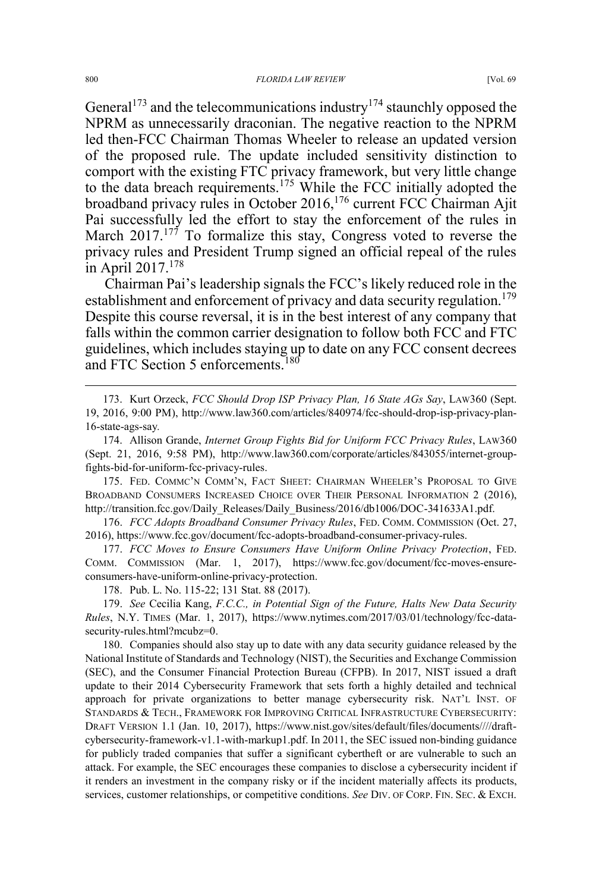General[173] and the telecommunications industry[174] staunchly opposed the NPRM as unnecessarily draconian. The negative reaction to the NPRM led then-FCC Chairman Thomas Wheeler to release an updated version of the proposed rule. The update included sensitivity distinction to comport with the existing FTC privacy framework, but very little change to the data breach requirements.[175] While the FCC initially adopted the broadband privacy rules in October 2016,[176] current FCC Chairman Ajit Pai successfully led the effort to stay the enforcement of the rules in March 2017.[177] To formalize this stay, Congress voted to reverse the privacy rules and President Trump signed an official repeal of the rules in April 2017.[178]

Chairman Pai's leadership signals the FCC's likely reduced role in the establishment and enforcement of privacy and data security regulation.[179] Despite this course reversal, it is in the best interest of any company that falls within the common carrier designation to follow both FCC and FTC guidelines, which includes staying up to date on any FCC consent decrees and FTC Section 5 enforcements.[180]

---

173. Kurt Orzeck, *FCC Should Drop ISP Privacy Plan, 16 State AGs Say*, LAW360 (Sept. 19, 2016, 9:00 PM), http://www.law360.com/articles/840974/fcc-should-drop-isp-privacy-plan-16-state-ags-say.

174. Allison Grande, *Internet Group Fights Bid for Uniform FCC Privacy Rules*, LAW360 (Sept. 21, 2016, 9:58 PM), http://www.law360.com/corporate/articles/843055/internet-group-fights-bid-for-uniform-fcc-privacy-rules.

175. FED. COMMC'N COMM'N, FACT SHEET: CHAIRMAN WHEELER'S PROPOSAL TO GIVE BROADBAND CONSUMERS INCREASED CHOICE OVER THEIR PERSONAL INFORMATION 2 (2016), http://transition.fcc.gov/Daily_Releases/Daily_Business/2016/db1006/DOC-341633A1.pdf.

176. *FCC Adopts Broadband Consumer Privacy Rules*, FED. COMM. COMMISSION (Oct. 27, 2016), https://www.fcc.gov/document/fcc-adopts-broadband-consumer-privacy-rules.

177. *FCC Moves to Ensure Consumers Have Uniform Online Privacy Protection*, FED. COMM. COMMISSION (Mar. 1, 2017), https://www.fcc.gov/document/fcc-moves-ensure-consumers-have-uniform-online-privacy-protection.

178. Pub. L. No. 115-22; 131 Stat. 88 (2017).

179. *See* Cecilia Kang, *F.C.C., in Potential Sign of the Future, Halts New Data Security Rules*, N.Y. TIMES (Mar. 1, 2017), https://www.nytimes.com/2017/03/01/technology/fcc-data-security-rules.html?mcubz=0.

180. Companies should also stay up to date with any data security guidance released by the National Institute of Standards and Technology (NIST), the Securities and Exchange Commission (SEC), and the Consumer Financial Protection Bureau (CFPB). In 2017, NIST issued a draft update to their 2014 Cybersecurity Framework that sets forth a highly detailed and technical approach for private organizations to better manage cybersecurity risk. NAT'L INST. OF STANDARDS & TECH., FRAMEWORK FOR IMPROVING CRITICAL INFRASTRUCTURE CYBERSECURITY: DRAFT VERSION 1.1 (Jan. 10, 2017), https://www.nist.gov/sites/default/files/documents////draft-cybersecurity-framework-v1.1-with-markup1.pdf. In 2011, the SEC issued non-binding guidance for publicly traded companies that suffer a significant cybertheft or are vulnerable to such an attack. For example, the SEC encourages these companies to disclose a cybersecurity incident if it renders an investment in the company risky or if the incident materially affects its products, services, customer relationships, or competitive conditions. *See* DIV. OF CORP. FIN. SEC. & EXCH.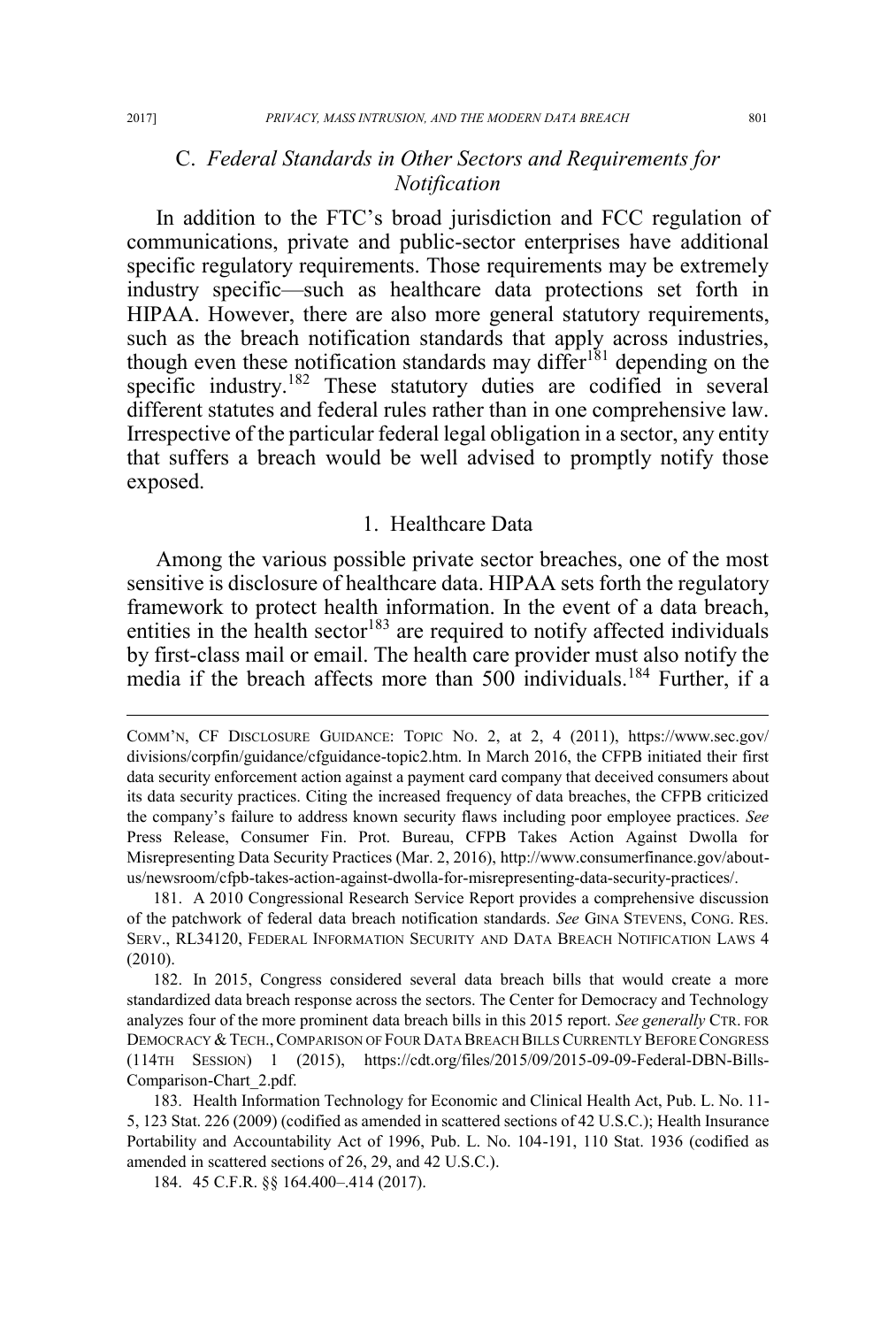### C. *Federal Standards in Other Sectors and Requirements for Notification*

In addition to the FTC's broad jurisdiction and FCC regulation of communications, private and public-sector enterprises have additional specific regulatory requirements. Those requirements may be extremely industry specific—such as healthcare data protections set forth in HIPAA. However, there are also more general statutory requirements, such as the breach notification standards that apply across industries, though even these notification standards may differ[181] depending on the specific industry.[182] These statutory duties are codified in several different statutes and federal rules rather than in one comprehensive law. Irrespective of the particular federal legal obligation in a sector, any entity that suffers a breach would be well advised to promptly notify those exposed.

#### 1. Healthcare Data

Among the various possible private sector breaches, one of the most sensitive is disclosure of healthcare data. HIPAA sets forth the regulatory framework to protect health information. In the event of a data breach, entities in the health sector[183] are required to notify affected individuals by first-class mail or email. The health care provider must also notify the media if the breach affects more than 500 individuals.[184] Further, if a

---

COMM'N, CF DISCLOSURE GUIDANCE: TOPIC NO. 2, at 2, 4 (2011), https://www.sec.gov/divisions/corpfin/guidance/cfguidance-topic2.htm. In March 2016, the CFPB initiated their first data security enforcement action against a payment card company that deceived consumers about its data security practices. Citing the increased frequency of data breaches, the CFPB criticized the company's failure to address known security flaws including poor employee practices. *See* Press Release, Consumer Fin. Prot. Bureau, CFPB Takes Action Against Dwolla for Misrepresenting Data Security Practices (Mar. 2, 2016), http://www.consumerfinance.gov/about-us/newsroom/cfpb-takes-action-against-dwolla-for-misrepresenting-data-security-practices/.

181. A 2010 Congressional Research Service Report provides a comprehensive discussion of the patchwork of federal data breach notification standards. *See* GINA STEVENS, CONG. RES. SERV., RL34120, FEDERAL INFORMATION SECURITY AND DATA BREACH NOTIFICATION LAWS 4 (2010).

182. In 2015, Congress considered several data breach bills that would create a more standardized data breach response across the sectors. The Center for Democracy and Technology analyzes four of the more prominent data breach bills in this 2015 report. *See generally* CTR. FOR DEMOCRACY & TECH., COMPARISON OF FOUR DATA BREACH BILLS CURRENTLY BEFORE CONGRESS (114TH SESSION) 1 (2015), https://cdt.org/files/2015/09/2015-09-09-Federal-DBN-Bills-Comparison-Chart_2.pdf.

183. Health Information Technology for Economic and Clinical Health Act, Pub. L. No. 11-5, 123 Stat. 226 (2009) (codified as amended in scattered sections of 42 U.S.C.); Health Insurance Portability and Accountability Act of 1996, Pub. L. No. 104-191, 110 Stat. 1936 (codified as amended in scattered sections of 26, 29, and 42 U.S.C.).

184. 45 C.F.R. §§ 164.400–.414 (2017).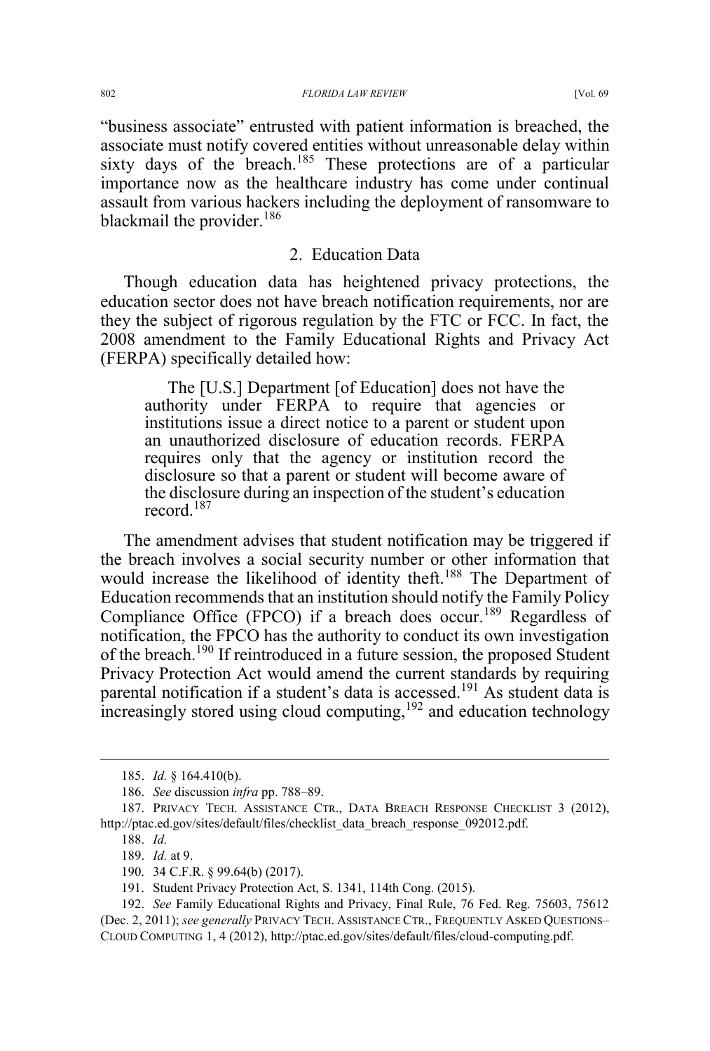"business associate" entrusted with patient information is breached, the associate must notify covered entities without unreasonable delay within sixty days of the breach.[185] These protections are of a particular importance now as the healthcare industry has come under continual assault from various hackers including the deployment of ransomware to blackmail the provider.[186]

### 2. Education Data

Though education data has heightened privacy protections, the education sector does not have breach notification requirements, nor are they the subject of rigorous regulation by the FTC or FCC. In fact, the 2008 amendment to the Family Educational Rights and Privacy Act (FERPA) specifically detailed how:

> The [U.S.] Department [of Education] does not have the authority under FERPA to require that agencies or institutions issue a direct notice to a parent or student upon an unauthorized disclosure of education records. FERPA requires only that the agency or institution record the disclosure so that a parent or student will become aware of the disclosure during an inspection of the student's education record.[187]

The amendment advises that student notification may be triggered if the breach involves a social security number or other information that would increase the likelihood of identity theft.[188] The Department of Education recommends that an institution should notify the Family Policy Compliance Office (FPCO) if a breach does occur.[189] Regardless of notification, the FPCO has the authority to conduct its own investigation of the breach.[190] If reintroduced in a future session, the proposed Student Privacy Protection Act would amend the current standards by requiring parental notification if a student's data is accessed.[191] As student data is increasingly stored using cloud computing,[192] and education technology

---

185. *Id.* § 164.410(b).

186. *See* discussion *infra* pp. 788–89.

187. PRIVACY TECH. ASSISTANCE CTR., DATA BREACH RESPONSE CHECKLIST 3 (2012), http://ptac.ed.gov/sites/default/files/checklist_data_breach_response_092012.pdf.

188. *Id.*

189. *Id.* at 9.

190. 34 C.F.R. § 99.64(b) (2017).

191. Student Privacy Protection Act, S. 1341, 114th Cong. (2015).

192. *See* Family Educational Rights and Privacy, Final Rule, 76 Fed. Reg. 75603, 75612 (Dec. 2, 2011); *see generally* PRIVACY TECH. ASSISTANCE CTR., FREQUENTLY ASKED QUESTIONS–CLOUD COMPUTING 1, 4 (2012), http://ptac.ed.gov/sites/default/files/cloud-computing.pdf.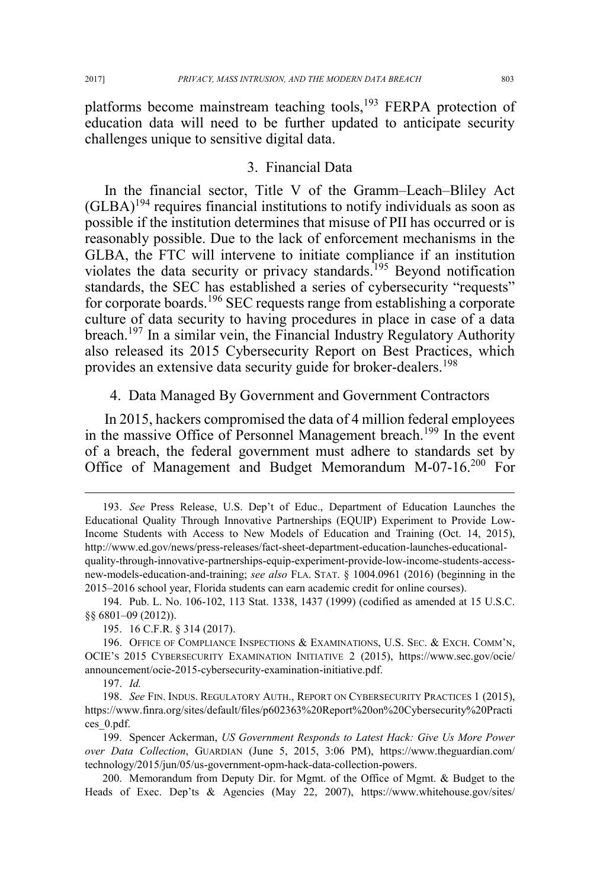platforms become mainstream teaching tools,[193] FERPA protection of education data will need to be further updated to anticipate security challenges unique to sensitive digital data.

### 3. Financial Data

In the financial sector, Title V of the Gramm–Leach–Bliley Act (GLBA)[194] requires financial institutions to notify individuals as soon as possible if the institution determines that misuse of PII has occurred or is reasonably possible. Due to the lack of enforcement mechanisms in the GLBA, the FTC will intervene to initiate compliance if an institution violates the data security or privacy standards.[195] Beyond notification standards, the SEC has established a series of cybersecurity "requests" for corporate boards.[196] SEC requests range from establishing a corporate culture of data security to having procedures in place in case of a data breach.[197] In a similar vein, the Financial Industry Regulatory Authority also released its 2015 Cybersecurity Report on Best Practices, which provides an extensive data security guide for broker-dealers.[198]

### 4. Data Managed By Government and Government Contractors

In 2015, hackers compromised the data of 4 million federal employees in the massive Office of Personnel Management breach.[199] In the event of a breach, the federal government must adhere to standards set by Office of Management and Budget Memorandum M-07-16.[200] For

---

193. *See* Press Release, U.S. Dep't of Educ., Department of Education Launches the Educational Quality Through Innovative Partnerships (EQUIP) Experiment to Provide Low-Income Students with Access to New Models of Education and Training (Oct. 14, 2015), http://www.ed.gov/news/press-releases/fact-sheet-department-education-launches-educational-quality-through-innovative-partnerships-equip-experiment-provide-low-income-students-access-new-models-education-and-training; *see also* FLA. STAT. § 1004.0961 (2016) (beginning in the 2015–2016 school year, Florida students can earn academic credit for online courses).

194. Pub. L. No. 106-102, 113 Stat. 1338, 1437 (1999) (codified as amended at 15 U.S.C. §§ 6801–09 (2012)).

195. 16 C.F.R. § 314 (2017).

196. OFFICE OF COMPLIANCE INSPECTIONS & EXAMINATIONS, U.S. SEC. & EXCH. COMM'N, OCIE'S 2015 CYBERSECURITY EXAMINATION INITIATIVE 2 (2015), https://www.sec.gov/ocie/announcement/ocie-2015-cybersecurity-examination-initiative.pdf.

197. *Id.*

198. *See* FIN. INDUS. REGULATORY AUTH., REPORT ON CYBERSECURITY PRACTICES 1 (2015), https://www.finra.org/sites/default/files/p602363%20Report%20on%20Cybersecurity%20Practices_0.pdf.

199. Spencer Ackerman, *US Government Responds to Latest Hack: Give Us More Power over Data Collection*, GUARDIAN (June 5, 2015, 3:06 PM), https://www.theguardian.com/technology/2015/jun/05/us-government-opm-hack-data-collection-powers.

200. Memorandum from Deputy Dir. for Mgmt. of the Office of Mgmt. & Budget to the Heads of Exec. Dep'ts & Agencies (May 22, 2007), https://www.whitehouse.gov/sites/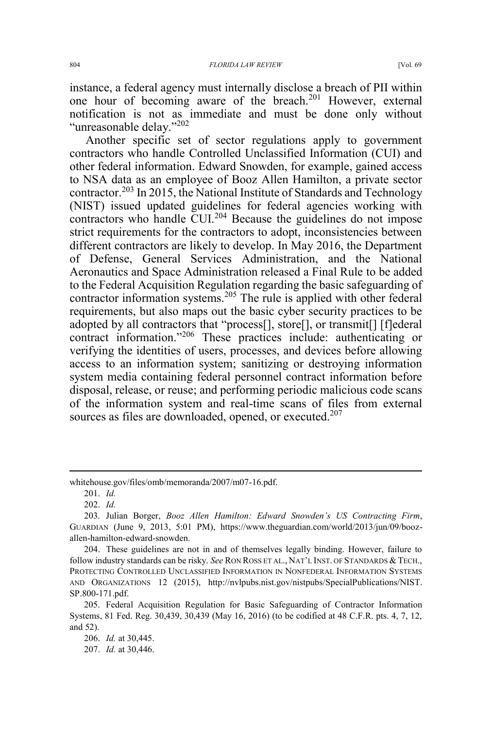instance, a federal agency must internally disclose a breach of PII within one hour of becoming aware of the breach.[201] However, external notification is not as immediate and must be done only without "unreasonable delay."[202]

Another specific set of sector regulations apply to government contractors who handle Controlled Unclassified Information (CUI) and other federal information. Edward Snowden, for example, gained access to NSA data as an employee of Booz Allen Hamilton, a private sector contractor.[203] In 2015, the National Institute of Standards and Technology (NIST) issued updated guidelines for federal agencies working with contractors who handle CUI.[204] Because the guidelines do not impose strict requirements for the contractors to adopt, inconsistencies between different contractors are likely to develop. In May 2016, the Department of Defense, General Services Administration, and the National Aeronautics and Space Administration released a Final Rule to be added to the Federal Acquisition Regulation regarding the basic safeguarding of contractor information systems.[205] The rule is applied with other federal requirements, but also maps out the basic cyber security practices to be adopted by all contractors that "process[], store[], or transmit[] [f]ederal contract information."[206] These practices include: authenticating or verifying the identities of users, processes, and devices before allowing access to an information system; sanitizing or destroying information system media containing federal personnel contract information before disposal, release, or reuse; and performing periodic malicious code scans of the information system and real-time scans of files from external sources as files are downloaded, opened, or executed.[207]

---

whitehouse.gov/files/omb/memoranda/2007/m07-16.pdf.

201. *Id.*

202. *Id.*

203. Julian Borger, *Booz Allen Hamilton: Edward Snowden's US Contracting Firm*, GUARDIAN (June 9, 2013, 5:01 PM), https://www.theguardian.com/world/2013/jun/09/booz-allen-hamilton-edward-snowden.

204. These guidelines are not in and of themselves legally binding. However, failure to follow industry standards can be risky. *See* RON ROSS ET AL., NAT'L INST. OF STANDARDS & TECH., PROTECTING CONTROLLED UNCLASSIFIED INFORMATION IN NONFEDERAL INFORMATION SYSTEMS AND ORGANIZATIONS 12 (2015), http://nvlpubs.nist.gov/nistpubs/SpecialPublications/NIST.SP.800-171.pdf.

205. Federal Acquisition Regulation for Basic Safeguarding of Contractor Information Systems, 81 Fed. Reg. 30,439, 30,439 (May 16, 2016) (to be codified at 48 C.F.R. pts. 4, 7, 12, and 52).

206. *Id.* at 30,445.

207. *Id.* at 30,446.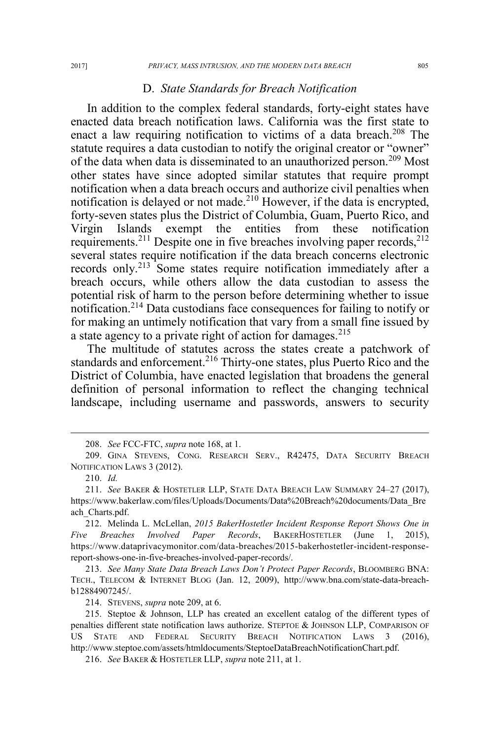### D. *State Standards for Breach Notification*

In addition to the complex federal standards, forty-eight states have enacted data breach notification laws. California was the first state to enact a law requiring notification to victims of a data breach.[208] The statute requires a data custodian to notify the original creator or "owner" of the data when data is disseminated to an unauthorized person.[209] Most other states have since adopted similar statutes that require prompt notification when a data breach occurs and authorize civil penalties when notification is delayed or not made.[210] However, if the data is encrypted, forty-seven states plus the District of Columbia, Guam, Puerto Rico, and Virgin Islands exempt the entities from these notification requirements.[211] Despite one in five breaches involving paper records,[212] several states require notification if the data breach concerns electronic records only.[213] Some states require notification immediately after a breach occurs, while others allow the data custodian to assess the potential risk of harm to the person before determining whether to issue notification.[214] Data custodians face consequences for failing to notify or for making an untimely notification that vary from a small fine issued by a state agency to a private right of action for damages.[215]

The multitude of statutes across the states create a patchwork of standards and enforcement.[216] Thirty-one states, plus Puerto Rico and the District of Columbia, have enacted legislation that broadens the general definition of personal information to reflect the changing technical landscape, including username and passwords, answers to security

---

208. *See* FCC-FTC, *supra* note 168, at 1.

209. GINA STEVENS, CONG. RESEARCH SERV., R42475, DATA SECURITY BREACH NOTIFICATION LAWS 3 (2012).

210. *Id.*

211. *See* BAKER & HOSTETLER LLP, STATE DATA BREACH LAW SUMMARY 24–27 (2017), https://www.bakerlaw.com/files/Uploads/Documents/Data%20Breach%20documents/Data_Breach_Charts.pdf.

212. Melinda L. McLellan, *2015 BakerHostetler Incident Response Report Shows One in Five Breaches Involved Paper Records*, BAKERHOSTETLER (June 1, 2015), https://www.dataprivacymonitor.com/data-breaches/2015-bakerhostetler-incident-response-report-shows-one-in-five-breaches-involved-paper-records/.

213. *See Many State Data Breach Laws Don't Protect Paper Records*, BLOOMBERG BNA: TECH., TELECOM & INTERNET BLOG (Jan. 12, 2009), http://www.bna.com/state-data-breach-b12884907245/.

214. STEVENS, *supra* note 209, at 6.

215. Steptoe & Johnson, LLP has created an excellent catalog of the different types of penalties different state notification laws authorize. STEPTOE & JOHNSON LLP, COMPARISON OF US STATE AND FEDERAL SECURITY BREACH NOTIFICATION LAWS 3 (2016), http://www.steptoe.com/assets/htmldocuments/SteptoeDataBreachNotificationChart.pdf.

216. *See* BAKER & HOSTETLER LLP, *supra* note 211, at 1.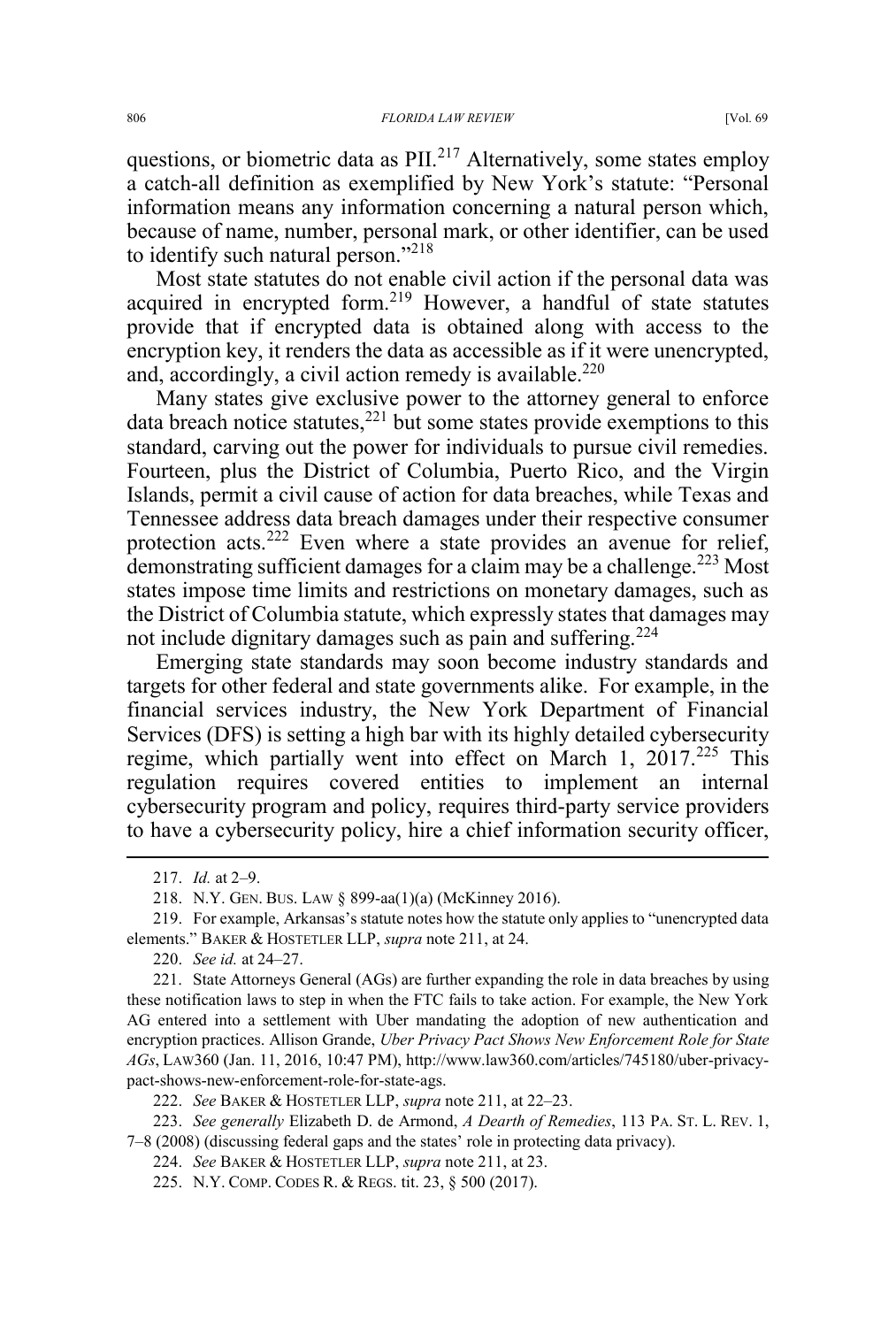questions, or biometric data as PII.[217] Alternatively, some states employ a catch-all definition as exemplified by New York's statute: "Personal information means any information concerning a natural person which, because of name, number, personal mark, or other identifier, can be used to identify such natural person."[218]

Most state statutes do not enable civil action if the personal data was acquired in encrypted form.[219] However, a handful of state statutes provide that if encrypted data is obtained along with access to the encryption key, it renders the data as accessible as if it were unencrypted, and, accordingly, a civil action remedy is available.[220]

Many states give exclusive power to the attorney general to enforce data breach notice statutes,[221] but some states provide exemptions to this standard, carving out the power for individuals to pursue civil remedies. Fourteen, plus the District of Columbia, Puerto Rico, and the Virgin Islands, permit a civil cause of action for data breaches, while Texas and Tennessee address data breach damages under their respective consumer protection acts.[222] Even where a state provides an avenue for relief, demonstrating sufficient damages for a claim may be a challenge.[223] Most states impose time limits and restrictions on monetary damages, such as the District of Columbia statute, which expressly states that damages may not include dignitary damages such as pain and suffering.[224]

Emerging state standards may soon become industry standards and targets for other federal and state governments alike. For example, in the financial services industry, the New York Department of Financial Services (DFS) is setting a high bar with its highly detailed cybersecurity regime, which partially went into effect on March 1, 2017.[225] This regulation requires covered entities to implement an internal cybersecurity program and policy, requires third-party service providers to have a cybersecurity policy, hire a chief information security officer,

---

217. *Id.* at 2–9.

218. N.Y. GEN. BUS. LAW § 899-aa(1)(a) (McKinney 2016).

219. For example, Arkansas's statute notes how the statute only applies to "unencrypted data elements." BAKER & HOSTETLER LLP, *supra* note 211, at 24.

220. *See id.* at 24–27.

221. State Attorneys General (AGs) are further expanding the role in data breaches by using these notification laws to step in when the FTC fails to take action. For example, the New York AG entered into a settlement with Uber mandating the adoption of new authentication and encryption practices. Allison Grande, *Uber Privacy Pact Shows New Enforcement Role for State AGs*, LAW360 (Jan. 11, 2016, 10:47 PM), http://www.law360.com/articles/745180/uber-privacy-pact-shows-new-enforcement-role-for-state-ags.

222. *See* BAKER & HOSTETLER LLP, *supra* note 211, at 22–23.

223. *See generally* Elizabeth D. de Armond, *A Dearth of Remedies*, 113 PA. ST. L. REV. 1, 7–8 (2008) (discussing federal gaps and the states' role in protecting data privacy).

224. *See* BAKER & HOSTETLER LLP, *supra* note 211, at 23.

225. N.Y. COMP. CODES R. & REGS. tit. 23, § 500 (2017).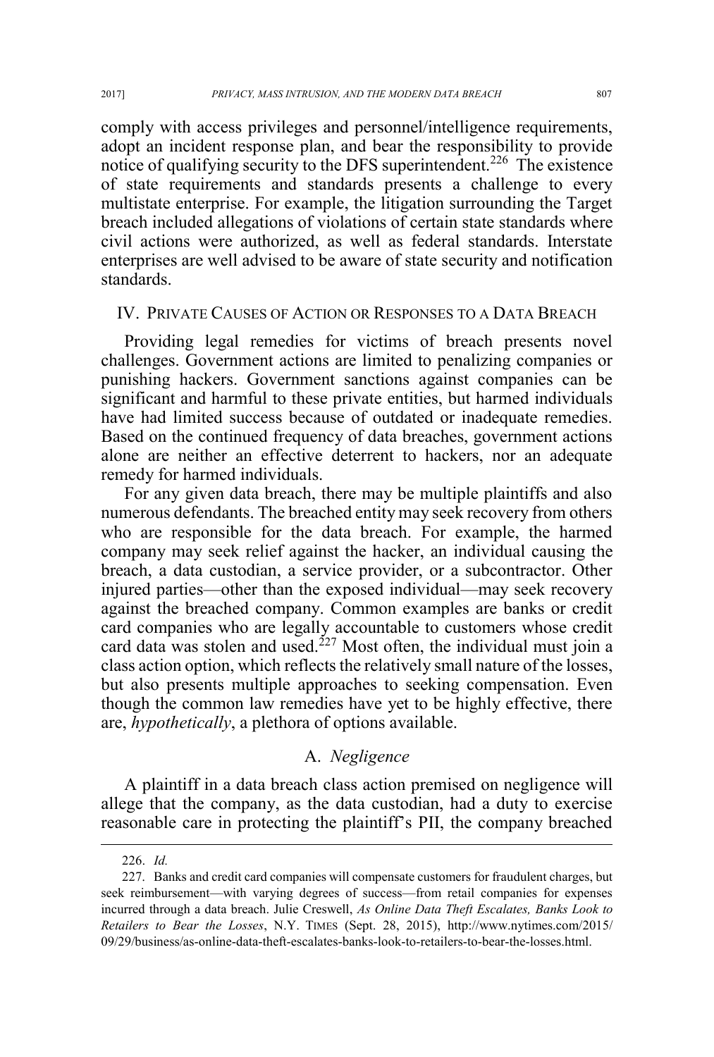comply with access privileges and personnel/intelligence requirements, adopt an incident response plan, and bear the responsibility to provide notice of qualifying security to the DFS superintendent.[226] The existence of state requirements and standards presents a challenge to every multistate enterprise. For example, the litigation surrounding the Target breach included allegations of violations of certain state standards where civil actions were authorized, as well as federal standards. Interstate enterprises are well advised to be aware of state security and notification standards.

## IV. Private Causes of Action or Responses to a Data Breach

Providing legal remedies for victims of breach presents novel challenges. Government actions are limited to penalizing companies or punishing hackers. Government sanctions against companies can be significant and harmful to these private entities, but harmed individuals have had limited success because of outdated or inadequate remedies. Based on the continued frequency of data breaches, government actions alone are neither an effective deterrent to hackers, nor an adequate remedy for harmed individuals.

For any given data breach, there may be multiple plaintiffs and also numerous defendants. The breached entity may seek recovery from others who are responsible for the data breach. For example, the harmed company may seek relief against the hacker, an individual causing the breach, a data custodian, a service provider, or a subcontractor. Other injured parties—other than the exposed individual—may seek recovery against the breached company. Common examples are banks or credit card companies who are legally accountable to customers whose credit card data was stolen and used.[227] Most often, the individual must join a class action option, which reflects the relatively small nature of the losses, but also presents multiple approaches to seeking compensation. Even though the common law remedies have yet to be highly effective, there are, *hypothetically*, a plethora of options available.

### A. *Negligence*

A plaintiff in a data breach class action premised on negligence will allege that the company, as the data custodian, had a duty to exercise reasonable care in protecting the plaintiff's PII, the company breached

---

226. *Id.*

227. Banks and credit card companies will compensate customers for fraudulent charges, but seek reimbursement—with varying degrees of success—from retail companies for expenses incurred through a data breach. Julie Creswell, *As Online Data Theft Escalates, Banks Look to Retailers to Bear the Losses*, N.Y. TIMES (Sept. 28, 2015), http://www.nytimes.com/2015/09/29/business/as-online-data-theft-escalates-banks-look-to-retailers-to-bear-the-losses.html.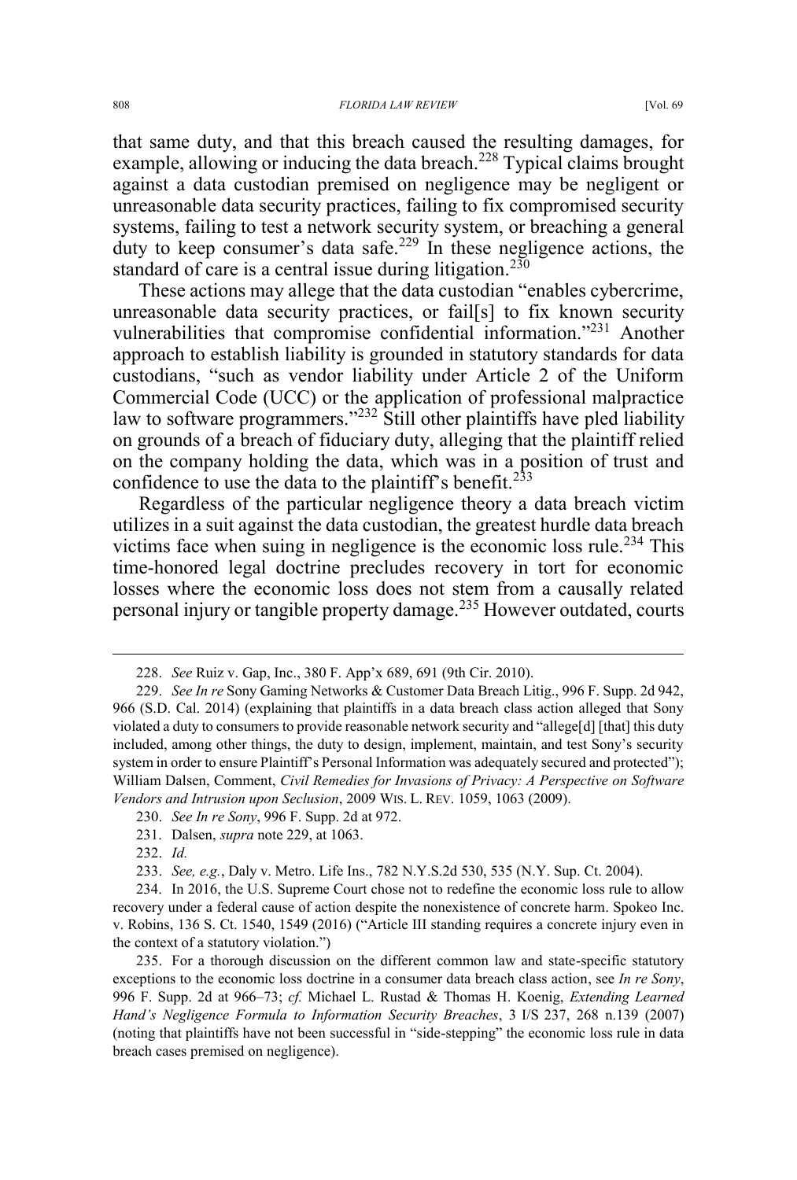that same duty, and that this breach caused the resulting damages, for example, allowing or inducing the data breach.[228] Typical claims brought against a data custodian premised on negligence may be negligent or unreasonable data security practices, failing to fix compromised security systems, failing to test a network security system, or breaching a general duty to keep consumer's data safe.[229] In these negligence actions, the standard of care is a central issue during litigation.[230]

These actions may allege that the data custodian "enables cybercrime, unreasonable data security practices, or fail[s] to fix known security vulnerabilities that compromise confidential information."[231] Another approach to establish liability is grounded in statutory standards for data custodians, "such as vendor liability under Article 2 of the Uniform Commercial Code (UCC) or the application of professional malpractice law to software programmers."[232] Still other plaintiffs have pled liability on grounds of a breach of fiduciary duty, alleging that the plaintiff relied on the company holding the data, which was in a position of trust and confidence to use the data to the plaintiff's benefit.[233]

Regardless of the particular negligence theory a data breach victim utilizes in a suit against the data custodian, the greatest hurdle data breach victims face when suing in negligence is the economic loss rule.[234] This time-honored legal doctrine precludes recovery in tort for economic losses where the economic loss does not stem from a causally related personal injury or tangible property damage.[235] However outdated, courts

---

228. *See* Ruiz v. Gap, Inc., 380 F. App'x 689, 691 (9th Cir. 2010).

229. *See In re* Sony Gaming Networks & Customer Data Breach Litig., 996 F. Supp. 2d 942, 966 (S.D. Cal. 2014) (explaining that plaintiffs in a data breach class action alleged that Sony violated a duty to consumers to provide reasonable network security and "allege[d] [that] this duty included, among other things, the duty to design, implement, maintain, and test Sony's security system in order to ensure Plaintiff's Personal Information was adequately secured and protected"); William Dalsen, Comment, *Civil Remedies for Invasions of Privacy: A Perspective on Software Vendors and Intrusion upon Seclusion*, 2009 WIS. L. REV. 1059, 1063 (2009).

230. *See In re Sony*, 996 F. Supp. 2d at 972.

231. Dalsen, *supra* note 229, at 1063.

232. *Id.*

233. *See, e.g.*, Daly v. Metro. Life Ins., 782 N.Y.S.2d 530, 535 (N.Y. Sup. Ct. 2004).

234. In 2016, the U.S. Supreme Court chose not to redefine the economic loss rule to allow recovery under a federal cause of action despite the nonexistence of concrete harm. Spokeo Inc. v. Robins, 136 S. Ct. 1540, 1549 (2016) ("Article III standing requires a concrete injury even in the context of a statutory violation.")

235. For a thorough discussion on the different common law and state-specific statutory exceptions to the economic loss doctrine in a consumer data breach class action, see *In re Sony*, 996 F. Supp. 2d at 966–73; *cf.* Michael L. Rustad & Thomas H. Koenig, *Extending Learned Hand's Negligence Formula to Information Security Breaches*, 3 I/S 237, 268 n.139 (2007) (noting that plaintiffs have not been successful in "side-stepping" the economic loss rule in data breach cases premised on negligence).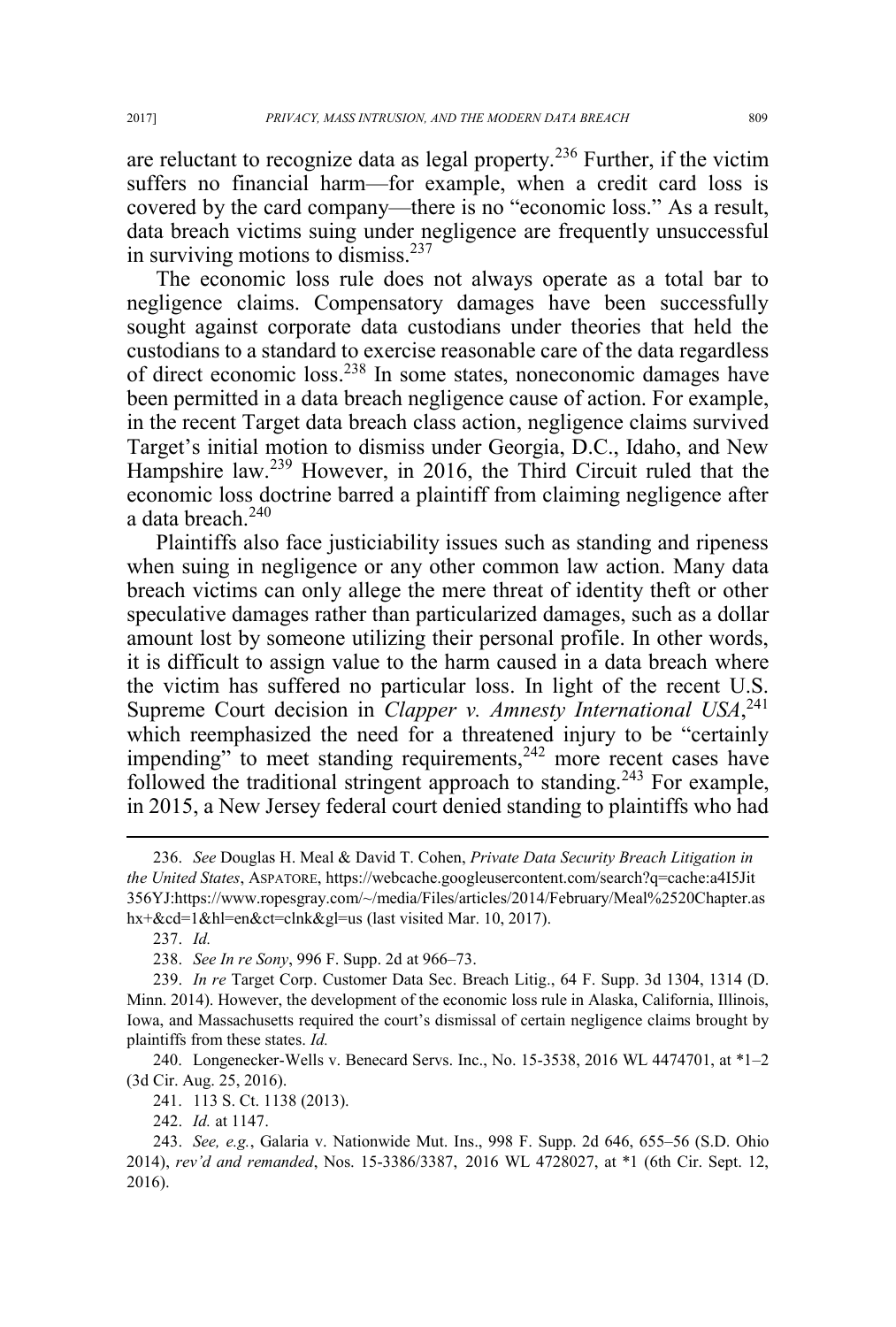are reluctant to recognize data as legal property.[236] Further, if the victim suffers no financial harm—for example, when a credit card loss is covered by the card company—there is no "economic loss." As a result, data breach victims suing under negligence are frequently unsuccessful in surviving motions to dismiss.[237]

The economic loss rule does not always operate as a total bar to negligence claims. Compensatory damages have been successfully sought against corporate data custodians under theories that held the custodians to a standard to exercise reasonable care of the data regardless of direct economic loss.[238] In some states, noneconomic damages have been permitted in a data breach negligence cause of action. For example, in the recent Target data breach class action, negligence claims survived Target's initial motion to dismiss under Georgia, D.C., Idaho, and New Hampshire law.[239] However, in 2016, the Third Circuit ruled that the economic loss doctrine barred a plaintiff from claiming negligence after a data breach.[240]

Plaintiffs also face justiciability issues such as standing and ripeness when suing in negligence or any other common law action. Many data breach victims can only allege the mere threat of identity theft or other speculative damages rather than particularized damages, such as a dollar amount lost by someone utilizing their personal profile. In other words, it is difficult to assign value to the harm caused in a data breach where the victim has suffered no particular loss. In light of the recent U.S. Supreme Court decision in *Clapper v. Amnesty International USA*,[241] which reemphasized the need for a threatened injury to be "certainly impending" to meet standing requirements,[242] more recent cases have followed the traditional stringent approach to standing.[243] For example, in 2015, a New Jersey federal court denied standing to plaintiffs who had

---

236. *See* Douglas H. Meal & David T. Cohen, *Private Data Security Breach Litigation in the United States*, ASPATORE, https://webcache.googleusercontent.com/search?q=cache:a4I5Jit356YJ:https://www.ropesgray.com/~/media/Files/articles/2014/February/Meal%2520Chapter.ashx+&cd=1&hl=en&ct=clnk&gl=us (last visited Mar. 10, 2017).

237. *Id.*

238. *See In re Sony*, 996 F. Supp. 2d at 966–73.

239. *In re* Target Corp. Customer Data Sec. Breach Litig., 64 F. Supp. 3d 1304, 1314 (D. Minn. 2014). However, the development of the economic loss rule in Alaska, California, Illinois, Iowa, and Massachusetts required the court's dismissal of certain negligence claims brought by plaintiffs from these states. *Id.*

240. Longenecker-Wells v. Benecard Servs. Inc., No. 15-3538, 2016 WL 4474701, at *1–2 (3d Cir. Aug. 25, 2016).

241. 113 S. Ct. 1138 (2013).

242. *Id.* at 1147.

243. *See, e.g.*, Galaria v. Nationwide Mut. Ins., 998 F. Supp. 2d 646, 655–56 (S.D. Ohio 2014), *rev'd and remanded*, Nos. 15-3386/3387, 2016 WL 4728027, at *1 (6th Cir. Sept. 12, 2016).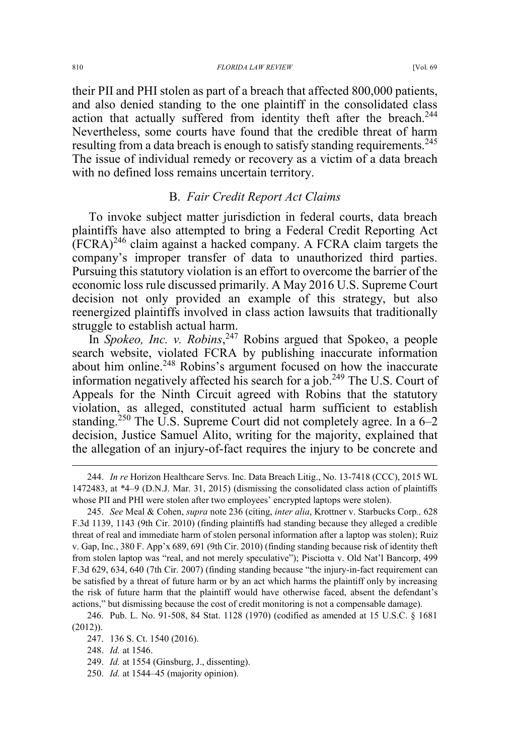their PII and PHI stolen as part of a breach that affected 800,000 patients, and also denied standing to the one plaintiff in the consolidated class action that actually suffered from identity theft after the breach.[244] Nevertheless, some courts have found that the credible threat of harm resulting from a data breach is enough to satisfy standing requirements.[245] The issue of individual remedy or recovery as a victim of a data breach with no defined loss remains uncertain territory.

### B. *Fair Credit Report Act Claims*

To invoke subject matter jurisdiction in federal courts, data breach plaintiffs have also attempted to bring a Federal Credit Reporting Act (FCRA)[246] claim against a hacked company. A FCRA claim targets the company's improper transfer of data to unauthorized third parties. Pursuing this statutory violation is an effort to overcome the barrier of the economic loss rule discussed primarily. A May 2016 U.S. Supreme Court decision not only provided an example of this strategy, but also reenergized plaintiffs involved in class action lawsuits that traditionally struggle to establish actual harm.

In *Spokeo, Inc. v. Robins*,[247] Robins argued that Spokeo, a people search website, violated FCRA by publishing inaccurate information about him online.[248] Robins's argument focused on how the inaccurate information negatively affected his search for a job.[249] The U.S. Court of Appeals for the Ninth Circuit agreed with Robins that the statutory violation, as alleged, constituted actual harm sufficient to establish standing.[250] The U.S. Supreme Court did not completely agree. In a 6–2 decision, Justice Samuel Alito, writing for the majority, explained that the allegation of an injury-of-fact requires the injury to be concrete and

---

244. *In re* Horizon Healthcare Servs. Inc. Data Breach Litig., No. 13-7418 (CCC), 2015 WL 1472483, at \*4–9 (D.N.J. Mar. 31, 2015) (dismissing the consolidated class action of plaintiffs whose PII and PHI were stolen after two employees' encrypted laptops were stolen).

245. *See* Meal & Cohen, *supra* note 236 (citing, *inter alia*, Krottner v. Starbucks Corp*.,* 628 F.3d 1139, 1143 (9th Cir. 2010) (finding plaintiffs had standing because they alleged a credible threat of real and immediate harm of stolen personal information after a laptop was stolen); Ruiz v. Gap, Inc*.*, 380 F. App'x 689, 691 (9th Cir. 2010) (finding standing because risk of identity theft from stolen laptop was "real, and not merely speculative"); Pisciotta v. Old Nat'l Bancorp, 499 F.3d 629, 634, 640 (7th Cir. 2007) (finding standing because "the injury-in-fact requirement can be satisfied by a threat of future harm or by an act which harms the plaintiff only by increasing the risk of future harm that the plaintiff would have otherwise faced, absent the defendant's actions," but dismissing because the cost of credit monitoring is not a compensable damage).

246. Pub. L. No. 91-508, 84 Stat. 1128 (1970) (codified as amended at 15 U.S.C. § 1681 (2012)).

247. 136 S. Ct. 1540 (2016).

248. *Id.* at 1546.

249. *Id.* at 1554 (Ginsburg, J., dissenting).

250. *Id.* at 1544–45 (majority opinion).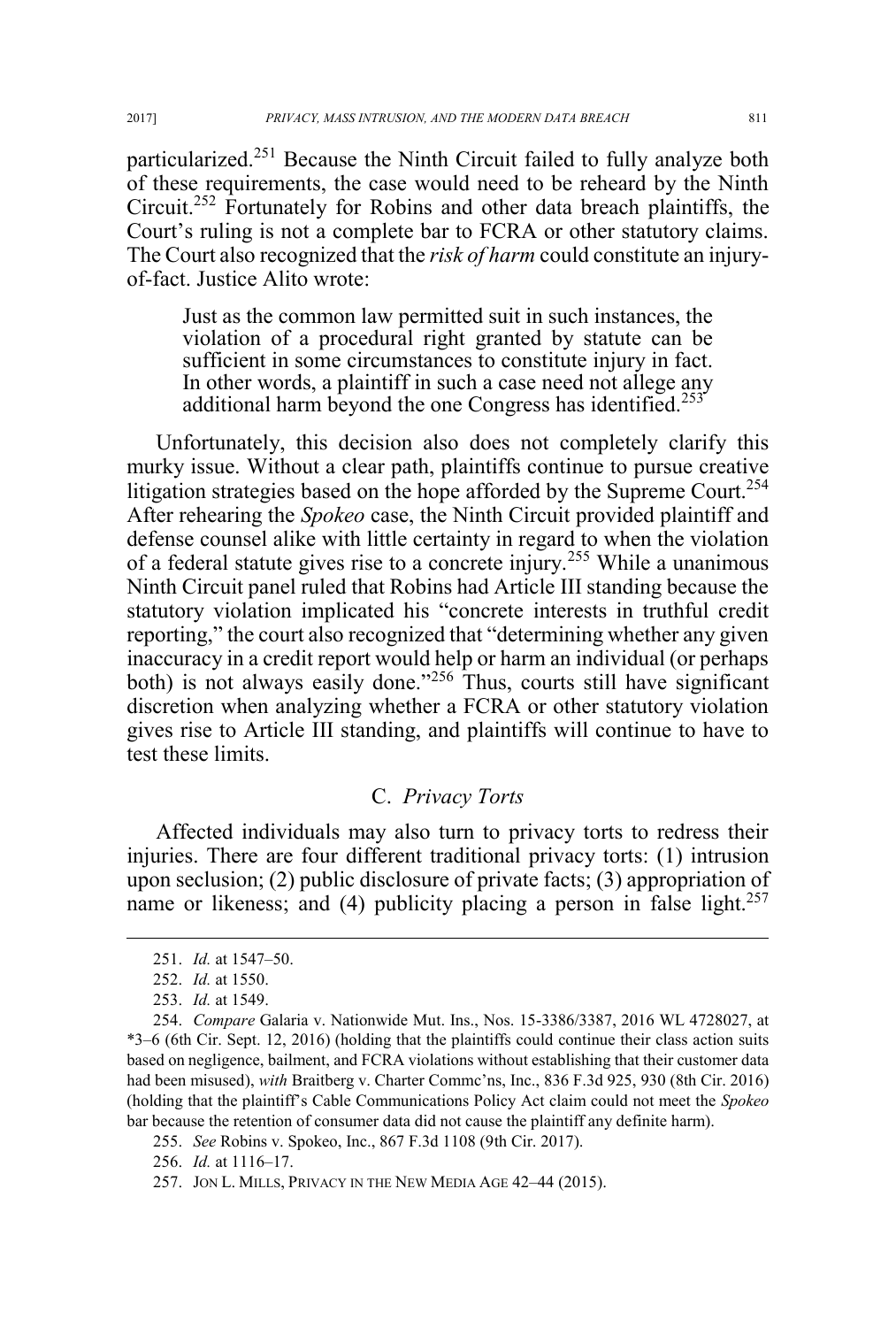particularized.[251] Because the Ninth Circuit failed to fully analyze both of these requirements, the case would need to be reheard by the Ninth Circuit.[252] Fortunately for Robins and other data breach plaintiffs, the Court's ruling is not a complete bar to FCRA or other statutory claims. The Court also recognized that the *risk of harm* could constitute an injury-of-fact. Justice Alito wrote:

> Just as the common law permitted suit in such instances, the violation of a procedural right granted by statute can be sufficient in some circumstances to constitute injury in fact. In other words, a plaintiff in such a case need not allege any additional harm beyond the one Congress has identified.[253]

Unfortunately, this decision also does not completely clarify this murky issue. Without a clear path, plaintiffs continue to pursue creative litigation strategies based on the hope afforded by the Supreme Court.[254] After rehearing the *Spokeo* case, the Ninth Circuit provided plaintiff and defense counsel alike with little certainty in regard to when the violation of a federal statute gives rise to a concrete injury.[255] While a unanimous Ninth Circuit panel ruled that Robins had Article III standing because the statutory violation implicated his "concrete interests in truthful credit reporting," the court also recognized that "determining whether any given inaccuracy in a credit report would help or harm an individual (or perhaps both) is not always easily done."[256] Thus, courts still have significant discretion when analyzing whether a FCRA or other statutory violation gives rise to Article III standing, and plaintiffs will continue to have to test these limits.

### C. *Privacy Torts*

Affected individuals may also turn to privacy torts to redress their injuries. There are four different traditional privacy torts: (1) intrusion upon seclusion; (2) public disclosure of private facts; (3) appropriation of name or likeness; and (4) publicity placing a person in false light.[257]

---

251. *Id.* at 1547–50.

252. *Id.* at 1550.

253. *Id.* at 1549.

254. *Compare* Galaria v. Nationwide Mut. Ins., Nos. 15-3386/3387, 2016 WL 4728027, at *3–6 (6th Cir. Sept. 12, 2016) (holding that the plaintiffs could continue their class action suits based on negligence, bailment, and FCRA violations without establishing that their customer data had been misused), *with* Braitberg v. Charter Commc'ns, Inc., 836 F.3d 925, 930 (8th Cir. 2016) (holding that the plaintiff's Cable Communications Policy Act claim could not meet the *Spokeo* bar because the retention of consumer data did not cause the plaintiff any definite harm).

255. *See* Robins v. Spokeo, Inc., 867 F.3d 1108 (9th Cir. 2017).

256. *Id.* at 1116–17.

257. JON L. MILLS, PRIVACY IN THE NEW MEDIA AGE 42–44 (2015).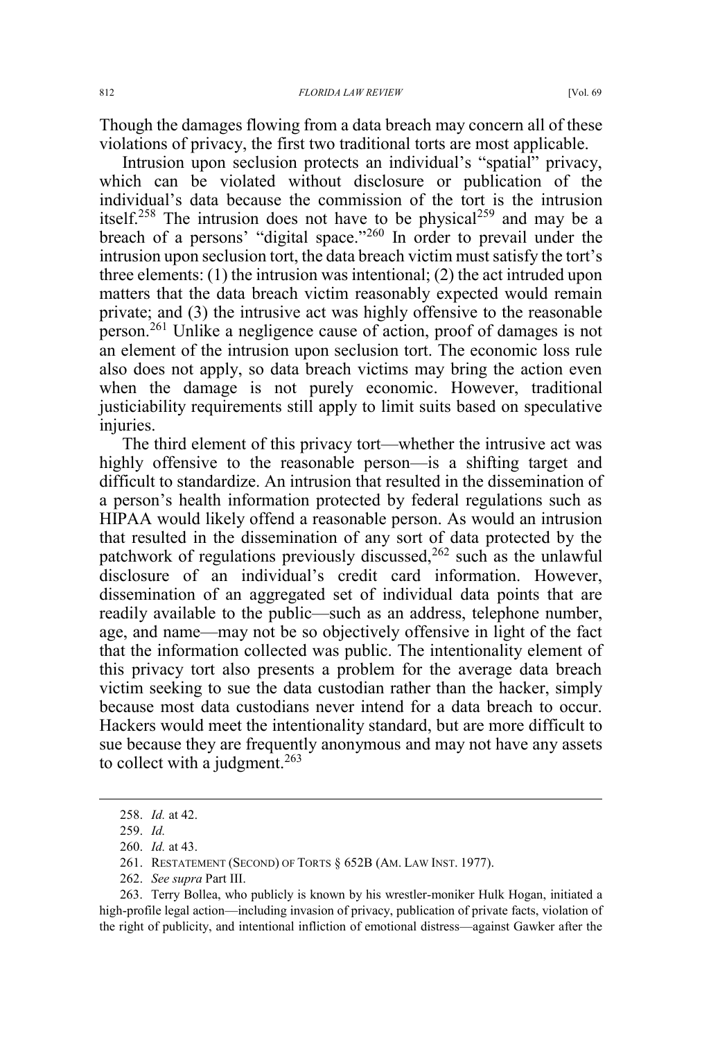Though the damages flowing from a data breach may concern all of these violations of privacy, the first two traditional torts are most applicable.

Intrusion upon seclusion protects an individual's "spatial" privacy, which can be violated without disclosure or publication of the individual's data because the commission of the tort is the intrusion itself.[258] The intrusion does not have to be physical[259] and may be a breach of a persons' "digital space."[260] In order to prevail under the intrusion upon seclusion tort, the data breach victim must satisfy the tort's three elements: (1) the intrusion was intentional; (2) the act intruded upon matters that the data breach victim reasonably expected would remain private; and (3) the intrusive act was highly offensive to the reasonable person.[261] Unlike a negligence cause of action, proof of damages is not an element of the intrusion upon seclusion tort. The economic loss rule also does not apply, so data breach victims may bring the action even when the damage is not purely economic. However, traditional justiciability requirements still apply to limit suits based on speculative injuries.

The third element of this privacy tort—whether the intrusive act was highly offensive to the reasonable person—is a shifting target and difficult to standardize. An intrusion that resulted in the dissemination of a person's health information protected by federal regulations such as HIPAA would likely offend a reasonable person. As would an intrusion that resulted in the dissemination of any sort of data protected by the patchwork of regulations previously discussed,[262] such as the unlawful disclosure of an individual's credit card information. However, dissemination of an aggregated set of individual data points that are readily available to the public—such as an address, telephone number, age, and name—may not be so objectively offensive in light of the fact that the information collected was public. The intentionality element of this privacy tort also presents a problem for the average data breach victim seeking to sue the data custodian rather than the hacker, simply because most data custodians never intend for a data breach to occur. Hackers would meet the intentionality standard, but are more difficult to sue because they are frequently anonymous and may not have any assets to collect with a judgment.[263]

---

258. *Id.* at 42.

259. *Id.*

260. *Id.* at 43.

261. RESTATEMENT (SECOND) OF TORTS § 652B (AM. LAW INST. 1977).

262. *See supra* Part III.

263. Terry Bollea, who publicly is known by his wrestler-moniker Hulk Hogan, initiated a high-profile legal action—including invasion of privacy, publication of private facts, violation of the right of publicity, and intentional infliction of emotional distress—against Gawker after the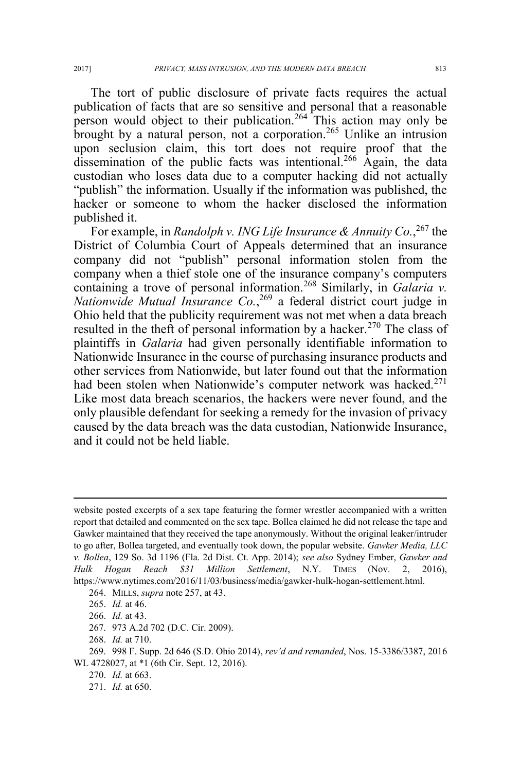The tort of public disclosure of private facts requires the actual publication of facts that are so sensitive and personal that a reasonable person would object to their publication.[264] This action may only be brought by a natural person, not a corporation.[265] Unlike an intrusion upon seclusion claim, this tort does not require proof that the dissemination of the public facts was intentional.[266] Again, the data custodian who loses data due to a computer hacking did not actually "publish" the information. Usually if the information was published, the hacker or someone to whom the hacker disclosed the information published it.

For example, in *Randolph v. ING Life Insurance & Annuity Co.*,[267] the District of Columbia Court of Appeals determined that an insurance company did not "publish" personal information stolen from the company when a thief stole one of the insurance company's computers containing a trove of personal information.[268] Similarly, in *Galaria v. Nationwide Mutual Insurance Co.*,[269] a federal district court judge in Ohio held that the publicity requirement was not met when a data breach resulted in the theft of personal information by a hacker.[270] The class of plaintiffs in *Galaria* had given personally identifiable information to Nationwide Insurance in the course of purchasing insurance products and other services from Nationwide, but later found out that the information had been stolen when Nationwide's computer network was hacked.[271] Like most data breach scenarios, the hackers were never found, and the only plausible defendant for seeking a remedy for the invasion of privacy caused by the data breach was the data custodian, Nationwide Insurance, and it could not be held liable.

---

website posted excerpts of a sex tape featuring the former wrestler accompanied with a written report that detailed and commented on the sex tape. Bollea claimed he did not release the tape and Gawker maintained that they received the tape anonymously. Without the original leaker/intruder to go after, Bollea targeted, and eventually took down, the popular website. *Gawker Media, LLC v. Bollea*, 129 So. 3d 1196 (Fla. 2d Dist. Ct. App. 2014); *see also* Sydney Ember, *Gawker and Hulk Hogan Reach $31 Million Settlement*, N.Y. TIMES (Nov. 2, 2016), https://www.nytimes.com/2016/11/03/business/media/gawker-hulk-hogan-settlement.html.

264. MILLS, *supra* note 257, at 43.

265. *Id.* at 46.

266. *Id.* at 43.

267. 973 A.2d 702 (D.C. Cir. 2009).

268. *Id.* at 710.

269. 998 F. Supp. 2d 646 (S.D. Ohio 2014), *rev'd and remanded*, Nos. 15-3386/3387, 2016 WL 4728027, at *1 (6th Cir. Sept. 12, 2016).

270. *Id.* at 663.

271. *Id.* at 650.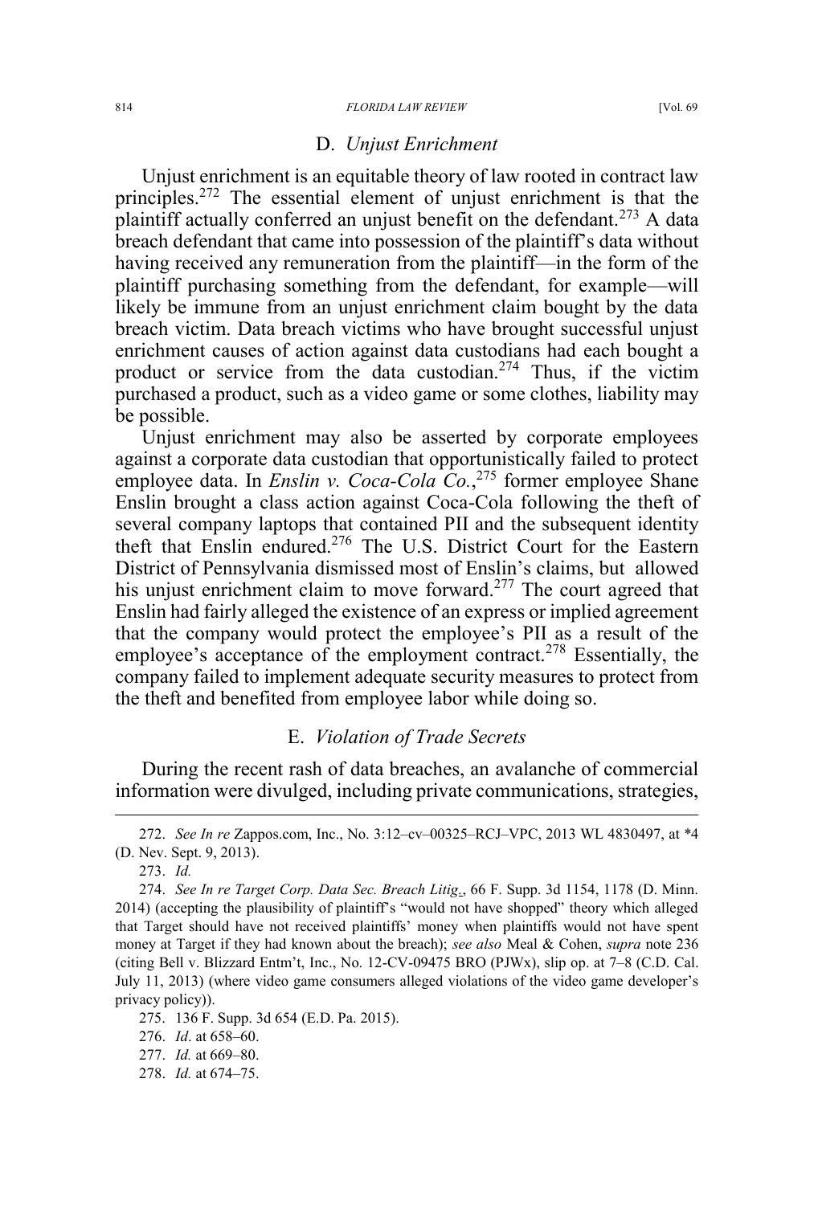### D. *Unjust Enrichment*

Unjust enrichment is an equitable theory of law rooted in contract law principles.[272] The essential element of unjust enrichment is that the plaintiff actually conferred an unjust benefit on the defendant.[273] A data breach defendant that came into possession of the plaintiff's data without having received any remuneration from the plaintiff—in the form of the plaintiff purchasing something from the defendant, for example—will likely be immune from an unjust enrichment claim bought by the data breach victim. Data breach victims who have brought successful unjust enrichment causes of action against data custodians had each bought a product or service from the data custodian.[274] Thus, if the victim purchased a product, such as a video game or some clothes, liability may be possible.

Unjust enrichment may also be asserted by corporate employees against a corporate data custodian that opportunistically failed to protect employee data. In *Enslin v. Coca-Cola Co.*,[275] former employee Shane Enslin brought a class action against Coca-Cola following the theft of several company laptops that contained PII and the subsequent identity theft that Enslin endured.[276] The U.S. District Court for the Eastern District of Pennsylvania dismissed most of Enslin's claims, but allowed his unjust enrichment claim to move forward.[277] The court agreed that Enslin had fairly alleged the existence of an express or implied agreement that the company would protect the employee's PII as a result of the employee's acceptance of the employment contract.[278] Essentially, the company failed to implement adequate security measures to protect from the theft and benefited from employee labor while doing so.

### E. *Violation of Trade Secrets*

During the recent rash of data breaches, an avalanche of commercial information were divulged, including private communications, strategies,

---

272. *See In re* Zappos.com, Inc., No. 3:12–cv–00325–RCJ–VPC, 2013 WL 4830497, at *4 (D. Nev. Sept. 9, 2013).

273. *Id.*

274. *See In re Target Corp. Data Sec. Breach Litig*., 66 F. Supp. 3d 1154, 1178 (D. Minn. 2014) (accepting the plausibility of plaintiff's "would not have shopped" theory which alleged that Target should have not received plaintiffs' money when plaintiffs would not have spent money at Target if they had known about the breach); *see also* Meal & Cohen, *supra* note 236 (citing Bell v. Blizzard Entm't, Inc., No. 12-CV-09475 BRO (PJWx), slip op. at 7–8 (C.D. Cal. July 11, 2013) (where video game consumers alleged violations of the video game developer's privacy policy)).

275. 136 F. Supp. 3d 654 (E.D. Pa. 2015).

276. *Id*. at 658–60.

277. *Id.* at 669–80.

278. *Id.* at 674–75.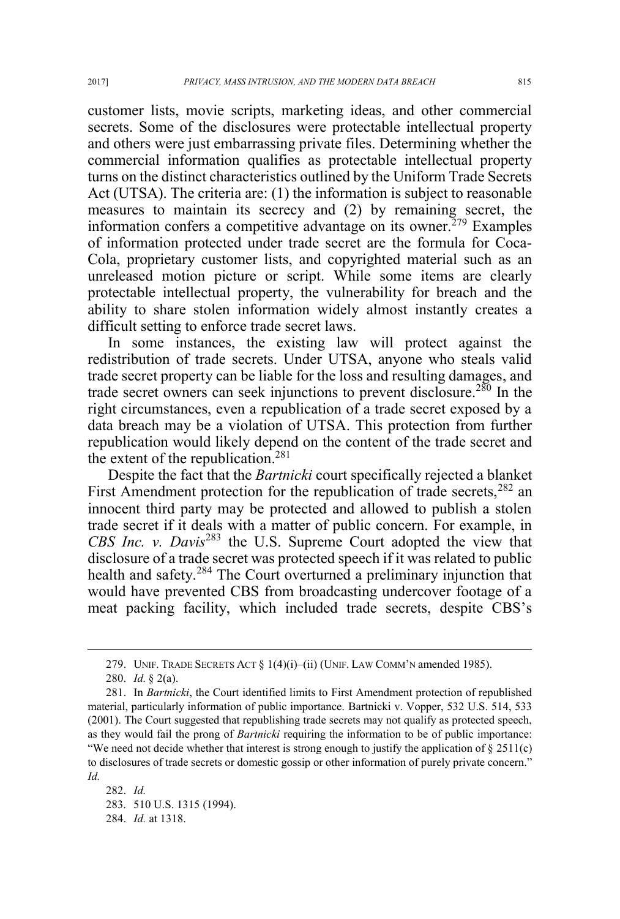customer lists, movie scripts, marketing ideas, and other commercial secrets. Some of the disclosures were protectable intellectual property and others were just embarrassing private files. Determining whether the commercial information qualifies as protectable intellectual property turns on the distinct characteristics outlined by the Uniform Trade Secrets Act (UTSA). The criteria are: (1) the information is subject to reasonable measures to maintain its secrecy and (2) by remaining secret, the information confers a competitive advantage on its owner.[279] Examples of information protected under trade secret are the formula for Coca-Cola, proprietary customer lists, and copyrighted material such as an unreleased motion picture or script. While some items are clearly protectable intellectual property, the vulnerability for breach and the ability to share stolen information widely almost instantly creates a difficult setting to enforce trade secret laws.

In some instances, the existing law will protect against the redistribution of trade secrets. Under UTSA, anyone who steals valid trade secret property can be liable for the loss and resulting damages, and trade secret owners can seek injunctions to prevent disclosure.[280] In the right circumstances, even a republication of a trade secret exposed by a data breach may be a violation of UTSA. This protection from further republication would likely depend on the content of the trade secret and the extent of the republication.[281]

Despite the fact that the *Bartnicki* court specifically rejected a blanket First Amendment protection for the republication of trade secrets,[282] an innocent third party may be protected and allowed to publish a stolen trade secret if it deals with a matter of public concern. For example, in *CBS Inc. v. Davis*[283] the U.S. Supreme Court adopted the view that disclosure of a trade secret was protected speech if it was related to public health and safety.[284] The Court overturned a preliminary injunction that would have prevented CBS from broadcasting undercover footage of a meat packing facility, which included trade secrets, despite CBS's

---

279. UNIF. TRADE SECRETS ACT § 1(4)(i)–(ii) (UNIF. LAW COMM'N amended 1985).

280. *Id.* § 2(a).

281. In *Bartnicki*, the Court identified limits to First Amendment protection of republished material, particularly information of public importance. Bartnicki v. Vopper, 532 U.S. 514, 533 (2001). The Court suggested that republishing trade secrets may not qualify as protected speech, as they would fail the prong of *Bartnicki* requiring the information to be of public importance: "We need not decide whether that interest is strong enough to justify the application of § 2511(c) to disclosures of trade secrets or domestic gossip or other information of purely private concern." *Id.*

282. *Id.*

283. 510 U.S. 1315 (1994).

284. *Id.* at 1318.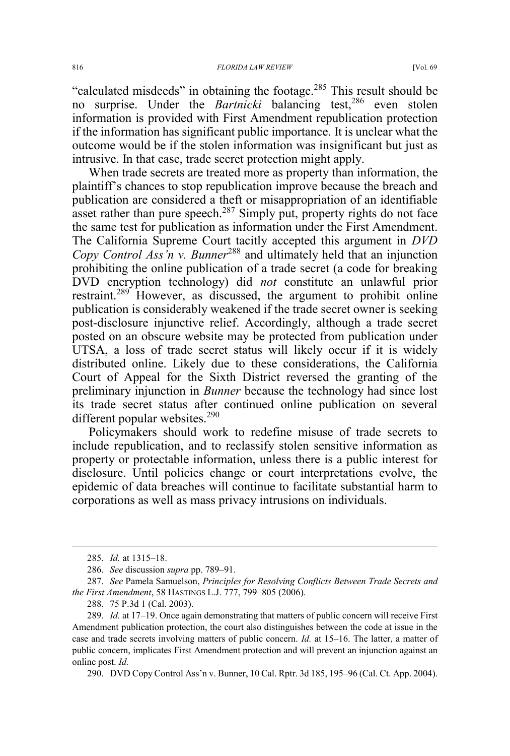"calculated misdeeds" in obtaining the footage.[285] This result should be no surprise. Under the *Bartnicki* balancing test,[286] even stolen information is provided with First Amendment republication protection if the information has significant public importance. It is unclear what the outcome would be if the stolen information was insignificant but just as intrusive. In that case, trade secret protection might apply.

When trade secrets are treated more as property than information, the plaintiff's chances to stop republication improve because the breach and publication are considered a theft or misappropriation of an identifiable asset rather than pure speech.[287] Simply put, property rights do not face the same test for publication as information under the First Amendment. The California Supreme Court tacitly accepted this argument in *DVD Copy Control Ass'n v. Bunner*[288] and ultimately held that an injunction prohibiting the online publication of a trade secret (a code for breaking DVD encryption technology) did *not* constitute an unlawful prior restraint.[289] However, as discussed, the argument to prohibit online publication is considerably weakened if the trade secret owner is seeking post-disclosure injunctive relief. Accordingly, although a trade secret posted on an obscure website may be protected from publication under UTSA, a loss of trade secret status will likely occur if it is widely distributed online. Likely due to these considerations, the California Court of Appeal for the Sixth District reversed the granting of the preliminary injunction in *Bunner* because the technology had since lost its trade secret status after continued online publication on several different popular websites.[290]

Policymakers should work to redefine misuse of trade secrets to include republication, and to reclassify stolen sensitive information as property or protectable information, unless there is a public interest for disclosure. Until policies change or court interpretations evolve, the epidemic of data breaches will continue to facilitate substantial harm to corporations as well as mass privacy intrusions on individuals.

---

285. *Id.* at 1315–18.

286. *See* discussion *supra* pp. 789–91.

287. *See* Pamela Samuelson, *Principles for Resolving Conflicts Between Trade Secrets and the First Amendment*, 58 HASTINGS L.J. 777, 799–805 (2006).

288. 75 P.3d 1 (Cal. 2003).

289. *Id.* at 17–19. Once again demonstrating that matters of public concern will receive First Amendment publication protection, the court also distinguishes between the code at issue in the case and trade secrets involving matters of public concern. *Id.* at 15–16. The latter, a matter of public concern, implicates First Amendment protection and will prevent an injunction against an online post. *Id.*

290. DVD Copy Control Ass'n v. Bunner, 10 Cal. Rptr. 3d 185, 195–96 (Cal. Ct. App. 2004).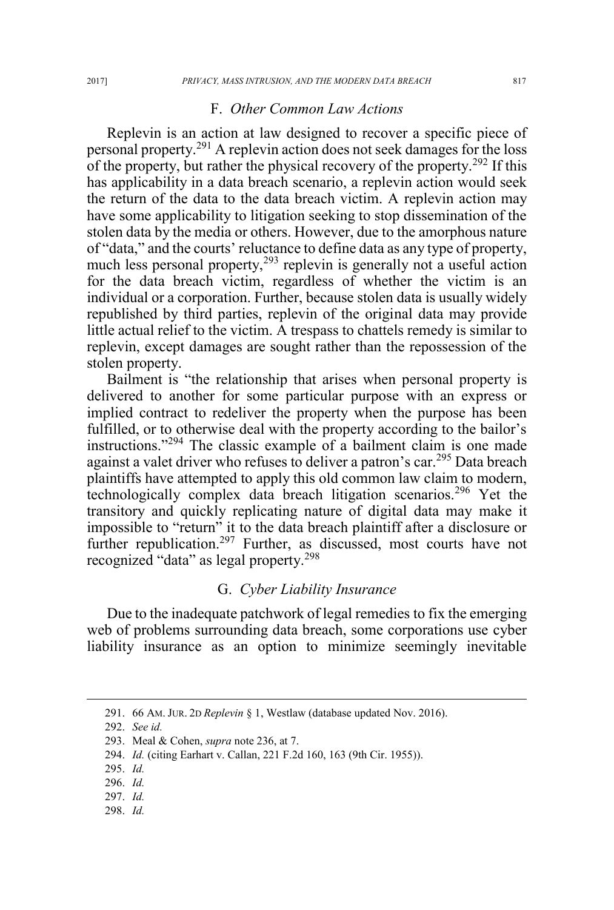### F. *Other Common Law Actions*

Replevin is an action at law designed to recover a specific piece of personal property.[291] A replevin action does not seek damages for the loss of the property, but rather the physical recovery of the property.[292] If this has applicability in a data breach scenario, a replevin action would seek the return of the data to the data breach victim. A replevin action may have some applicability to litigation seeking to stop dissemination of the stolen data by the media or others. However, due to the amorphous nature of "data," and the courts' reluctance to define data as any type of property, much less personal property,[293] replevin is generally not a useful action for the data breach victim, regardless of whether the victim is an individual or a corporation. Further, because stolen data is usually widely republished by third parties, replevin of the original data may provide little actual relief to the victim. A trespass to chattels remedy is similar to replevin, except damages are sought rather than the repossession of the stolen property.

Bailment is "the relationship that arises when personal property is delivered to another for some particular purpose with an express or implied contract to redeliver the property when the purpose has been fulfilled, or to otherwise deal with the property according to the bailor's instructions."[294] The classic example of a bailment claim is one made against a valet driver who refuses to deliver a patron's car.[295] Data breach plaintiffs have attempted to apply this old common law claim to modern, technologically complex data breach litigation scenarios.[296] Yet the transitory and quickly replicating nature of digital data may make it impossible to "return" it to the data breach plaintiff after a disclosure or further republication.[297] Further, as discussed, most courts have not recognized "data" as legal property.[298]

### G. *Cyber Liability Insurance*

Due to the inadequate patchwork of legal remedies to fix the emerging web of problems surrounding data breach, some corporations use cyber liability insurance as an option to minimize seemingly inevitable

---

291. 66 AM. JUR. 2D *Replevin* § 1, Westlaw (database updated Nov. 2016).

292. *See id.*

293. Meal & Cohen, *supra* note 236, at 7.

294. *Id.* (citing Earhart v. Callan, 221 F.2d 160, 163 (9th Cir. 1955)).

295. *Id.*

296. *Id.*

297. *Id.*

298. *Id.*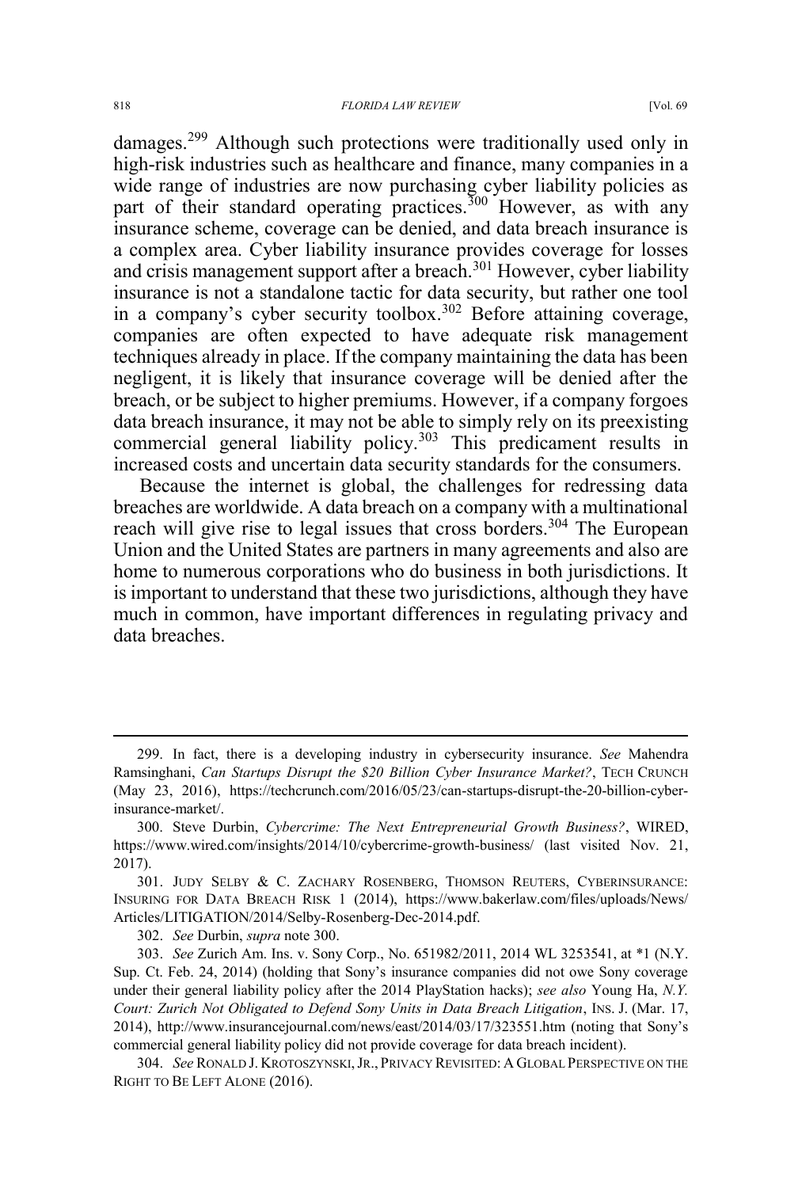damages.[299] Although such protections were traditionally used only in high-risk industries such as healthcare and finance, many companies in a wide range of industries are now purchasing cyber liability policies as part of their standard operating practices.[300] However, as with any insurance scheme, coverage can be denied, and data breach insurance is a complex area. Cyber liability insurance provides coverage for losses and crisis management support after a breach.[301] However, cyber liability insurance is not a standalone tactic for data security, but rather one tool in a company's cyber security toolbox.[302] Before attaining coverage, companies are often expected to have adequate risk management techniques already in place. If the company maintaining the data has been negligent, it is likely that insurance coverage will be denied after the breach, or be subject to higher premiums. However, if a company forgoes data breach insurance, it may not be able to simply rely on its preexisting commercial general liability policy.[303] This predicament results in increased costs and uncertain data security standards for the consumers.

Because the internet is global, the challenges for redressing data breaches are worldwide. A data breach on a company with a multinational reach will give rise to legal issues that cross borders.[304] The European Union and the United States are partners in many agreements and also are home to numerous corporations who do business in both jurisdictions. It is important to understand that these two jurisdictions, although they have much in common, have important differences in regulating privacy and data breaches.

---

299. In fact, there is a developing industry in cybersecurity insurance. *See* Mahendra Ramsinghani, *Can Startups Disrupt the $20 Billion Cyber Insurance Market?*, TECH CRUNCH (May 23, 2016), https://techcrunch.com/2016/05/23/can-startups-disrupt-the-20-billion-cyber-insurance-market/.

300. Steve Durbin, *Cybercrime: The Next Entrepreneurial Growth Business?*, WIRED, https://www.wired.com/insights/2014/10/cybercrime-growth-business/ (last visited Nov. 21, 2017).

301. JUDY SELBY & C. ZACHARY ROSENBERG, THOMSON REUTERS, CYBERINSURANCE: INSURING FOR DATA BREACH RISK 1 (2014), https://www.bakerlaw.com/files/uploads/News/Articles/LITIGATION/2014/Selby-Rosenberg-Dec-2014.pdf.

302. *See* Durbin, *supra* note 300.

303. *See* Zurich Am. Ins. v. Sony Corp., No. 651982/2011, 2014 WL 3253541, at *1 (N.Y. Sup. Ct. Feb. 24, 2014) (holding that Sony's insurance companies did not owe Sony coverage under their general liability policy after the 2014 PlayStation hacks); *see also* Young Ha, *N.Y. Court: Zurich Not Obligated to Defend Sony Units in Data Breach Litigation*, INS. J. (Mar. 17, 2014), http://www.insurancejournal.com/news/east/2014/03/17/323551.htm (noting that Sony's commercial general liability policy did not provide coverage for data breach incident).

304. *See* RONALD J. KROTOSZYNSKI, JR., PRIVACY REVISITED: A GLOBAL PERSPECTIVE ON THE RIGHT TO BE LEFT ALONE (2016).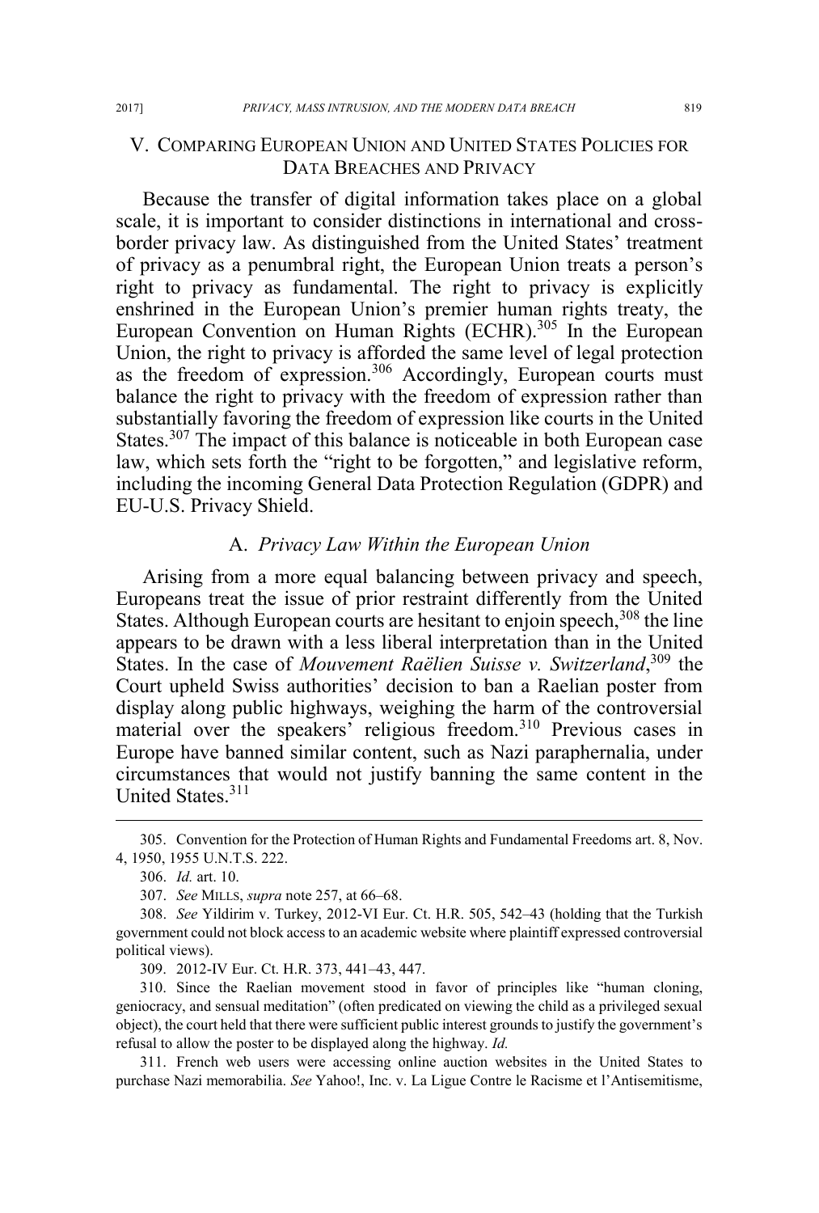## V. COMPARING EUROPEAN UNION AND UNITED STATES POLICIES FOR DATA BREACHES AND PRIVACY

Because the transfer of digital information takes place on a global scale, it is important to consider distinctions in international and cross-border privacy law. As distinguished from the United States' treatment of privacy as a penumbral right, the European Union treats a person's right to privacy as fundamental. The right to privacy is explicitly enshrined in the European Union's premier human rights treaty, the European Convention on Human Rights (ECHR).[305] In the European Union, the right to privacy is afforded the same level of legal protection as the freedom of expression.[306] Accordingly, European courts must balance the right to privacy with the freedom of expression rather than substantially favoring the freedom of expression like courts in the United States.[307] The impact of this balance is noticeable in both European case law, which sets forth the "right to be forgotten," and legislative reform, including the incoming General Data Protection Regulation (GDPR) and EU-U.S. Privacy Shield.

### A. *Privacy Law Within the European Union*

Arising from a more equal balancing between privacy and speech, Europeans treat the issue of prior restraint differently from the United States. Although European courts are hesitant to enjoin speech,[308] the line appears to be drawn with a less liberal interpretation than in the United States. In the case of *Mouvement Raëlien Suisse v. Switzerland*,[309] the Court upheld Swiss authorities' decision to ban a Raelian poster from display along public highways, weighing the harm of the controversial material over the speakers' religious freedom.[310] Previous cases in Europe have banned similar content, such as Nazi paraphernalia, under circumstances that would not justify banning the same content in the United States.[311]

---

305. Convention for the Protection of Human Rights and Fundamental Freedoms art. 8, Nov. 4, 1950, 1955 U.N.T.S. 222.

306. *Id.* art. 10.

307. *See* MILLS, *supra* note 257, at 66–68.

308. *See* Yildirim v. Turkey, 2012-VI Eur. Ct. H.R. 505, 542–43 (holding that the Turkish government could not block access to an academic website where plaintiff expressed controversial political views).

309. 2012-IV Eur. Ct. H.R. 373, 441–43, 447.

310. Since the Raelian movement stood in favor of principles like "human cloning, geniocracy, and sensual meditation" (often predicated on viewing the child as a privileged sexual object), the court held that there were sufficient public interest grounds to justify the government's refusal to allow the poster to be displayed along the highway. *Id.*

311. French web users were accessing online auction websites in the United States to purchase Nazi memorabilia. *See* Yahoo!, Inc. v. La Ligue Contre le Racisme et l'Antisemitisme,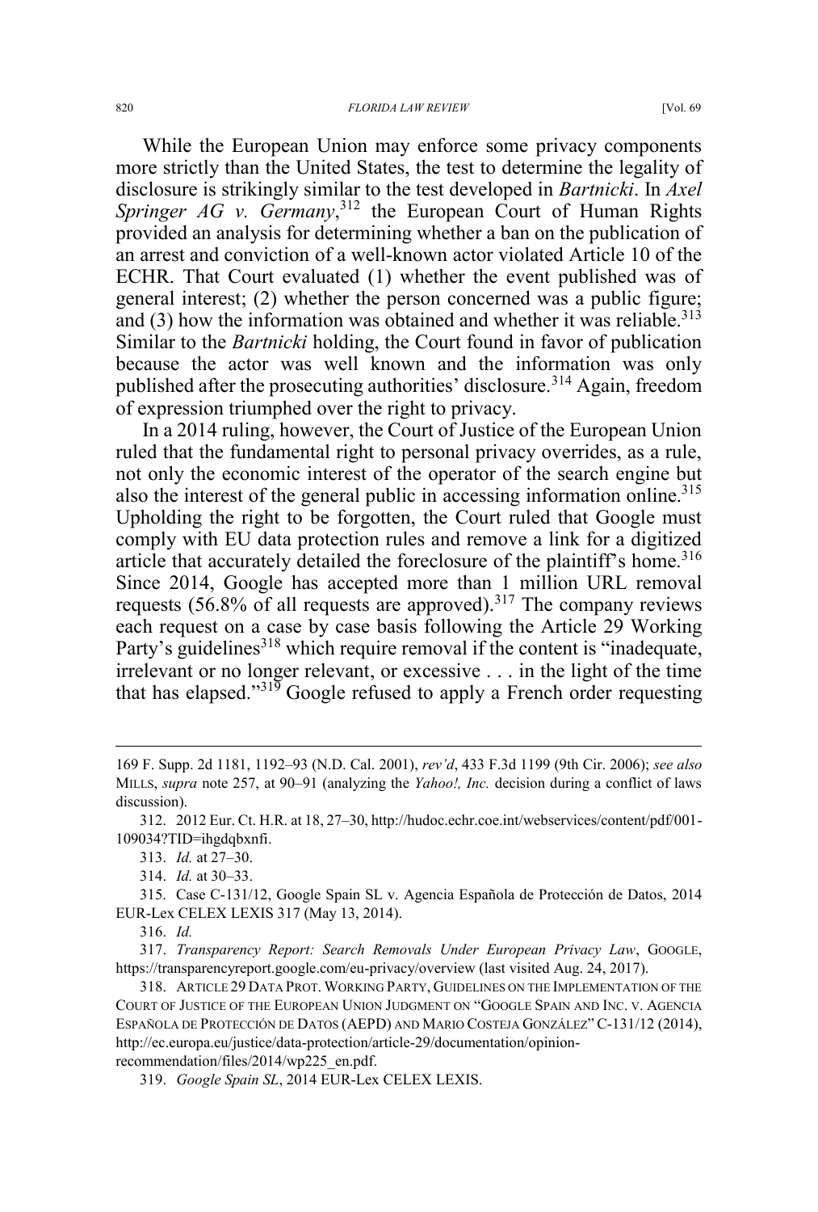While the European Union may enforce some privacy components more strictly than the United States, the test to determine the legality of disclosure is strikingly similar to the test developed in *Bartnicki*. In *Axel Springer AG v. Germany*,[312] the European Court of Human Rights provided an analysis for determining whether a ban on the publication of an arrest and conviction of a well-known actor violated Article 10 of the ECHR. That Court evaluated (1) whether the event published was of general interest; (2) whether the person concerned was a public figure; and (3) how the information was obtained and whether it was reliable.[313] Similar to the *Bartnicki* holding, the Court found in favor of publication because the actor was well known and the information was only published after the prosecuting authorities' disclosure.[314] Again, freedom of expression triumphed over the right to privacy.

In a 2014 ruling, however, the Court of Justice of the European Union ruled that the fundamental right to personal privacy overrides, as a rule, not only the economic interest of the operator of the search engine but also the interest of the general public in accessing information online.[315] Upholding the right to be forgotten, the Court ruled that Google must comply with EU data protection rules and remove a link for a digitized article that accurately detailed the foreclosure of the plaintiff's home.[316] Since 2014, Google has accepted more than 1 million URL removal requests (56.8% of all requests are approved).[317] The company reviews each request on a case by case basis following the Article 29 Working Party's guidelines[318] which require removal if the content is "inadequate, irrelevant or no longer relevant, or excessive . . . in the light of the time that has elapsed."[319] Google refused to apply a French order requesting

---

169 F. Supp. 2d 1181, 1192–93 (N.D. Cal. 2001), *rev'd*, 433 F.3d 1199 (9th Cir. 2006); *see also* MILLS, *supra* note 257, at 90–91 (analyzing the *Yahoo!, Inc.* decision during a conflict of laws discussion).

312. 2012 Eur. Ct. H.R. at 18, 27–30, http://hudoc.echr.coe.int/webservices/content/pdf/001-109034?TID=ihgdqbxnfi.

313. *Id.* at 27–30.

314. *Id.* at 30–33.

315. Case C-131/12, Google Spain SL v. Agencia Española de Protección de Datos, 2014 EUR-Lex CELEX LEXIS 317 (May 13, 2014).

316. *Id.*

317. *Transparency Report: Search Removals Under European Privacy Law*, GOOGLE, https://transparencyreport.google.com/eu-privacy/overview (last visited Aug. 24, 2017).

318. ARTICLE 29 DATA PROT. WORKING PARTY, GUIDELINES ON THE IMPLEMENTATION OF THE COURT OF JUSTICE OF THE EUROPEAN UNION JUDGMENT ON "GOOGLE SPAIN AND INC. V. AGENCIA ESPAÑOLA DE PROTECCIÓN DE DATOS (AEPD) AND MARIO COSTEJA GONZÁLEZ" C-131/12 (2014), http://ec.europa.eu/justice/data-protection/article-29/documentation/opinion-recommendation/files/2014/wp225_en.pdf.

319. *Google Spain SL*, 2014 EUR-Lex CELEX LEXIS.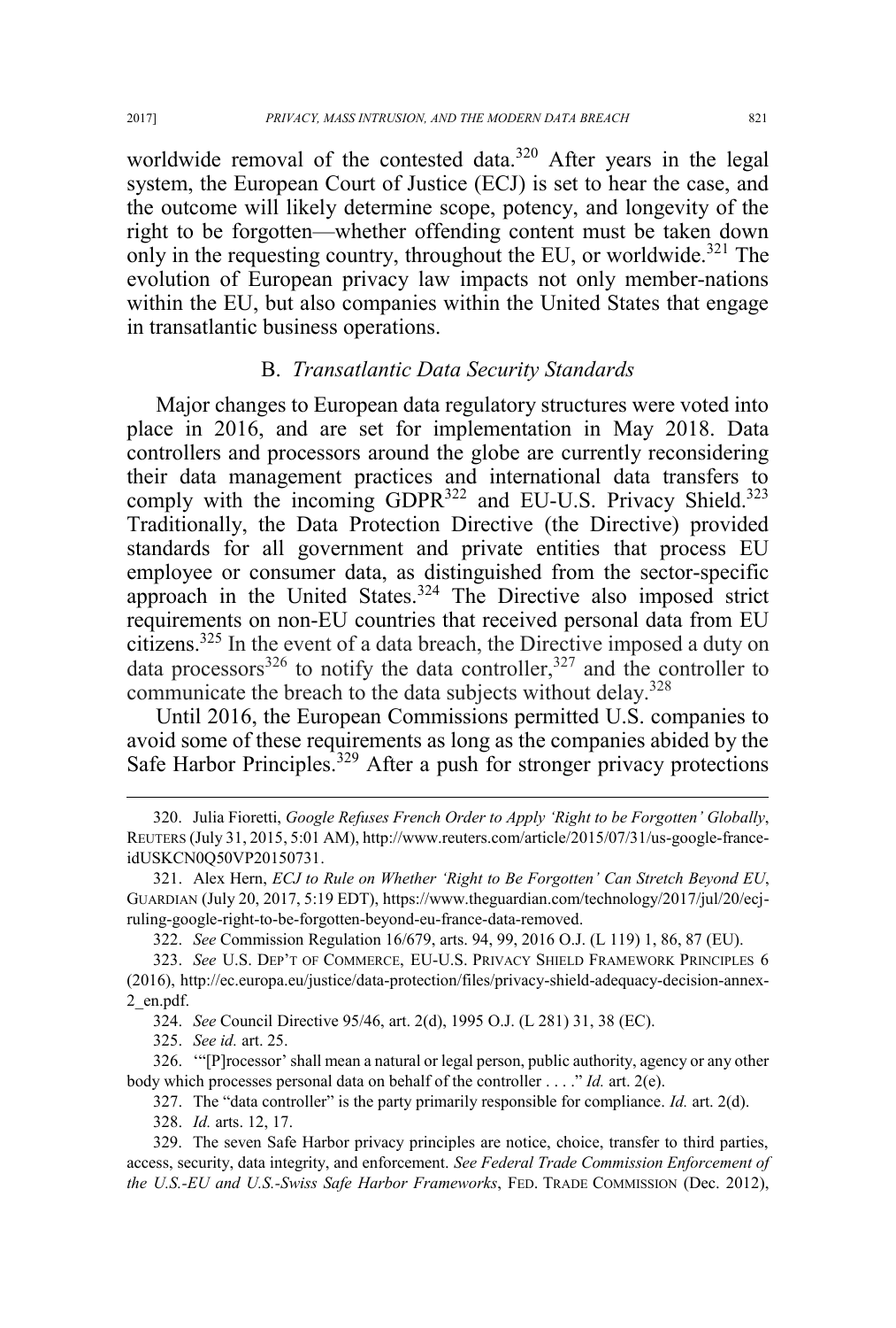worldwide removal of the contested data.[320] After years in the legal system, the European Court of Justice (ECJ) is set to hear the case, and the outcome will likely determine scope, potency, and longevity of the right to be forgotten—whether offending content must be taken down only in the requesting country, throughout the EU, or worldwide.[321] The evolution of European privacy law impacts not only member-nations within the EU, but also companies within the United States that engage in transatlantic business operations.

### B. *Transatlantic Data Security Standards*

Major changes to European data regulatory structures were voted into place in 2016, and are set for implementation in May 2018. Data controllers and processors around the globe are currently reconsidering their data management practices and international data transfers to comply with the incoming GDPR[322] and EU-U.S. Privacy Shield.[323] Traditionally, the Data Protection Directive (the Directive) provided standards for all government and private entities that process EU employee or consumer data, as distinguished from the sector-specific approach in the United States.[324] The Directive also imposed strict requirements on non-EU countries that received personal data from EU citizens.[325] In the event of a data breach, the Directive imposed a duty on data processors[326] to notify the data controller,[327] and the controller to communicate the breach to the data subjects without delay.[328]

Until 2016, the European Commissions permitted U.S. companies to avoid some of these requirements as long as the companies abided by the Safe Harbor Principles.[329] After a push for stronger privacy protections

---

320. Julia Fioretti, *Google Refuses French Order to Apply 'Right to be Forgotten' Globally*, REUTERS (July 31, 2015, 5:01 AM), http://www.reuters.com/article/2015/07/31/us-google-france-idUSKCN0Q50VP20150731.

321. Alex Hern, *ECJ to Rule on Whether 'Right to Be Forgotten' Can Stretch Beyond EU*, GUARDIAN (July 20, 2017, 5:19 EDT), https://www.theguardian.com/technology/2017/jul/20/ecj-ruling-google-right-to-be-forgotten-beyond-eu-france-data-removed.

322. *See* Commission Regulation 16/679, arts. 94, 99, 2016 O.J. (L 119) 1, 86, 87 (EU).

323. *See* U.S. DEP'T OF COMMERCE, EU-U.S. PRIVACY SHIELD FRAMEWORK PRINCIPLES 6 (2016), http://ec.europa.eu/justice/data-protection/files/privacy-shield-adequacy-decision-annex-2_en.pdf.

324. *See* Council Directive 95/46, art. 2(d), 1995 O.J. (L 281) 31, 38 (EC).

325. *See id.* art. 25.

326. "'[P]rocessor' shall mean a natural or legal person, public authority, agency or any other body which processes personal data on behalf of the controller . . . ." *Id.* art. 2(e).

327. The "data controller" is the party primarily responsible for compliance. *Id.* art. 2(d).

328. *Id.* arts. 12, 17.

329. The seven Safe Harbor privacy principles are notice, choice, transfer to third parties, access, security, data integrity, and enforcement. *See Federal Trade Commission Enforcement of the U.S.-EU and U.S.-Swiss Safe Harbor Frameworks*, FED. TRADE COMMISSION (Dec. 2012),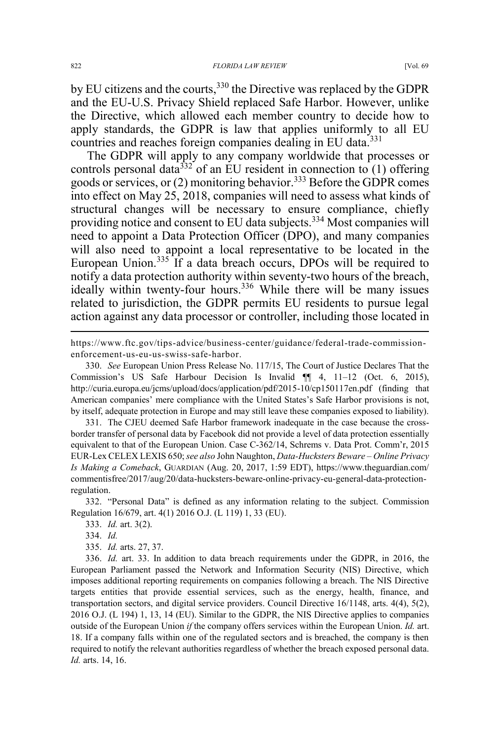by EU citizens and the courts,[330] the Directive was replaced by the GDPR and the EU-U.S. Privacy Shield replaced Safe Harbor. However, unlike the Directive, which allowed each member country to decide how to apply standards, the GDPR is law that applies uniformly to all EU countries and reaches foreign companies dealing in EU data.[331]

The GDPR will apply to any company worldwide that processes or controls personal data[332] of an EU resident in connection to (1) offering goods or services, or (2) monitoring behavior.[333] Before the GDPR comes into effect on May 25, 2018, companies will need to assess what kinds of structural changes will be necessary to ensure compliance, chiefly providing notice and consent to EU data subjects.[334] Most companies will need to appoint a Data Protection Officer (DPO), and many companies will also need to appoint a local representative to be located in the European Union.[335] If a data breach occurs, DPOs will be required to notify a data protection authority within seventy-two hours of the breach, ideally within twenty-four hours.[336] While there will be many issues related to jurisdiction, the GDPR permits EU residents to pursue legal action against any data processor or controller, including those located in

---

https://www.ftc.gov/tips-advice/business-center/guidance/federal-trade-commission-enforcement-us-eu-us-swiss-safe-harbor.

330. *See* European Union Press Release No. 117/15, The Court of Justice Declares That the Commission's US Safe Harbour Decision Is Invalid ¶¶ 4, 11–12 (Oct. 6, 2015), http://curia.europa.eu/jcms/upload/docs/application/pdf/2015-10/cp150117en.pdf (finding that American companies' mere compliance with the United States's Safe Harbor provisions is not, by itself, adequate protection in Europe and may still leave these companies exposed to liability).

331. The CJEU deemed Safe Harbor framework inadequate in the case because the cross-border transfer of personal data by Facebook did not provide a level of data protection essentially equivalent to that of the European Union. Case C-362/14, Schrems v. Data Prot. Comm'r, 2015 EUR-Lex CELEX LEXIS 650; *see also* John Naughton, *Data-Hucksters Beware – Online Privacy Is Making a Comeback*, GUARDIAN (Aug. 20, 2017, 1:59 EDT), https://www.theguardian.com/commentisfree/2017/aug/20/data-hucksters-beware-online-privacy-eu-general-data-protection-regulation.

332. "Personal Data" is defined as any information relating to the subject. Commission Regulation 16/679, art. 4(1) 2016 O.J. (L 119) 1, 33 (EU).

333. *Id.* art. 3(2).

334. *Id.*

335. *Id.* arts. 27, 37.

336. *Id.* art. 33. In addition to data breach requirements under the GDPR, in 2016, the European Parliament passed the Network and Information Security (NIS) Directive, which imposes additional reporting requirements on companies following a breach. The NIS Directive targets entities that provide essential services, such as the energy, health, finance, and transportation sectors, and digital service providers. Council Directive 16/1148, arts. 4(4), 5(2), 2016 O.J. (L 194) 1, 13, 14 (EU). Similar to the GDPR, the NIS Directive applies to companies outside of the European Union *if* the company offers services within the European Union. *Id.* art. 18. If a company falls within one of the regulated sectors and is breached, the company is then required to notify the relevant authorities regardless of whether the breach exposed personal data. *Id.* arts. 14, 16.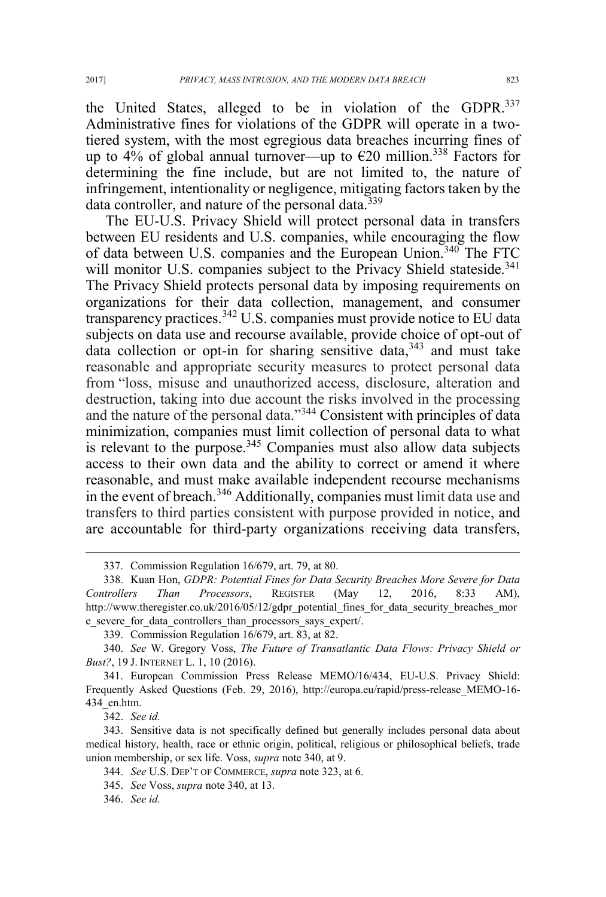the United States, alleged to be in violation of the GDPR.[337] Administrative fines for violations of the GDPR will operate in a two-tiered system, with the most egregious data breaches incurring fines of up to 4% of global annual turnover—up to €20 million.[338] Factors for determining the fine include, but are not limited to, the nature of infringement, intentionality or negligence, mitigating factors taken by the data controller, and nature of the personal data.[339]

The EU-U.S. Privacy Shield will protect personal data in transfers between EU residents and U.S. companies, while encouraging the flow of data between U.S. companies and the European Union.[340] The FTC will monitor U.S. companies subject to the Privacy Shield stateside.[341] The Privacy Shield protects personal data by imposing requirements on organizations for their data collection, management, and consumer transparency practices.[342] U.S. companies must provide notice to EU data subjects on data use and recourse available, provide choice of opt-out of data collection or opt-in for sharing sensitive data,[343] and must take reasonable and appropriate security measures to protect personal data from "loss, misuse and unauthorized access, disclosure, alteration and destruction, taking into due account the risks involved in the processing and the nature of the personal data."[344] Consistent with principles of data minimization, companies must limit collection of personal data to what is relevant to the purpose.[345] Companies must also allow data subjects access to their own data and the ability to correct or amend it where reasonable, and must make available independent recourse mechanisms in the event of breach.[346] Additionally, companies must limit data use and transfers to third parties consistent with purpose provided in notice, and are accountable for third-party organizations receiving data transfers,

---

337. Commission Regulation 16/679, art. 79, at 80.

338. Kuan Hon, *GDPR: Potential Fines for Data Security Breaches More Severe for Data Controllers Than Processors*, REGISTER (May 12, 2016, 8:33 AM), http://www.theregister.co.uk/2016/05/12/gdpr_potential_fines_for_data_security_breaches_more_severe_for_data_controllers_than_processors_says_expert/.

339. Commission Regulation 16/679, art. 83, at 82.

340. *See* W. Gregory Voss, *The Future of Transatlantic Data Flows: Privacy Shield or Bust?*, 19 J. INTERNET L. 1, 10 (2016).

341. European Commission Press Release MEMO/16/434, EU-U.S. Privacy Shield: Frequently Asked Questions (Feb. 29, 2016), http://europa.eu/rapid/press-release_MEMO-16-434_en.htm.

342. *See id.*

343. Sensitive data is not specifically defined but generally includes personal data about medical history, health, race or ethnic origin, political, religious or philosophical beliefs, trade union membership, or sex life. Voss, *supra* note 340, at 9.

344. *See* U.S. DEP'T OF COMMERCE, *supra* note 323, at 6.

345. *See* Voss, *supra* note 340, at 13.

346. *See id.*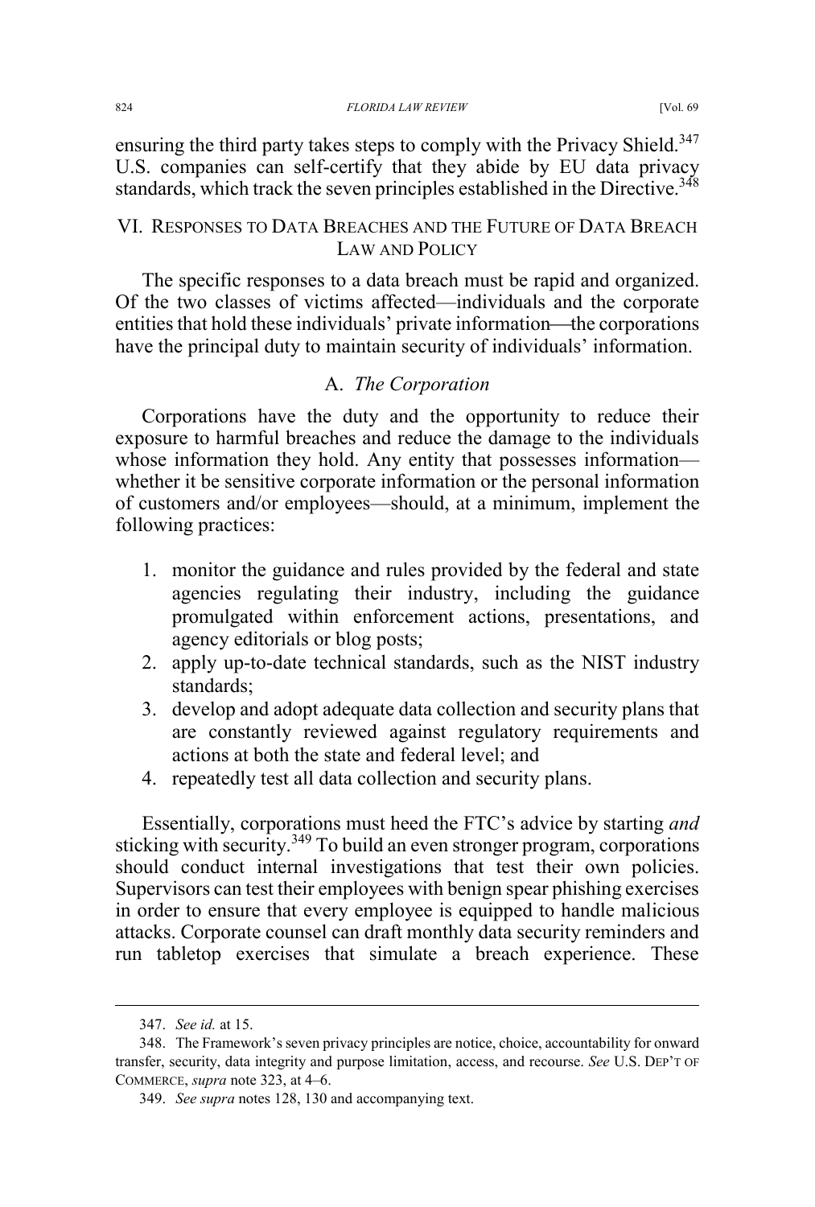ensuring the third party takes steps to comply with the Privacy Shield.[347] U.S. companies can self-certify that they abide by EU data privacy standards, which track the seven principles established in the Directive.[348]

## VI. Responses to Data Breaches and the Future of Data Breach Law and Policy

The specific responses to a data breach must be rapid and organized. Of the two classes of victims affected—individuals and the corporate entities that hold these individuals' private information—the corporations have the principal duty to maintain security of individuals' information.

### A. *The Corporation*

Corporations have the duty and the opportunity to reduce their exposure to harmful breaches and reduce the damage to the individuals whose information they hold. Any entity that possesses information—whether it be sensitive corporate information or the personal information of customers and/or employees—should, at a minimum, implement the following practices:

1. monitor the guidance and rules provided by the federal and state agencies regulating their industry, including the guidance promulgated within enforcement actions, presentations, and agency editorials or blog posts;
2. apply up-to-date technical standards, such as the NIST industry standards;
3. develop and adopt adequate data collection and security plans that are constantly reviewed against regulatory requirements and actions at both the state and federal level; and
4. repeatedly test all data collection and security plans.

Essentially, corporations must heed the FTC's advice by starting *and* sticking with security.[349] To build an even stronger program, corporations should conduct internal investigations that test their own policies. Supervisors can test their employees with benign spear phishing exercises in order to ensure that every employee is equipped to handle malicious attacks. Corporate counsel can draft monthly data security reminders and run tabletop exercises that simulate a breach experience. These

---

347. *See id.* at 15.

348. The Framework's seven privacy principles are notice, choice, accountability for onward transfer, security, data integrity and purpose limitation, access, and recourse. *See* U.S. Dep't of Commerce, *supra* note 323, at 4–6.

349. *See supra* notes 128, 130 and accompanying text.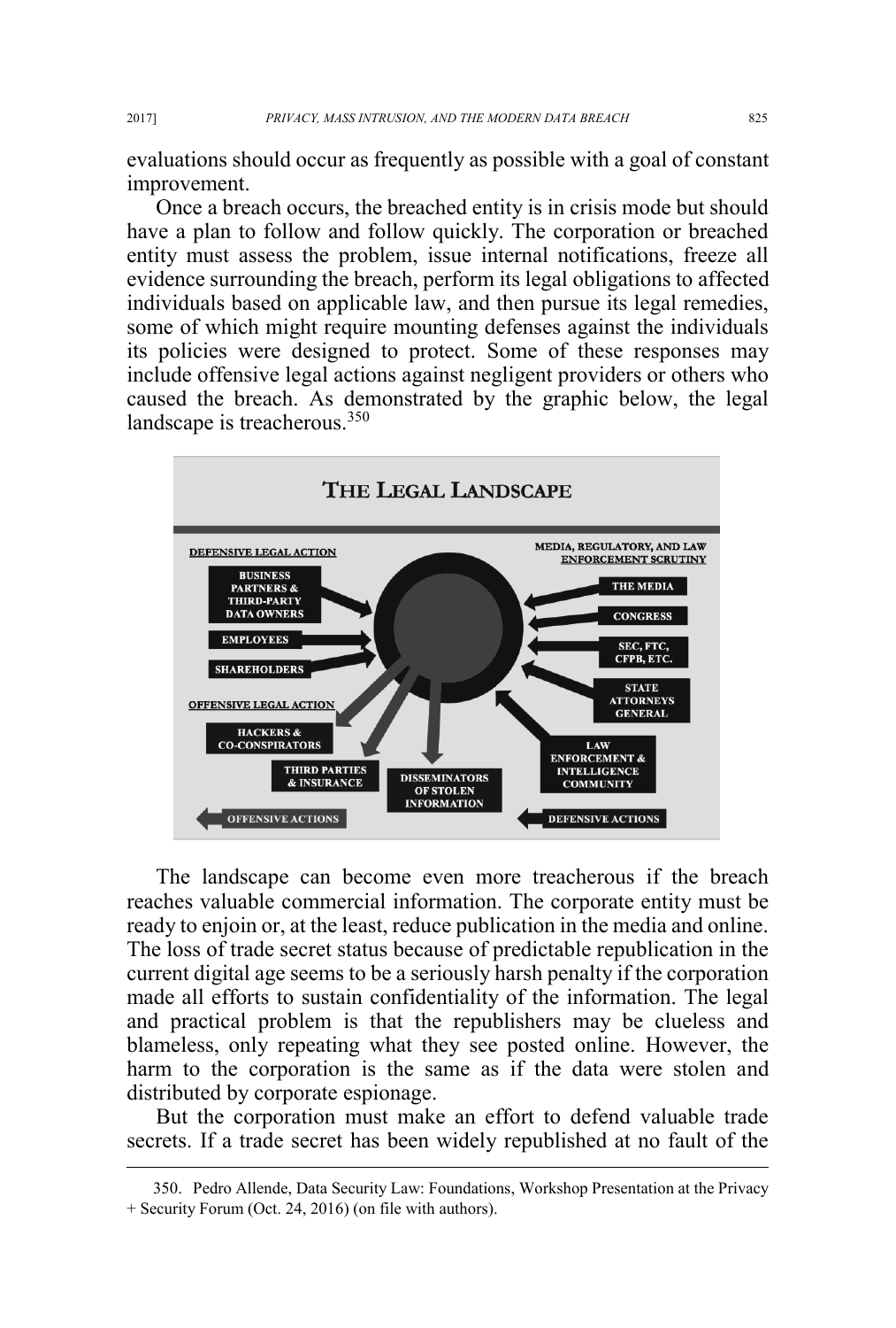evaluations should occur as frequently as possible with a goal of constant improvement.

Once a breach occurs, the breached entity is in crisis mode but should have a plan to follow and follow quickly. The corporation or breached entity must assess the problem, issue internal notifications, freeze all evidence surrounding the breach, perform its legal obligations to affected individuals based on applicable law, and then pursue its legal remedies, some of which might require mounting defenses against the individuals its policies were designed to protect. Some of these responses may include offensive legal actions against negligent providers or others who caused the breach. As demonstrated by the graphic below, the legal landscape is treacherous.[350]

**THE LEGAL LANDSCAPE**

DEFENSIVE LEGAL ACTION
- BUSINESS PARTNERS & THIRD-PARTY DATA OWNERS
- EMPLOYEES
- SHAREHOLDERS

MEDIA, REGULATORY, AND LAW ENFORCEMENT SCRUTINY
- THE MEDIA
- CONGRESS
- SEC, FTC, CFPB, ETC.
- STATE ATTORNEYS GENERAL
- LAW ENFORCEMENT & INTELLIGENCE COMMUNITY

OFFENSIVE LEGAL ACTION
- HACKERS & CO-CONSPIRATORS
- THIRD PARTIES & INSURANCE
- DISSEMINATORS OF STOLEN INFORMATION

OFFENSIVE ACTIONS | DEFENSIVE ACTIONS

The landscape can become even more treacherous if the breach reaches valuable commercial information. The corporate entity must be ready to enjoin or, at the least, reduce publication in the media and online. The loss of trade secret status because of predictable republication in the current digital age seems to be a seriously harsh penalty if the corporation made all efforts to sustain confidentiality of the information. The legal and practical problem is that the republishers may be clueless and blameless, only repeating what they see posted online. However, the harm to the corporation is the same as if the data were stolen and distributed by corporate espionage.

But the corporation must make an effort to defend valuable trade secrets. If a trade secret has been widely republished at no fault of the

---

350. Pedro Allende, Data Security Law: Foundations, Workshop Presentation at the Privacy + Security Forum (Oct. 24, 2016) (on file with authors).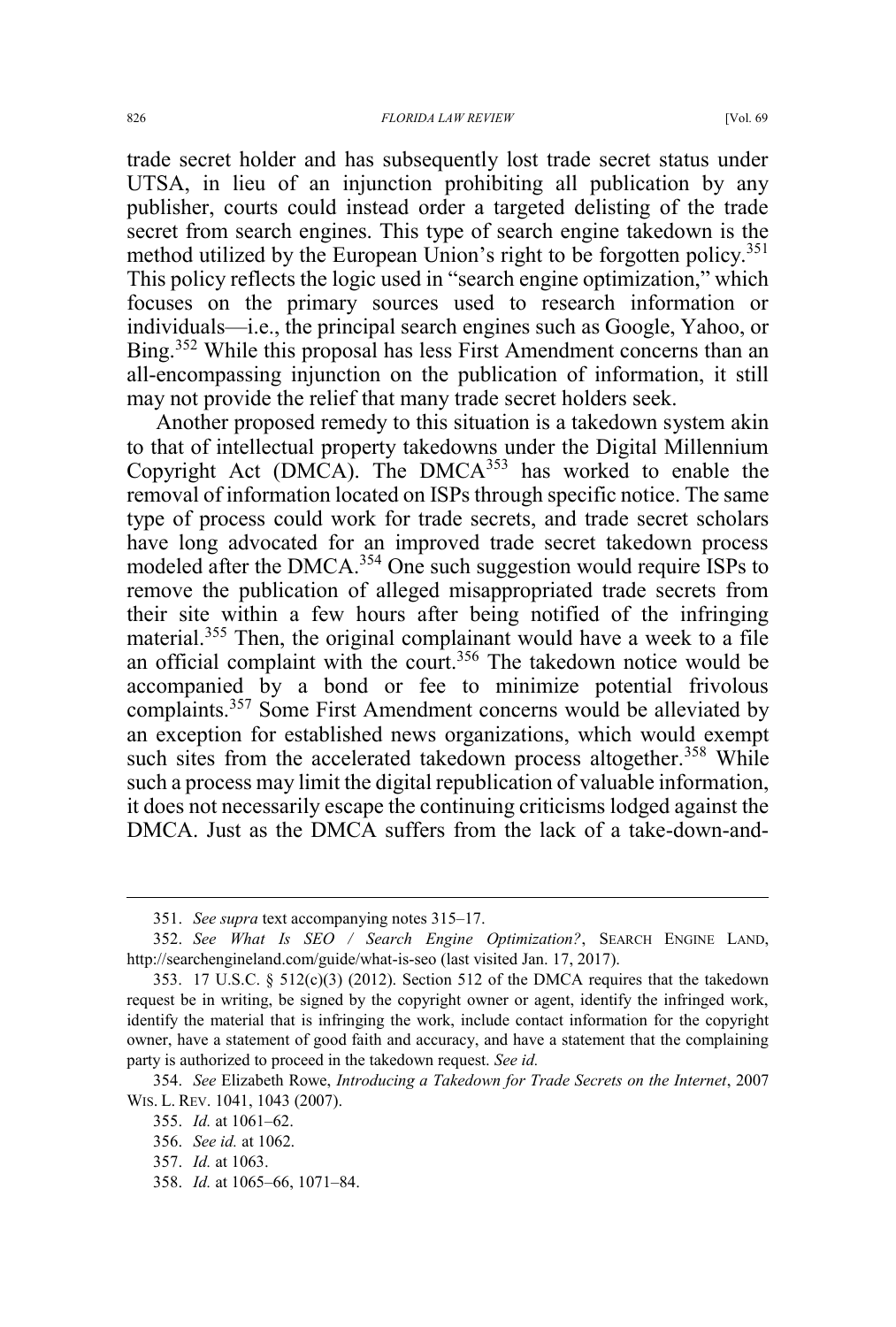trade secret holder and has subsequently lost trade secret status under UTSA, in lieu of an injunction prohibiting all publication by any publisher, courts could instead order a targeted delisting of the trade secret from search engines. This type of search engine takedown is the method utilized by the European Union's right to be forgotten policy.[351] This policy reflects the logic used in "search engine optimization," which focuses on the primary sources used to research information or individuals—i.e., the principal search engines such as Google, Yahoo, or Bing.[352] While this proposal has less First Amendment concerns than an all-encompassing injunction on the publication of information, it still may not provide the relief that many trade secret holders seek.

Another proposed remedy to this situation is a takedown system akin to that of intellectual property takedowns under the Digital Millennium Copyright Act (DMCA). The DMCA[353] has worked to enable the removal of information located on ISPs through specific notice. The same type of process could work for trade secrets, and trade secret scholars have long advocated for an improved trade secret takedown process modeled after the DMCA.[354] One such suggestion would require ISPs to remove the publication of alleged misappropriated trade secrets from their site within a few hours after being notified of the infringing material.[355] Then, the original complainant would have a week to a file an official complaint with the court.[356] The takedown notice would be accompanied by a bond or fee to minimize potential frivolous complaints.[357] Some First Amendment concerns would be alleviated by an exception for established news organizations, which would exempt such sites from the accelerated takedown process altogether.[358] While such a process may limit the digital republication of valuable information, it does not necessarily escape the continuing criticisms lodged against the DMCA. Just as the DMCA suffers from the lack of a take-down-and-

---

351. *See supra* text accompanying notes 315–17.

352. *See What Is SEO / Search Engine Optimization?*, SEARCH ENGINE LAND, http://searchengineland.com/guide/what-is-seo (last visited Jan. 17, 2017).

353. 17 U.S.C. § 512(c)(3) (2012). Section 512 of the DMCA requires that the takedown request be in writing, be signed by the copyright owner or agent, identify the infringed work, identify the material that is infringing the work, include contact information for the copyright owner, have a statement of good faith and accuracy, and have a statement that the complaining party is authorized to proceed in the takedown request. *See id.*

354. *See* Elizabeth Rowe, *Introducing a Takedown for Trade Secrets on the Internet*, 2007 WIS. L. REV. 1041, 1043 (2007).

355. *Id.* at 1061–62.

356. *See id.* at 1062.

357. *Id.* at 1063.

358. *Id.* at 1065–66, 1071–84.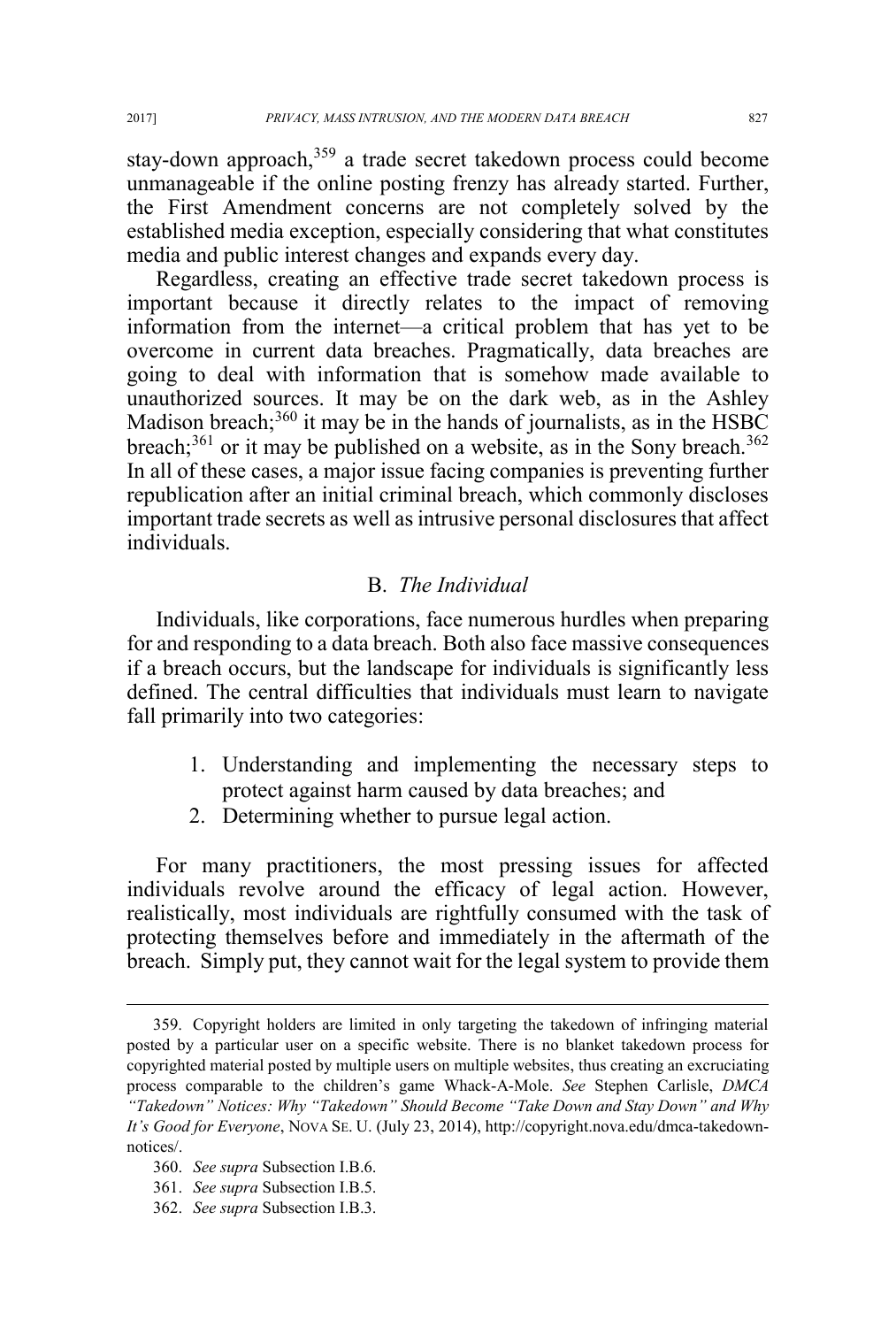stay-down approach,[359] a trade secret takedown process could become unmanageable if the online posting frenzy has already started. Further, the First Amendment concerns are not completely solved by the established media exception, especially considering that what constitutes media and public interest changes and expands every day.

Regardless, creating an effective trade secret takedown process is important because it directly relates to the impact of removing information from the internet—a critical problem that has yet to be overcome in current data breaches. Pragmatically, data breaches are going to deal with information that is somehow made available to unauthorized sources. It may be on the dark web, as in the Ashley Madison breach;[360] it may be in the hands of journalists, as in the HSBC breach;[361] or it may be published on a website, as in the Sony breach.[362] In all of these cases, a major issue facing companies is preventing further republication after an initial criminal breach, which commonly discloses important trade secrets as well as intrusive personal disclosures that affect individuals.

### B. *The Individual*

Individuals, like corporations, face numerous hurdles when preparing for and responding to a data breach. Both also face massive consequences if a breach occurs, but the landscape for individuals is significantly less defined. The central difficulties that individuals must learn to navigate fall primarily into two categories:

1. Understanding and implementing the necessary steps to protect against harm caused by data breaches; and
2. Determining whether to pursue legal action.

For many practitioners, the most pressing issues for affected individuals revolve around the efficacy of legal action. However, realistically, most individuals are rightfully consumed with the task of protecting themselves before and immediately in the aftermath of the breach. Simply put, they cannot wait for the legal system to provide them

---

359. Copyright holders are limited in only targeting the takedown of infringing material posted by a particular user on a specific website. There is no blanket takedown process for copyrighted material posted by multiple users on multiple websites, thus creating an excruciating process comparable to the children's game Whack-A-Mole. *See* Stephen Carlisle, *DMCA "Takedown" Notices: Why "Takedown" Should Become "Take Down and Stay Down" and Why It's Good for Everyone*, NOVA SE. U. (July 23, 2014), http://copyright.nova.edu/dmca-takedown-notices/.

360. *See supra* Subsection I.B.6.

361. *See supra* Subsection I.B.5.

362. *See supra* Subsection I.B.3.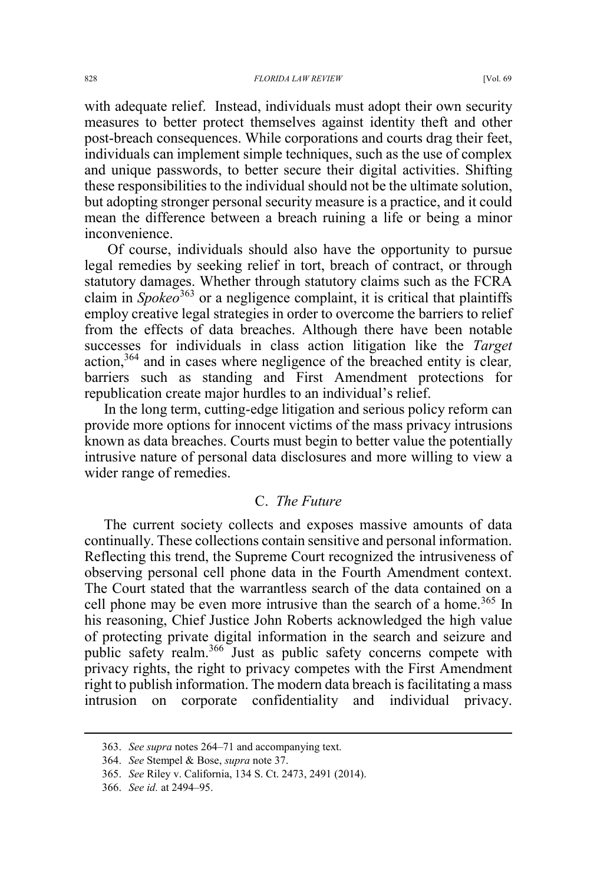with adequate relief. Instead, individuals must adopt their own security measures to better protect themselves against identity theft and other post-breach consequences. While corporations and courts drag their feet, individuals can implement simple techniques, such as the use of complex and unique passwords, to better secure their digital activities. Shifting these responsibilities to the individual should not be the ultimate solution, but adopting stronger personal security measure is a practice, and it could mean the difference between a breach ruining a life or being a minor inconvenience.

Of course, individuals should also have the opportunity to pursue legal remedies by seeking relief in tort, breach of contract, or through statutory damages. Whether through statutory claims such as the FCRA claim in *Spokeo*[363] or a negligence complaint, it is critical that plaintiffs employ creative legal strategies in order to overcome the barriers to relief from the effects of data breaches. Although there have been notable successes for individuals in class action litigation like the *Target* action,[364] and in cases where negligence of the breached entity is clear, barriers such as standing and First Amendment protections for republication create major hurdles to an individual's relief.

In the long term, cutting-edge litigation and serious policy reform can provide more options for innocent victims of the mass privacy intrusions known as data breaches. Courts must begin to better value the potentially intrusive nature of personal data disclosures and more willing to view a wider range of remedies.

### C. *The Future*

The current society collects and exposes massive amounts of data continually. These collections contain sensitive and personal information. Reflecting this trend, the Supreme Court recognized the intrusiveness of observing personal cell phone data in the Fourth Amendment context. The Court stated that the warrantless search of the data contained on a cell phone may be even more intrusive than the search of a home.[365] In his reasoning, Chief Justice John Roberts acknowledged the high value of protecting private digital information in the search and seizure and public safety realm.[366] Just as public safety concerns compete with privacy rights, the right to privacy competes with the First Amendment right to publish information. The modern data breach is facilitating a mass intrusion on corporate confidentiality and individual privacy.

---

363. *See supra* notes 264–71 and accompanying text.

364. *See* Stempel & Bose, *supra* note 37.

365. *See* Riley v. California, 134 S. Ct. 2473, 2491 (2014).

366. *See id.* at 2494–95.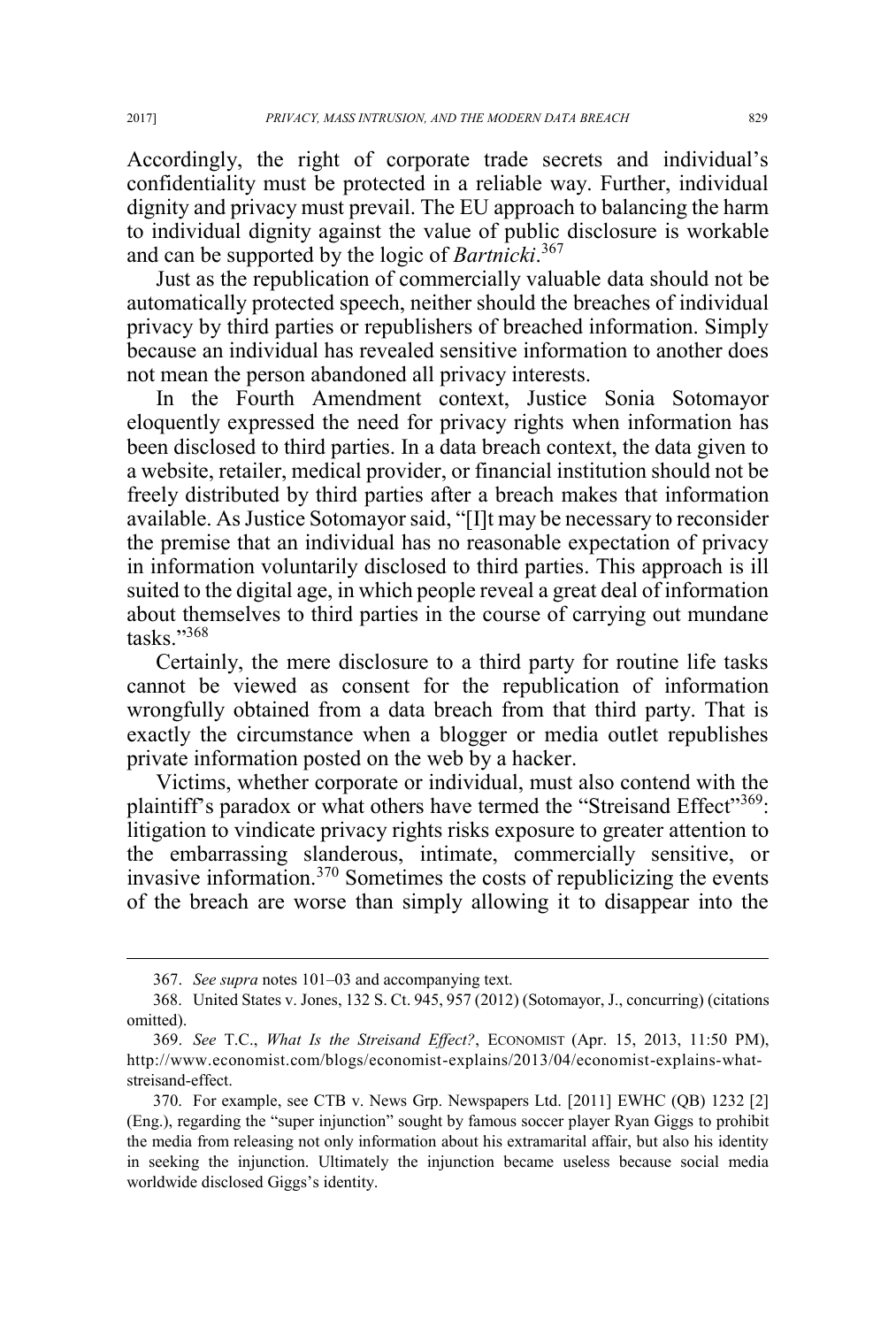Accordingly, the right of corporate trade secrets and individual's confidentiality must be protected in a reliable way. Further, individual dignity and privacy must prevail. The EU approach to balancing the harm to individual dignity against the value of public disclosure is workable and can be supported by the logic of *Bartnicki*.[367]

Just as the republication of commercially valuable data should not be automatically protected speech, neither should the breaches of individual privacy by third parties or republishers of breached information. Simply because an individual has revealed sensitive information to another does not mean the person abandoned all privacy interests.

In the Fourth Amendment context, Justice Sonia Sotomayor eloquently expressed the need for privacy rights when information has been disclosed to third parties. In a data breach context, the data given to a website, retailer, medical provider, or financial institution should not be freely distributed by third parties after a breach makes that information available. As Justice Sotomayor said, "[I]t may be necessary to reconsider the premise that an individual has no reasonable expectation of privacy in information voluntarily disclosed to third parties. This approach is ill suited to the digital age, in which people reveal a great deal of information about themselves to third parties in the course of carrying out mundane tasks."[368]

Certainly, the mere disclosure to a third party for routine life tasks cannot be viewed as consent for the republication of information wrongfully obtained from a data breach from that third party. That is exactly the circumstance when a blogger or media outlet republishes private information posted on the web by a hacker.

Victims, whether corporate or individual, must also contend with the plaintiff's paradox or what others have termed the "Streisand Effect"[369]: litigation to vindicate privacy rights risks exposure to greater attention to the embarrassing slanderous, intimate, commercially sensitive, or invasive information.[370] Sometimes the costs of republicizing the events of the breach are worse than simply allowing it to disappear into the

---

367. *See supra* notes 101–03 and accompanying text.

368. United States v. Jones, 132 S. Ct. 945, 957 (2012) (Sotomayor, J., concurring) (citations omitted).

369. *See* T.C., *What Is the Streisand Effect?*, ECONOMIST (Apr. 15, 2013, 11:50 PM), http://www.economist.com/blogs/economist-explains/2013/04/economist-explains-what-streisand-effect.

370. For example, see CTB v. News Grp. Newspapers Ltd. [2011] EWHC (QB) 1232 [2] (Eng.), regarding the "super injunction" sought by famous soccer player Ryan Giggs to prohibit the media from releasing not only information about his extramarital affair, but also his identity in seeking the injunction. Ultimately the injunction became useless because social media worldwide disclosed Giggs's identity.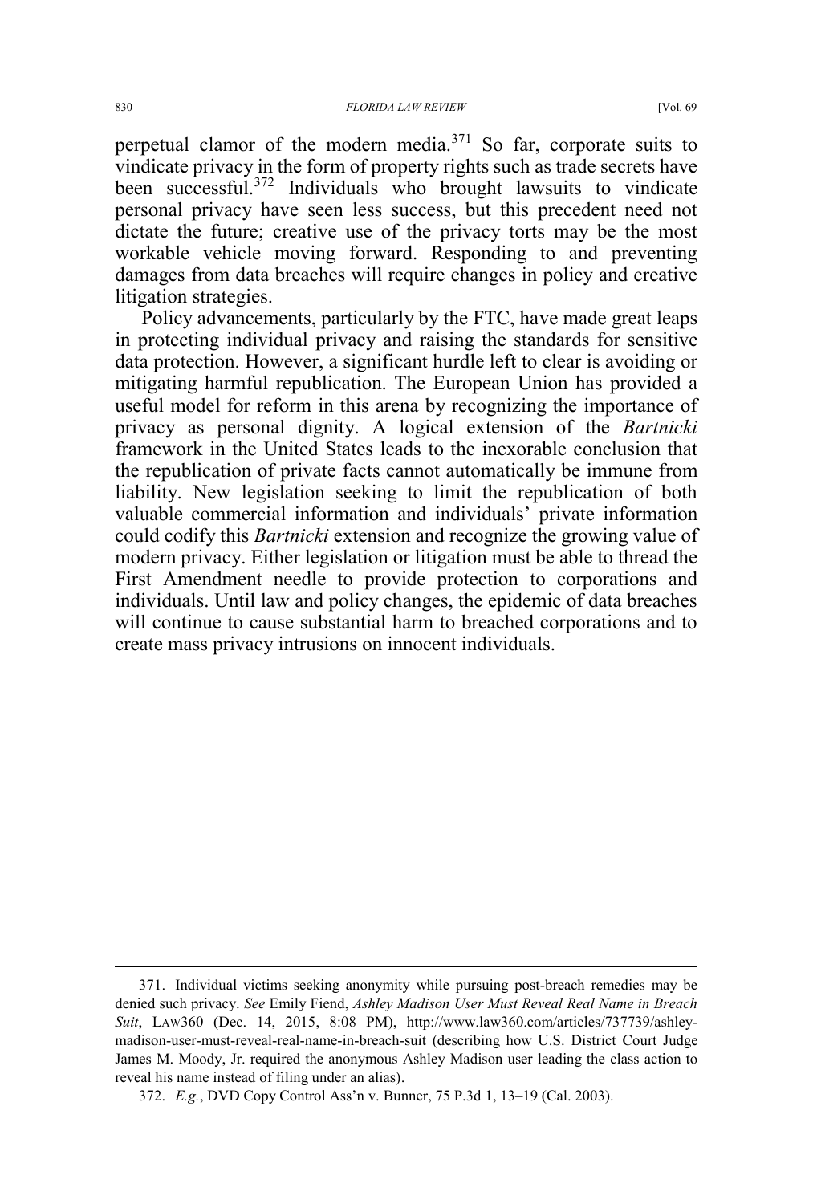perpetual clamor of the modern media.[371] So far, corporate suits to vindicate privacy in the form of property rights such as trade secrets have been successful.[372] Individuals who brought lawsuits to vindicate personal privacy have seen less success, but this precedent need not dictate the future; creative use of the privacy torts may be the most workable vehicle moving forward. Responding to and preventing damages from data breaches will require changes in policy and creative litigation strategies.

Policy advancements, particularly by the FTC, have made great leaps in protecting individual privacy and raising the standards for sensitive data protection. However, a significant hurdle left to clear is avoiding or mitigating harmful republication. The European Union has provided a useful model for reform in this arena by recognizing the importance of privacy as personal dignity. A logical extension of the *Bartnicki* framework in the United States leads to the inexorable conclusion that the republication of private facts cannot automatically be immune from liability. New legislation seeking to limit the republication of both valuable commercial information and individuals' private information could codify this *Bartnicki* extension and recognize the growing value of modern privacy. Either legislation or litigation must be able to thread the First Amendment needle to provide protection to corporations and individuals. Until law and policy changes, the epidemic of data breaches will continue to cause substantial harm to breached corporations and to create mass privacy intrusions on innocent individuals.

---

371. Individual victims seeking anonymity while pursuing post-breach remedies may be denied such privacy. *See* Emily Fiend, *Ashley Madison User Must Reveal Real Name in Breach Suit*, LAW360 (Dec. 14, 2015, 8:08 PM), http://www.law360.com/articles/737739/ashley-madison-user-must-reveal-real-name-in-breach-suit (describing how U.S. District Court Judge James M. Moody, Jr. required the anonymous Ashley Madison user leading the class action to reveal his name instead of filing under an alias).

372. *E.g.*, DVD Copy Control Ass'n v. Bunner, 75 P.3d 1, 13–19 (Cal. 2003).